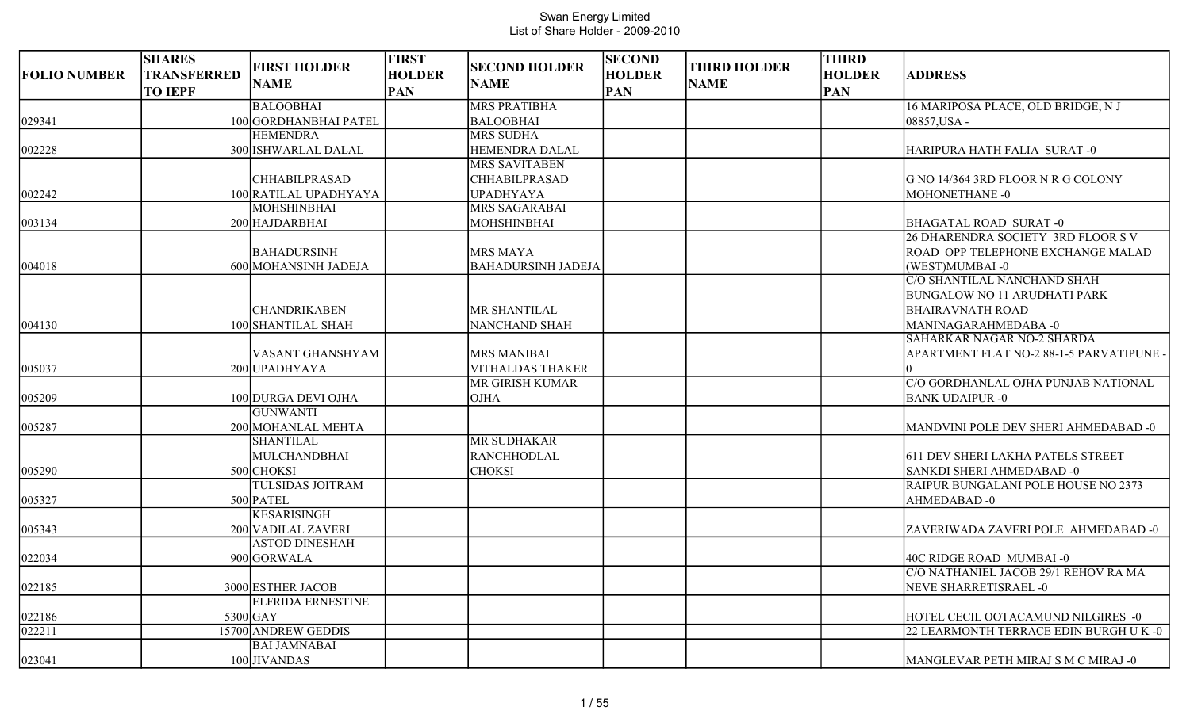# Swan Energy Limited

## List of Share Holder - 2009-2010

| FOLIO NUMBER | SHARES TRANSFERRED TO IEPF | FIRST HOLDER NAME | FIRST HOLDER PAN | SECOND HOLDER NAME | SECOND HOLDER PAN | THIRD HOLDER NAME | THIRD HOLDER PAN | ADDRESS |
|---|---|---|---|---|---|---|---|---|
| 029341 | 100 | BALOOBHAI GORDHANBHAI PATEL | | MRS PRATIBHA BALOOBHAI | | | | 16 MARIPOSA PLACE, OLD BRIDGE, N J 08857,USA - |
| 002228 | 300 | HEMENDRA ISHWARLAL DALAL | | MRS SUDHA HEMENDRA DALAL | | | | HARIPURA HATH FALIA SURAT -0 |
| 002242 | 100 | CHHABILPRASAD RATILAL UPADHYAYA | | MRS SAVITABEN CHHABILPRASAD UPADHYAYA | | | | G NO 14/364 3RD FLOOR N R G COLONY MOHONETHANE -0 |
| 003134 | 200 | MOHSHINBHAI HAJDARBHAI | | MRS SAGARABAI MOHSHINBHAI | | | | BHAGATAL ROAD SURAT -0 |
| 004018 | 600 | BAHADURSINH MOHANSINH JADEJA | | MRS MAYA BAHADURSINH JADEJA | | | | 26 DHARENDRA SOCIETY 3RD FLOOR S V ROAD OPP TELEPHONE EXCHANGE MALAD (WEST)MUMBAI -0 |
| 004130 | 100 | CHANDRIKABEN SHANTILAL SHAH | | MR SHANTILAL NANCHAND SHAH | | | | C/O SHANTILAL NANCHAND SHAH BUNGALOW NO 11 ARUDHATI PARK BHAIRAVNATH ROAD MANINAGARAHMEDABA -0 |
| 005037 | 200 | VASANT GHANSHYAM UPADHYAYA | | MRS MANIBAI VITHALDAS THAKER | | | | SAHARKAR NAGAR NO-2 SHARDA APARTMENT FLAT NO-2 88-1-5 PARVATIPUNE -0 |
| 005209 | 100 | DURGA DEVI OJHA | | MR GIRISH KUMAR OJHA | | | | C/O GORDHANLAL OJHA PUNJAB NATIONAL BANK UDAIPUR -0 |
| 005287 | 200 | GUNWANTI MOHANLAL MEHTA | | | | | | MANDVINI POLE DEV SHERI AHMEDABAD -0 |
| 005290 | 500 | SHANTILAL MULCHANDBHAI CHOKSI | | MR SUDHAKAR RANCHHODLAL CHOKSI | | | | 611 DEV SHERI LAKHA PATELS STREET SANKDI SHERI AHMEDABAD -0 |
| 005327 | 500 | TULSIDAS JOITRAM PATEL | | | | | | RAIPUR BUNGALANI POLE HOUSE NO 2373 AHMEDABAD -0 |
| 005343 | 200 | KESARISINGH VADILAL ZAVERI | | | | | | ZAVERIWADA ZAVERI POLE AHMEDABAD -0 |
| 022034 | 900 | ASTOD DINESHAH GORWALA | | | | | | 40C RIDGE ROAD MUMBAI -0 |
| 022185 | 3000 | ESTHER JACOB | | | | | | C/O NATHANIEL JACOB 29/1 REHOV RA MA NEVE SHARRETISRAEL -0 |
| 022186 | 5300 | ELFRIDA ERNESTINE GAY | | | | | | HOTEL CECIL OOTACAMUND NILGIRES -0 |
| 022211 | 15700 | ANDREW GEDDIS | | | | | | 22 LEARMONTH TERRACE EDIN BURGH U K -0 |
| 023041 | 100 | BAI JAMNABAI JIVANDAS | | | | | | MANGLEVAR PETH MIRAJ S M C MIRAJ -0 |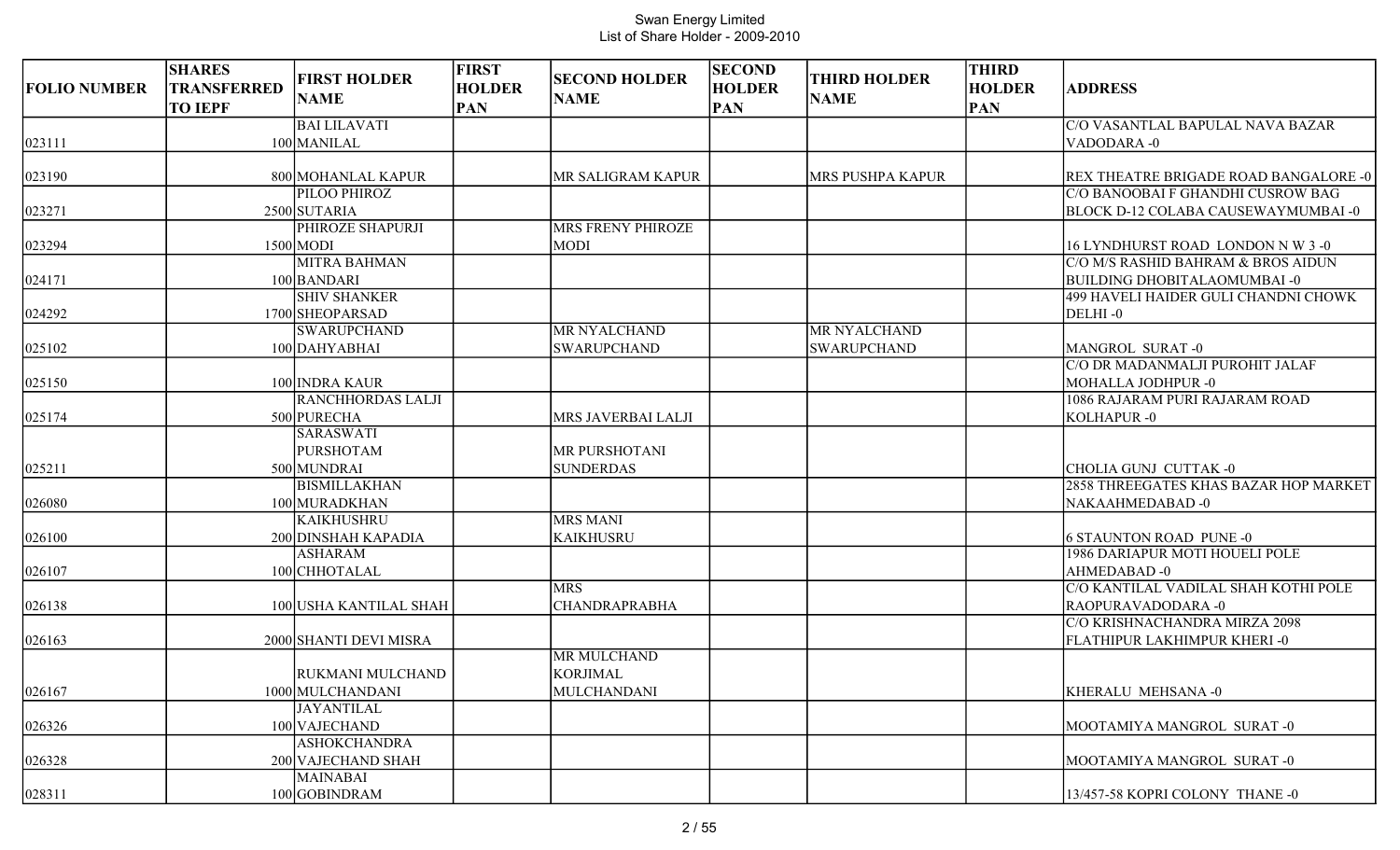Swan Energy Limited
List of Share Holder - 2009-2010

| FOLIO NUMBER | SHARES TRANSFERRED TO IEPF | FIRST HOLDER NAME | FIRST HOLDER PAN | SECOND HOLDER NAME | SECOND HOLDER PAN | THIRD HOLDER NAME | THIRD HOLDER PAN | ADDRESS |
|---|---|---|---|---|---|---|---|---|
| 023111 | 100 | BAI LILAVATI MANILAL | | | | | | C/O VASANTLAL BAPULAL NAVA BAZAR VADODARA -0 |
| 023190 | 800 | MOHANLAL KAPUR | | MR SALIGRAM KAPUR | | MRS PUSHPA KAPUR | | REX THEATRE BRIGADE ROAD BANGALORE -0 |
| 023271 | 2500 | PILOO PHIROZ SUTARIA | | | | | | C/O BANOOBAI F GHANDHI CUSROW BAG BLOCK D-12 COLABA CAUSEWAYMUMBAI -0 |
| 023294 | 1500 | PHIROZE SHAPURJI MODI | | MRS FRENY PHIROZE MODI | | | | 16 LYNDHURST ROAD LONDON N W 3 -0 |
| 024171 | 100 | MITRA BAHMAN BANDARI | | | | | | C/O M/S RASHID BAHRAM & BROS AIDUN BUILDING DHOBITALAOMUMBAI -0 |
| 024292 | 1700 | SHIV SHANKER SHEOPARSAD | | | | | | 499 HAVELI HAIDER GULI CHANDNI CHOWK DELHI -0 |
| 025102 | 100 | SWARUPCHAND DAHYABHAI | | MR NYALCHAND SWARUPCHAND | | MR NYALCHAND SWARUPCHAND | | MANGROL SURAT -0 |
| 025150 | 100 | INDRA KAUR | | | | | | C/O DR MADANMALJI PUROHIT JALAF MOHALLA JODHPUR -0 |
| 025174 | 500 | RANCHHORDAS LALJI PURECHA | | MRS JAVERBAI LALJI | | | | 1086 RAJARAM PURI RAJARAM ROAD KOLHAPUR -0 |
| 025211 | 500 | SARASWATI PURSHOTAM MUNDRAI | | MR PURSHOTANI SUNDERDAS | | | | CHOLIA GUNJ CUTTAK -0 |
| 026080 | 100 | BISMILLAKHAN MURADKHAN | | | | | | 2858 THREEGATES KHAS BAZAR HOP MARKET NAKAAHMEDABAD -0 |
| 026100 | 200 | KAIKHUSHRU DINSHAH KAPADIA | | MRS MANI KAIKHUSRU | | | | 6 STAUNTON ROAD PUNE -0 |
| 026107 | 100 | ASHARAM CHHOTALAL | | | | | | 1986 DARIAPUR MOTI HOUELI POLE AHMEDABAD -0 |
| 026138 | 100 | USHA KANTILAL SHAH | | MRS CHANDRAPRABHA | | | | C/O KANTILAL VADILAL SHAH KOTHI POLE RAOPURAVADODARA -0 |
| 026163 | 2000 | SHANTI DEVI MISRA | | | | | | C/O KRISHNACHANDRA MIRZA 2098 FLATHIPUR LAKHIMPUR KHERI -0 |
| 026167 | 1000 | RUKMANI MULCHAND MULCHANDANI | | MR MULCHAND KORJIMAL MULCHANDANI | | | | KHERALU MEHSANA -0 |
| 026326 | 100 | JAYANTILAL VAJECHAND | | | | | | MOOTAMIYA MANGROL SURAT -0 |
| 026328 | 200 | ASHOKCHANDRA VAJECHAND SHAH | | | | | | MOOTAMIYA MANGROL SURAT -0 |
| 028311 | 100 | MAINABAI GOBINDRAM | | | | | | 13/457-58 KOPRI COLONY THANE -0 |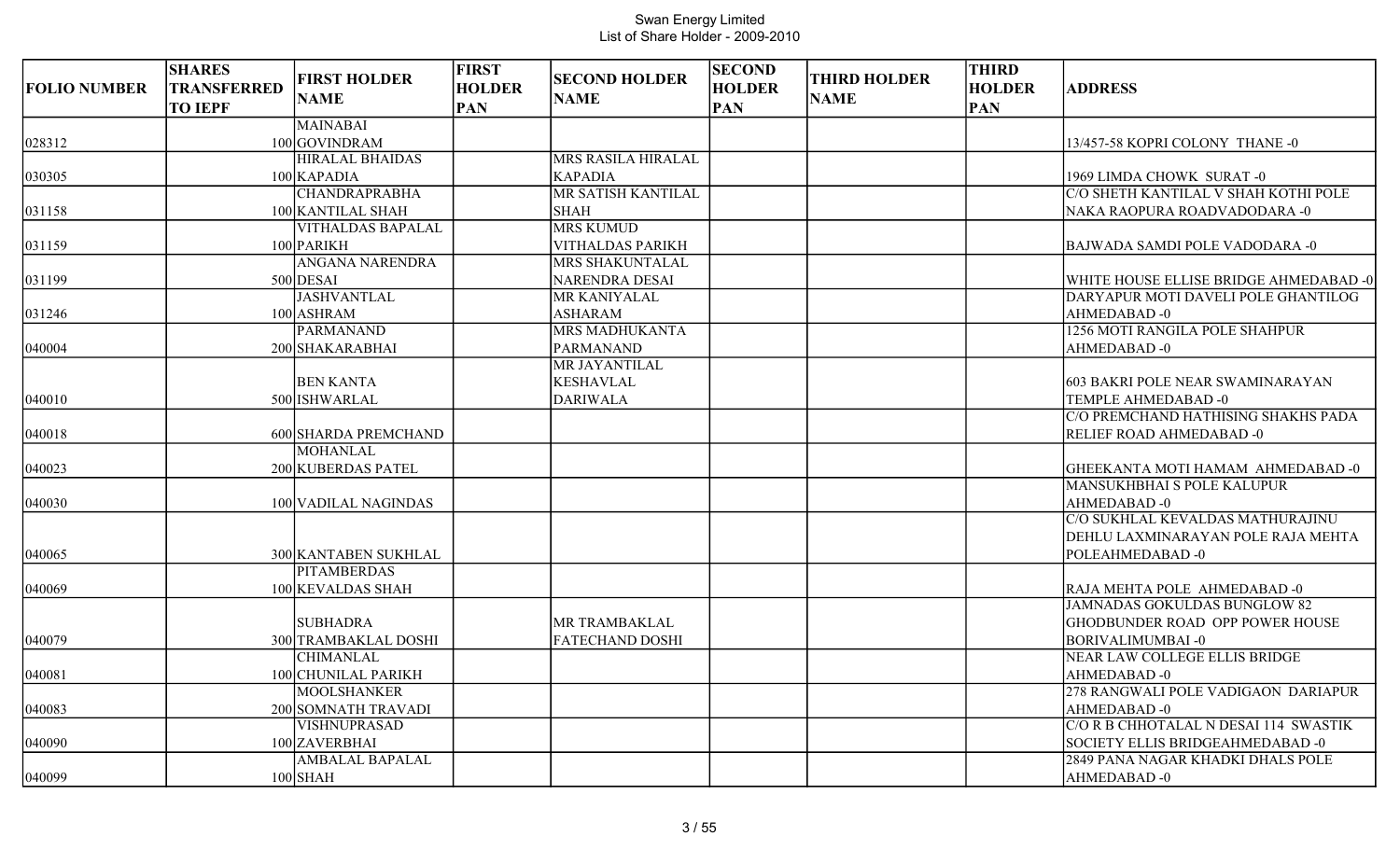# Swan Energy Limited
## List of Share Holder - 2009-2010

| FOLIO NUMBER | SHARES TRANSFERRED TO IEPF | FIRST HOLDER NAME | FIRST HOLDER PAN | SECOND HOLDER NAME | SECOND HOLDER PAN | THIRD HOLDER NAME | THIRD HOLDER PAN | ADDRESS |
|---|---|---|---|---|---|---|---|---|
| 028312 | 100 | MAINABAI GOVINDRAM | | | | | | 13/457-58 KOPRI COLONY THANE -0 |
| 030305 | 100 | HIRALAL BHAIDAS KAPADIA | | MRS RASILA HIRALAL KAPADIA | | | | 1969 LIMDA CHOWK SURAT -0 |
| 031158 | 100 | CHANDRAPRABHA KANTILAL SHAH | | MR SATISH KANTILAL SHAH | | | | C/O SHETH KANTILAL V SHAH KOTHI POLE NAKA RAOPURA ROADVADODARA -0 |
| 031159 | 100 | VITHALDAS BAPALAL PARIKH | | MRS KUMUD VITHALDAS PARIKH | | | | BAJWADA SAMDI POLE VADODARA -0 |
| 031199 | 500 | ANGANA NARENDRA DESAI | | MRS SHAKUNTALAL NARENDRA DESAI | | | | WHITE HOUSE ELLISE BRIDGE AHMEDABAD -0 |
| 031246 | 100 | JASHVANTLAL ASHRAM | | MR KANIYALAL ASHARAM | | | | DARYAPUR MOTI DAVELI POLE GHANTILOG AHMEDABAD -0 |
| 040004 | 200 | PARMANAND SHAKARABHAI | | MRS MADHUKANTA PARMANAND | | | | 1256 MOTI RANGILA POLE SHAHPUR AHMEDABAD -0 |
| 040010 | 500 | BEN KANTA ISHWARLAL | | MR JAYANTILAL KESHAVLAL DARIWALA | | | | 603 BAKRI POLE NEAR SWAMINARAYAN TEMPLE AHMEDABAD -0 |
| 040018 | 600 | SHARDA PREMCHAND | | | | | | C/O PREMCHAND HATHISING SHAKHS PADA RELIEF ROAD AHMEDABAD -0 |
| 040023 | 200 | MOHANLAL KUBERDAS PATEL | | | | | | GHEEKANTA MOTI HAMAM AHMEDABAD -0 |
| 040030 | 100 | VADILAL NAGINDAS | | | | | | MANSUKHBHAI S POLE KALUPUR AHMEDABAD -0 |
| 040065 | 300 | KANTABEN SUKHLAL | | | | | | C/O SUKHLAL KEVALDAS MATHURAJINU DEHLU LAXMINARAYAN POLE RAJA MEHTA POLEAHMEDABAD -0 |
| 040069 | 100 | PITAMBERDAS KEVALDAS SHAH | | | | | | RAJA MEHTA POLE AHMEDABAD -0 |
| 040079 | 300 | SUBHADRA TRAMBAKLAL DOSHI | | MR TRAMBAKLAL FATECHAND DOSHI | | | | JAMNADAS GOKULDAS BUNGLOW 82 GHODBUNDER ROAD OPP POWER HOUSE BORIVALIMUMBAI -0 |
| 040081 | 100 | CHIMANLAL CHUNILAL PARIKH | | | | | | NEAR LAW COLLEGE ELLIS BRIDGE AHMEDABAD -0 |
| 040083 | 200 | MOOLSHANKER SOMNATH TRAVADI | | | | | | 278 RANGWALI POLE VADIGAON DARIAPUR AHMEDABAD -0 |
| 040090 | 100 | VISHNUPRASAD ZAVERBHAI | | | | | | C/O R B CHHOTALAL N DESAI 114 SWASTIK SOCIETY ELLIS BRIDGEAHMEDABAD -0 |
| 040099 | 100 | AMBALAL BAPALAL SHAH | | | | | | 2849 PANA NAGAR KHADKI DHALS POLE AHMEDABAD -0 |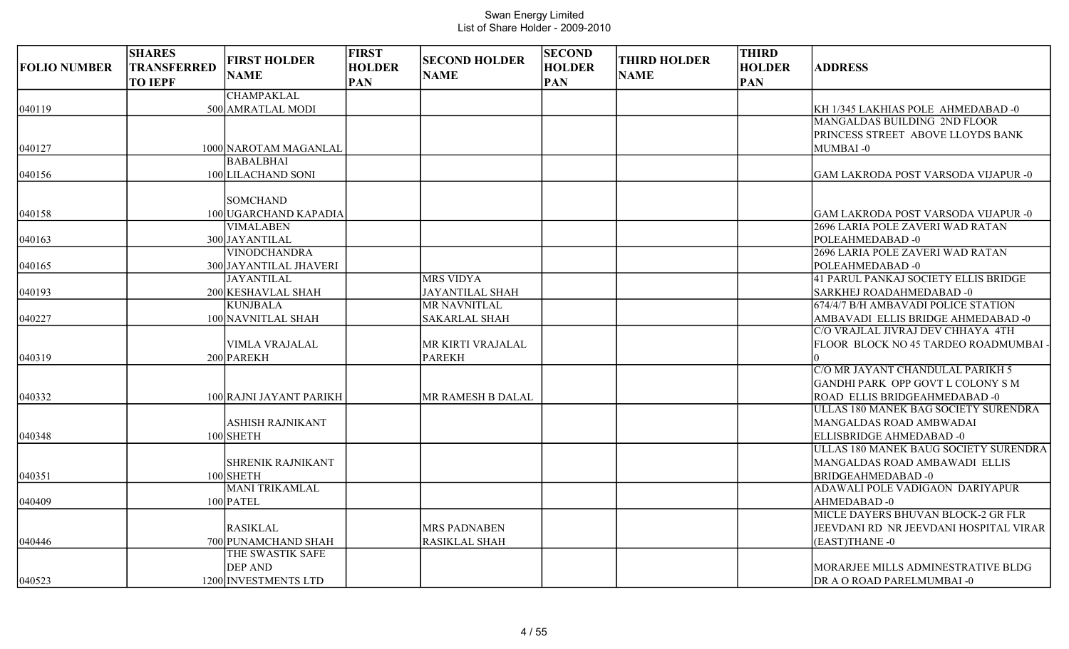# Swan Energy Limited
List of Share Holder - 2009-2010

| FOLIO NUMBER | SHARES TRANSFERRED TO IEPF | FIRST HOLDER NAME | FIRST HOLDER PAN | SECOND HOLDER NAME | SECOND HOLDER PAN | THIRD HOLDER NAME | THIRD HOLDER PAN | ADDRESS |
|---|---|---|---|---|---|---|---|---|
| 040119 | 500 | CHAMPAKLAL AMRATLAL MODI | | | | | | KH 1/345 LAKHIAS POLE AHMEDABAD -0 |
| 040127 | 1000 | NAROTAM MAGANLAL | | | | | | MANGALDAS BUILDING 2ND FLOOR PRINCESS STREET ABOVE LLOYDS BANK MUMBAI -0 |
| 040156 | 100 | BABALBHAI LILACHAND SONI | | | | | | GAM LAKRODA POST VARSODA VIJAPUR -0 |
| 040158 | 100 | SOMCHAND UGARCHAND KAPADIA | | | | | | GAM LAKRODA POST VARSODA VIJAPUR -0 |
| 040163 | 300 | VIMALABEN JAYANTILAL | | | | | | 2696 LARIA POLE ZAVERI WAD RATAN POLEAHMEDABAD -0 |
| 040165 | 300 | VINODCHANDRA JAYANTILAL JHAVERI | | | | | | 2696 LARIA POLE ZAVERI WAD RATAN POLEAHMEDABAD -0 |
| 040193 | 200 | JAYANTILAL KESHAVLAL SHAH | | MRS VIDYA JAYANTILAL SHAH | | | | 41 PARUL PANKAJ SOCIETY ELLIS BRIDGE SARKHEJ ROADAHMEDABAD -0 |
| 040227 | 100 | KUNJBALA NAVNITLAL SHAH | | MR NAVNITLAL SAKARLAL SHAH | | | | 674/4/7 B/H AMBAVADI POLICE STATION AMBAVADI ELLIS BRIDGE AHMEDABAD -0 |
| 040319 | 200 | VIMLA VRAJALAL PAREKH | | MR KIRTI VRAJALAL PAREKH | | | | C/O VRAJLAL JIVRAJ DEV CHHAYA 4TH FLOOR BLOCK NO 45 TARDEO ROADMUMBAI -0 |
| 040332 | 100 | RAJNI JAYANT PARIKH | | MR RAMESH B DALAL | | | | C/O MR JAYANT CHANDULAL PARIKH 5 GANDHI PARK OPP GOVT L COLONY S M ROAD ELLIS BRIDGEAHMEDABAD -0 |
| 040348 | 100 | ASHISH RAJNIKANT SHETH | | | | | | ULLAS 180 MANEK BAG SOCIETY SURENDRA MANGALDAS ROAD AMBWADAI ELLISBRIDGE AHMEDABAD -0 |
| 040351 | 100 | SHRENIK RAJNIKANT SHETH | | | | | | ULLAS 180 MANEK BAUG SOCIETY SURENDRA MANGALDAS ROAD AMBAWADI ELLIS BRIDGEAHMEDABAD -0 |
| 040409 | 100 | MANI TRIKAMLAL PATEL | | | | | | ADAWALI POLE VADIGAON DARIYAPUR AHMEDABAD -0 |
| 040446 | 700 | RASIKLAL PUNAMCHAND SHAH | | MRS PADNABEN RASIKLAL SHAH | | | | MICLE DAYERS BHUVAN BLOCK-2 GR FLR JEEVDANI RD NR JEEVDANI HOSPITAL VIRAR (EAST)THANE -0 |
| 040523 | 1200 | THE SWASTIK SAFE DEP AND INVESTMENTS LTD | | | | | | MORARJEE MILLS ADMINESTRATIVE BLDG DR A O ROAD PARELMUMBAI -0 |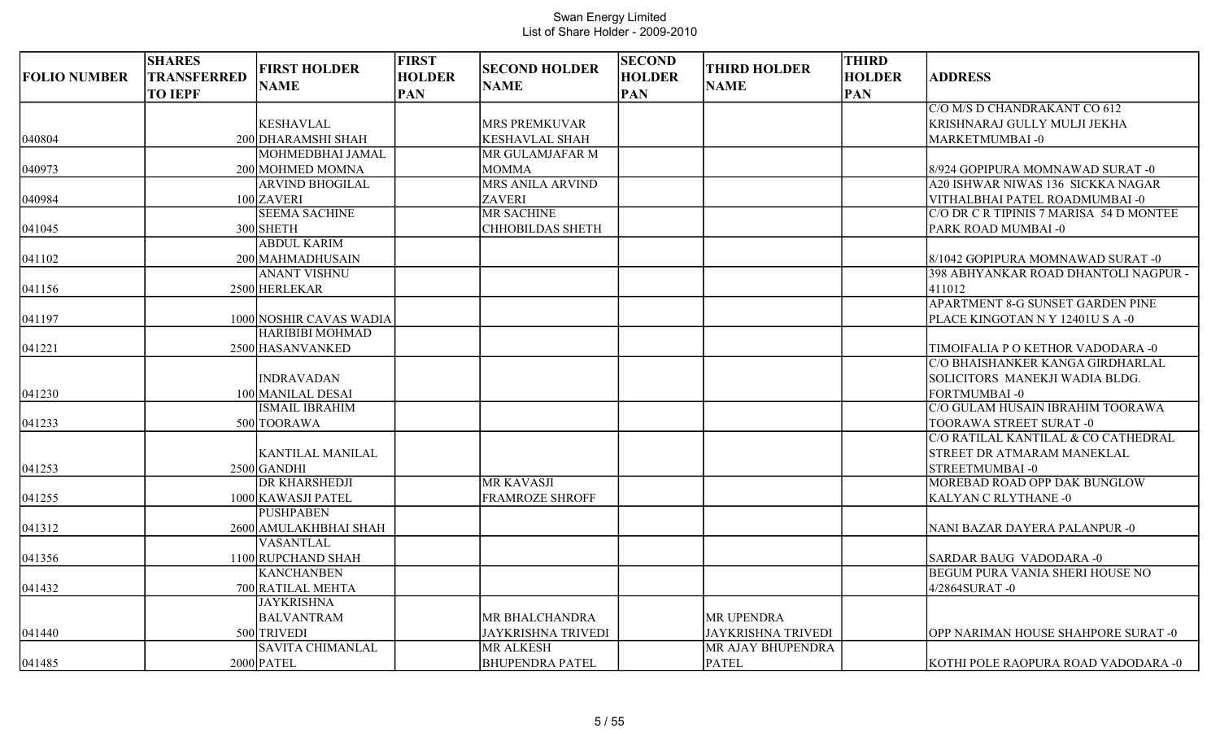Swan Energy Limited
List of Share Holder - 2009-2010

| FOLIO NUMBER | SHARES TRANSFERRED TO IEPF | FIRST HOLDER NAME | FIRST HOLDER PAN | SECOND HOLDER NAME | SECOND HOLDER PAN | THIRD HOLDER NAME | THIRD HOLDER PAN | ADDRESS |
|---|---|---|---|---|---|---|---|---|
| 040804 | 200 | KESHAVLAL DHARAMSHI SHAH | | MRS PREMKUVAR KESHAVLAL SHAH | | | | C/O M/S D CHANDRAKANT CO 612 KRISHNARAJ GULLY MULJI JEKHA MARKETMUMBAI -0 |
| 040973 | 200 | MOHMEDBHAI JAMAL MOHMED MOMNA | | MR GULAMJAFAR M MOMMA | | | | 8/924 GOPIPURA MOMNAWAD SURAT -0 |
| 040984 | 100 | ARVIND BHOGILAL ZAVERI | | MRS ANILA ARVIND ZAVERI | | | | A20 ISHWAR NIWAS 136 SICKKA NAGAR VITHALBHAI PATEL ROADMUMBAI -0 |
| 041045 | 300 | SEEMA SACHINE SHETH | | MR SACHINE CHHOBILDAS SHETH | | | | C/O DR C R TIPINIS 7 MARISA 54 D MONTEE PARK ROAD MUMBAI -0 |
| 041102 | 200 | ABDUL KARIM MAHMADHUSAIN | | | | | | 8/1042 GOPIPURA MOMNAWAD SURAT -0 |
| 041156 | 2500 | ANANT VISHNU HERLEKAR | | | | | | 398 ABHYANKAR ROAD DHANTOLI NAGPUR - 411012 |
| 041197 | 1000 | NOSHIR CAVAS WADIA | | | | | | APARTMENT 8-G SUNSET GARDEN PINE PLACE KINGOTAN N Y 12401U S A -0 |
| 041221 | 2500 | HARIBIBI MOHMAD HASANVANKED | | | | | | TIMOIFALIA P O KETHOR VADODARA -0 |
| 041230 | 100 | INDRAVADAN MANILAL DESAI | | | | | | C/O BHAISHANKER KANGA GIRDHARLAL SOLICITORS MANEKJI WADIA BLDG. FORTMUMBAI -0 |
| 041233 | 500 | ISMAIL IBRAHIM TOORAWA | | | | | | C/O GULAM HUSAIN IBRAHIM TOORAWA TOORAWA STREET SURAT -0 |
| 041253 | 2500 | KANTILAL MANILAL GANDHI | | | | | | C/O RATILAL KANTILAL & CO CATHEDRAL STREET DR ATMARAM MANEKLAL STREETMUMBAI -0 |
| 041255 | 1000 | DR KHARSHEDJI KAWASJI PATEL | | MR KAVASJI FRAMROZE SHROFF | | | | MOREBAD ROAD OPP DAK BUNGLOW KALYAN C RLYTHANE -0 |
| 041312 | 2600 | PUSHPABEN AMULAKHBHAI SHAH | | | | | | NANI BAZAR DAYERA PALANPUR -0 |
| 041356 | 1100 | VASANTLAL RUPCHAND SHAH | | | | | | SARDAR BAUG VADODARA -0 |
| 041432 | 700 | KANCHANBEN RATILAL MEHTA | | | | | | BEGUM PURA VANIA SHERI HOUSE NO 4/2864SURAT -0 |
| 041440 | 500 | JAYKRISHNA BALVANTRAM TRIVEDI | | MR BHALCHANDRA JAYKRISHNA TRIVEDI | | MR UPENDRA JAYKRISHNA TRIVEDI | | OPP NARIMAN HOUSE SHAHPORE SURAT -0 |
| 041485 | 2000 | SAVITA CHIMANLAL PATEL | | MR ALKESH BHUPENDRA PATEL | | MR AJAY BHUPENDRA PATEL | | KOTHI POLE RAOPURA ROAD VADODARA -0 |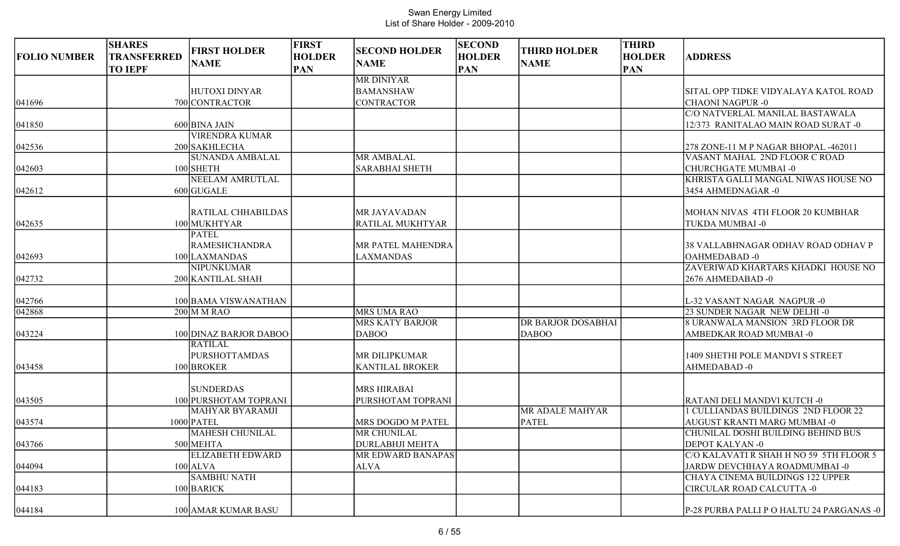Swan Energy Limited
List of Share Holder - 2009-2010

| FOLIO NUMBER | SHARES TRANSFERRED TO IEPF | FIRST HOLDER NAME | FIRST HOLDER PAN | SECOND HOLDER NAME | SECOND HOLDER PAN | THIRD HOLDER NAME | THIRD HOLDER PAN | ADDRESS |
|---|---|---|---|---|---|---|---|---|
| 041696 | 700 | HUTOXI DINYAR CONTRACTOR | | MR DINIYAR BAMANSHAW CONTRACTOR | | | | SITAL OPP TIDKE VIDYALAYA KATOL ROAD CHAONI NAGPUR -0 |
| 041850 | 600 | BINA JAIN | | | | | | C/O NATVERLAL MANILAL BASTAWALA 12/373 RANITALAO MAIN ROAD SURAT -0 |
| 042536 | 200 | VIRENDRA KUMAR SAKHLECHA | | | | | | 278 ZONE-11 M P NAGAR BHOPAL -462011 |
| 042603 | 100 | SUNANDA AMBALAL SHETH | | MR AMBALAL SARABHAI SHETH | | | | VASANT MAHAL 2ND FLOOR C ROAD CHURCHGATE MUMBAI -0 |
| 042612 | 600 | NEELAM AMRUTLAL GUGALE | | | | | | KHRISTA GALLI MANGAL NIWAS HOUSE NO 3454 AHMEDNAGAR -0 |
| 042635 | 100 | RATILAL CHHABILDAS MUKHTYAR | | MR JAYAVADAN RATILAL MUKHTYAR | | | | MOHAN NIVAS 4TH FLOOR 20 KUMBHAR TUKDA MUMBAI -0 |
| 042693 | 100 | PATEL RAMESHCHANDRA LAXMANDAS | | MR PATEL MAHENDRA LAXMANDAS | | | | 38 VALLABHNAGAR ODHAV ROAD ODHAV P OAHMEDABAD -0 |
| 042732 | 200 | NIPUNKUMAR KANTILAL SHAH | | | | | | ZAVERIWAD KHARTARS KHADKI HOUSE NO 2676 AHMEDABAD -0 |
| 042766 | 100 | BAMA VISWANATHAN | | | | | | L-32 VASANT NAGAR NAGPUR -0 |
| 042868 | 200 | M M RAO | | MRS UMA RAO | | | | 23 SUNDER NAGAR NEW DELHI -0 |
| 043224 | 100 | DINAZ BARJOR DABOO | | MRS KATY BARJOR DABOO | | DR BARJOR DOSABHAI DABOO | | 8 URANWALA MANSION 3RD FLOOR DR AMBEDKAR ROAD MUMBAI -0 |
| 043458 | 100 | RATILAL PURSHOTTAMDAS BROKER | | MR DILIPKUMAR KANTILAL BROKER | | | | 1409 SHETHI POLE MANDVI S STREET AHMEDABAD -0 |
| 043505 | 100 | SUNDERDAS PURSHOTAM TOPRANI | | MRS HIRABAI PURSHOTAM TOPRANI | | | | RATANI DELI MANDVI KUTCH -0 |
| 043574 | 1000 | MAHYAR BYARAMJI PATEL | | MRS DOGDO M PATEL | | MR ADALE MAHYAR PATEL | | 1 CULLIANDAS BUILDINGS 2ND FLOOR 22 AUGUST KRANTI MARG MUMBAI -0 |
| 043766 | 500 | MAHESH CHUNILAL MEHTA | | MR CHUNILAL DURLABHJI MEHTA | | | | CHUNILAL DOSHI BUILDING BEHIND BUS DEPOT KALYAN -0 |
| 044094 | 100 | ELIZABETH EDWARD ALVA | | MR EDWARD BANAPAS ALVA | | | | C/O KALAVATI R SHAH H NO 59 5TH FLOOR 5 JARDW DEVCHHAYA ROADMUMBAI -0 |
| 044183 | 100 | SAMBHU NATH BARICK | | | | | | CHAYA CINEMA BUILDINGS 122 UPPER CIRCULAR ROAD CALCUTTA -0 |
| 044184 | 100 | AMAR KUMAR BASU | | | | | | P-28 PURBA PALLI P O HALTU 24 PARGANAS -0 |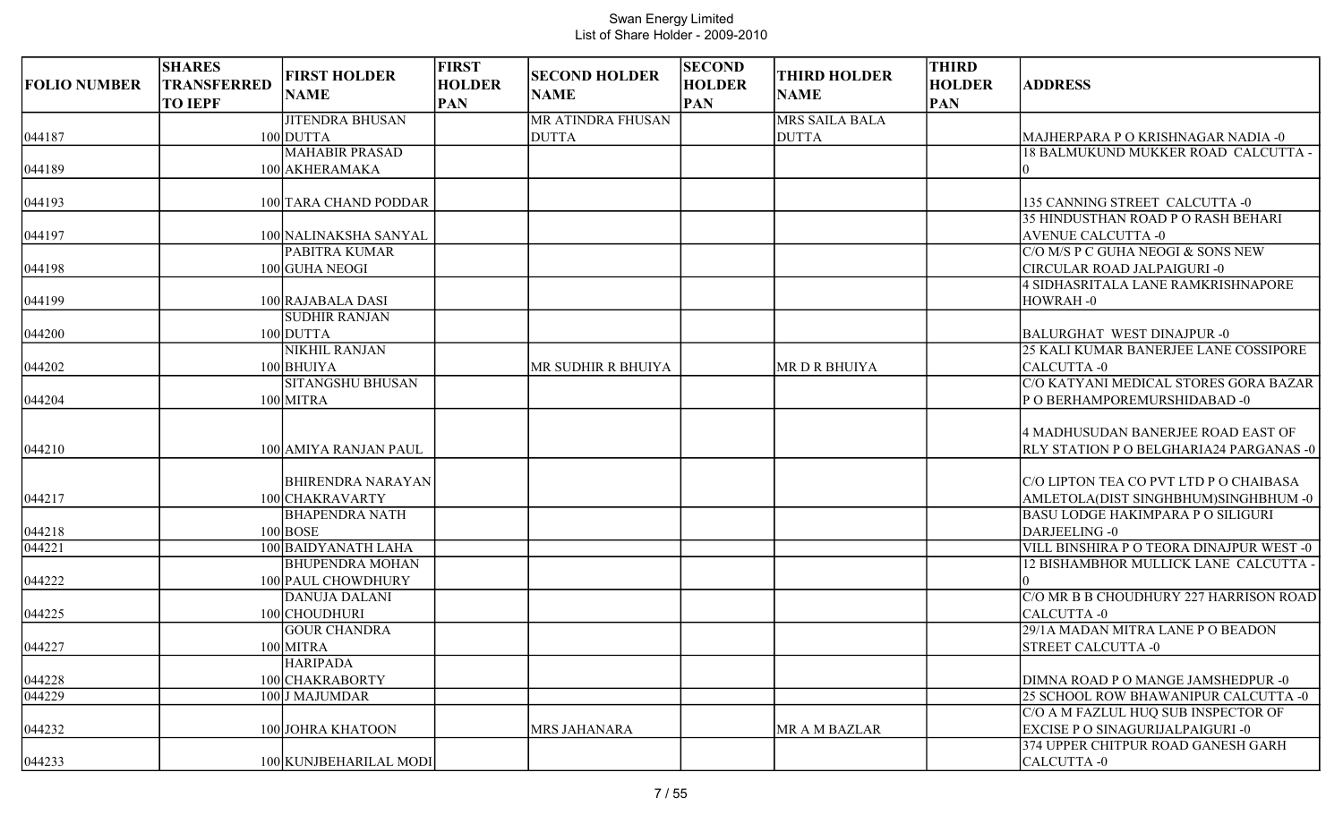# Swan Energy Limited
## List of Share Holder - 2009-2010

| FOLIO NUMBER | SHARES TRANSFERRED TO IEPF | FIRST HOLDER NAME | FIRST HOLDER PAN | SECOND HOLDER NAME | SECOND HOLDER PAN | THIRD HOLDER NAME | THIRD HOLDER PAN | ADDRESS |
|---|---|---|---|---|---|---|---|---|
| 044187 | 100 | JITENDRA BHUSAN DUTTA | | MR ATINDRA FHUSAN DUTTA | | MRS SAILA BALA DUTTA | | MAJHERPARA P O KRISHNAGAR NADIA -0 |
| 044189 | 100 | MAHABIR PRASAD AKHERAMAKA | | | | | | 18 BALMUKUND MUKKER ROAD CALCUTTA -0 |
| 044193 | 100 | TARA CHAND PODDAR | | | | | | 135 CANNING STREET CALCUTTA -0 |
| 044197 | 100 | NALINAKSHA SANYAL | | | | | | 35 HINDUSTHAN ROAD P O RASH BEHARI AVENUE CALCUTTA -0 |
| 044198 | 100 | PABITRA KUMAR GUHA NEOGI | | | | | | C/O M/S P C GUHA NEOGI & SONS NEW CIRCULAR ROAD JALPAIGURI -0 |
| 044199 | 100 | RAJABALA DASI | | | | | | 4 SIDHASRITALA LANE RAMKRISHNAPORE HOWRAH -0 |
| 044200 | 100 | SUDHIR RANJAN DUTTA | | | | | | BALURGHAT WEST DINAJPUR -0 |
| 044202 | 100 | NIKHIL RANJAN BHUIYA | | MR SUDHIR R BHUIYA | | MR D R BHUIYA | | 25 KALI KUMAR BANERJEE LANE COSSIPORE CALCUTTA -0 |
| 044204 | 100 | SITANGSHU BHUSAN MITRA | | | | | | C/O KATYANI MEDICAL STORES GORA BAZAR P O BERHAMPOREMURSHIDABAD -0 |
| 044210 | 100 | AMIYA RANJAN PAUL | | | | | | 4 MADHUSUDAN BANERJEE ROAD EAST OF RLY STATION P O BELGHARIA24 PARGANAS -0 |
| 044217 | 100 | BHIRENDRA NARAYAN CHAKRAVARTY | | | | | | C/O LIPTON TEA CO PVT LTD P O CHAIBASA AMLETOLA(DIST SINGHBHUM)SINGHBHUM -0 |
| 044218 | 100 | BHAPENDRA NATH BOSE | | | | | | BASU LODGE HAKIMPARA P O SILIGURI DARJEELING -0 |
| 044221 | 100 | BAIDYANATH LAHA | | | | | | VILL BINSHIRA P O TEORA DINAJPUR WEST -0 |
| 044222 | 100 | BHUPENDRA MOHAN PAUL CHOWDHURY | | | | | | 12 BISHAMBHOR MULLICK LANE CALCUTTA -0 |
| 044225 | 100 | DANUJA DALANI CHOUDHURI | | | | | | C/O MR B B CHOUDHURY 227 HARRISON ROAD CALCUTTA -0 |
| 044227 | 100 | GOUR CHANDRA MITRA | | | | | | 29/1A MADAN MITRA LANE P O BEADON STREET CALCUTTA -0 |
| 044228 | 100 | HARIPADA CHAKRABORTY | | | | | | DIMNA ROAD P O MANGE JAMSHEDPUR -0 |
| 044229 | 100 | J MAJUMDAR | | | | | | 25 SCHOOL ROW BHAWANIPUR CALCUTTA -0 |
| 044232 | 100 | JOHRA KHATOON | | MRS JAHANARA | | MR A M BAZLAR | | C/O A M FAZLUL HUQ SUB INSPECTOR OF EXCISE P O SINAGURIJALPAIGURI -0 |
| 044233 | 100 | KUNJBEHARILAL MODI | | | | | | 374 UPPER CHITPUR ROAD GANESH GARH CALCUTTA -0 |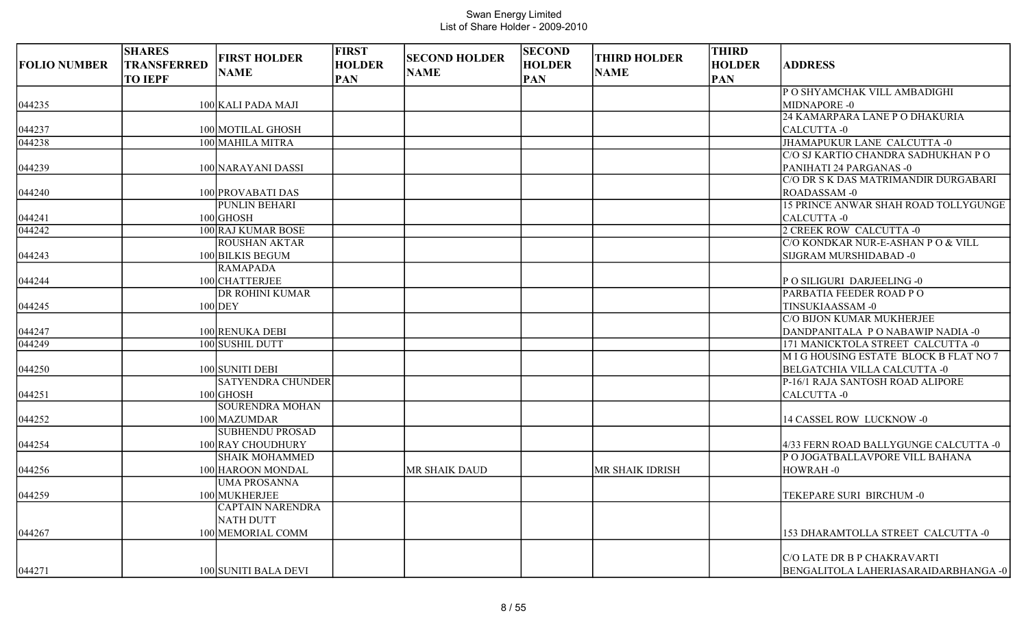Swan Energy Limited
List of Share Holder - 2009-2010

| FOLIO NUMBER | SHARES TRANSFERRED TO IEPF | FIRST HOLDER NAME | FIRST HOLDER PAN | SECOND HOLDER NAME | SECOND HOLDER PAN | THIRD HOLDER NAME | THIRD HOLDER PAN | ADDRESS |
|---|---|---|---|---|---|---|---|---|
| 044235 | 100 | KALI PADA MAJI | | | | | | P O SHYAMCHAK VILL AMBADIGHI MIDNAPORE -0 |
| 044237 | 100 | MOTILAL GHOSH | | | | | | 24 KAMARPARA LANE P O DHAKURIA CALCUTTA -0 |
| 044238 | 100 | MAHILA MITRA | | | | | | JHAMAPUKUR LANE CALCUTTA -0 |
| 044239 | 100 | NARAYANI DASSI | | | | | | C/O SJ KARTIO CHANDRA SADHUKHAN P O PANIHATI 24 PARGANAS -0 |
| 044240 | 100 | PROVABATI DAS | | | | | | C/O DR S K DAS MATRIMANDIR DURGABARI ROADASSAM -0 |
| 044241 | 100 | PUNLIN BEHARI GHOSH | | | | | | 15 PRINCE ANWAR SHAH ROAD TOLLYGUNGE CALCUTTA -0 |
| 044242 | 100 | RAJ KUMAR BOSE | | | | | | 2 CREEK ROW CALCUTTA -0 |
| 044243 | 100 | ROUSHAN AKTAR BILKIS BEGUM | | | | | | C/O KONDKAR NUR-E-ASHAN P O & VILL SIJGRAM MURSHIDABAD -0 |
| 044244 | 100 | RAMAPADA CHATTERJEE | | | | | | P O SILIGURI DARJEELING -0 |
| 044245 | 100 | DR ROHINI KUMAR DEY | | | | | | PARBATIA FEEDER ROAD P O TINSUKIAASSAM -0 |
| 044247 | 100 | RENUKA DEBI | | | | | | C/O BIJON KUMAR MUKHERJEE DANDPANITALA P O NABAWIP NADIA -0 |
| 044249 | 100 | SUSHIL DUTT | | | | | | 171 MANICKTOLA STREET CALCUTTA -0 |
| 044250 | 100 | SUNITI DEBI | | | | | | M I G HOUSING ESTATE BLOCK B FLAT NO 7 BELGATCHIA VILLA CALCUTTA -0 |
| 044251 | 100 | SATYENDRA CHUNDER GHOSH | | | | | | P-16/1 RAJA SANTOSH ROAD ALIPORE CALCUTTA -0 |
| 044252 | 100 | SOURENDRA MOHAN MAZUMDAR | | | | | | 14 CASSEL ROW LUCKNOW -0 |
| 044254 | 100 | SUBHENDU PROSAD RAY CHOUDHURY | | | | | | 4/33 FERN ROAD BALLYGUNGE CALCUTTA -0 |
| 044256 | 100 | SHAIK MOHAMMED HAROON MONDAL | | MR SHAIK DAUD | | MR SHAIK IDRISH | | P O JOGATBALLAVPORE VILL BAHANA HOWRAH -0 |
| 044259 | 100 | UMA PROSANNA MUKHERJEE | | | | | | TEKEPARE SURI BIRCHUM -0 |
| 044267 | 100 | CAPTAIN NARENDRA NATH DUTT MEMORIAL COMM | | | | | | 153 DHARAMTOLLA STREET CALCUTTA -0 |
| 044271 | 100 | SUNITI BALA DEVI | | | | | | C/O LATE DR B P CHAKRAVARTI BENGALITOLA LAHERIASARAIDARBHANGA -0 |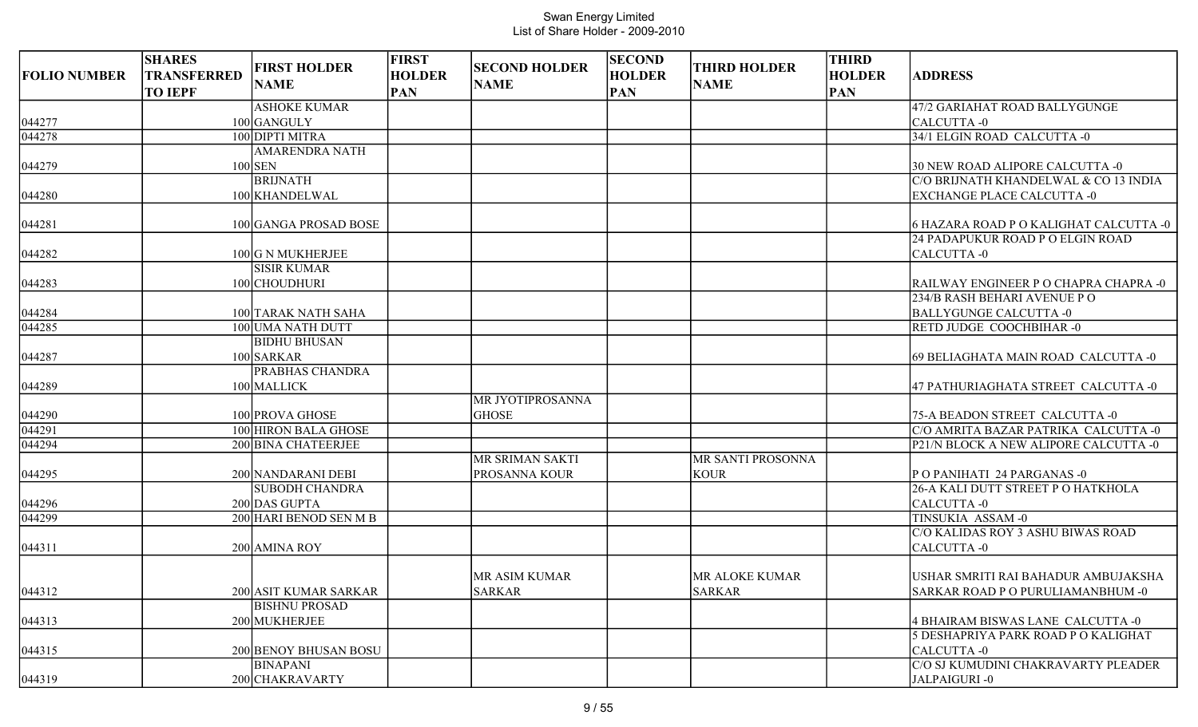# Swan Energy Limited
List of Share Holder - 2009-2010

| FOLIO NUMBER | SHARES TRANSFERRED TO IEPF | FIRST HOLDER NAME | FIRST HOLDER PAN | SECOND HOLDER NAME | SECOND HOLDER PAN | THIRD HOLDER NAME | THIRD HOLDER PAN | ADDRESS |
|---|---|---|---|---|---|---|---|---|
| 044277 | 100 | ASHOKE KUMAR GANGULY | | | | | | 47/2 GARIAHAT ROAD BALLYGUNGE CALCUTTA -0 |
| 044278 | 100 | DIPTI MITRA | | | | | | 34/1 ELGIN ROAD CALCUTTA -0 |
| 044279 | 100 | AMARENDRA NATH SEN | | | | | | 30 NEW ROAD ALIPORE CALCUTTA -0 |
| 044280 | 100 | BRIJNATH KHANDELWAL | | | | | | C/O BRIJNATH KHANDELWAL & CO 13 INDIA EXCHANGE PLACE CALCUTTA -0 |
| 044281 | 100 | GANGA PROSAD BOSE | | | | | | 6 HAZARA ROAD P O KALIGHAT CALCUTTA -0 |
| 044282 | 100 | G N MUKHERJEE | | | | | | 24 PADAPUKUR ROAD P O ELGIN ROAD CALCUTTA -0 |
| 044283 | 100 | SISIR KUMAR CHOUDHURI | | | | | | RAILWAY ENGINEER P O CHAPRA CHAPRA -0 |
| 044284 | 100 | TARAK NATH SAHA | | | | | | 234/B RASH BEHARI AVENUE P O BALLYGUNGE CALCUTTA -0 |
| 044285 | 100 | UMA NATH DUTT | | | | | | RETD JUDGE COOCHBIHAR -0 |
| 044287 | 100 | BIDHU BHUSAN SARKAR | | | | | | 69 BELIAGHATA MAIN ROAD CALCUTTA -0 |
| 044289 | 100 | PRABHAS CHANDRA MALLICK | | | | | | 47 PATHURIAGHATA STREET CALCUTTA -0 |
| 044290 | 100 | PROVA GHOSE | | MR JYOTIPROSANNA GHOSE | | | | 75-A BEADON STREET CALCUTTA -0 |
| 044291 | 100 | HIRON BALA GHOSE | | | | | | C/O AMRITA BAZAR PATRIKA CALCUTTA -0 |
| 044294 | 200 | BINA CHATEERJEE | | | | | | P21/N BLOCK A NEW ALIPORE CALCUTTA -0 |
| 044295 | 200 | NANDARANI DEBI | | MR SRIMAN SAKTI PROSANNA KOUR | | MR SANTI PROSONNA KOUR | | P O PANIHATI 24 PARGANAS -0 |
| 044296 | 200 | SUBODH CHANDRA DAS GUPTA | | | | | | 26-A KALI DUTT STREET P O HATKHOLA CALCUTTA -0 |
| 044299 | 200 | HARI BENOD SEN M B | | | | | | TINSUKIA ASSAM -0 |
| 044311 | 200 | AMINA ROY | | | | | | C/O KALIDAS ROY 3 ASHU BIWAS ROAD CALCUTTA -0 |
| 044312 | 200 | ASIT KUMAR SARKAR | | MR ASIM KUMAR SARKAR | | MR ALOKE KUMAR SARKAR | | USHAR SMRITI RAI BAHADUR AMBUJAKSHA SARKAR ROAD P O PURULIAMANBHUM -0 |
| 044313 | 200 | BISHNU PROSAD MUKHERJEE | | | | | | 4 BHAIRAM BISWAS LANE CALCUTTA -0 |
| 044315 | 200 | BENOY BHUSAN BOSU | | | | | | 5 DESHAPRIYA PARK ROAD P O KALIGHAT CALCUTTA -0 |
| 044319 | 200 | BINAPANI CHAKRAVARTY | | | | | | C/O SJ KUMUDINI CHAKRAVARTY PLEADER JALPAIGURI -0 |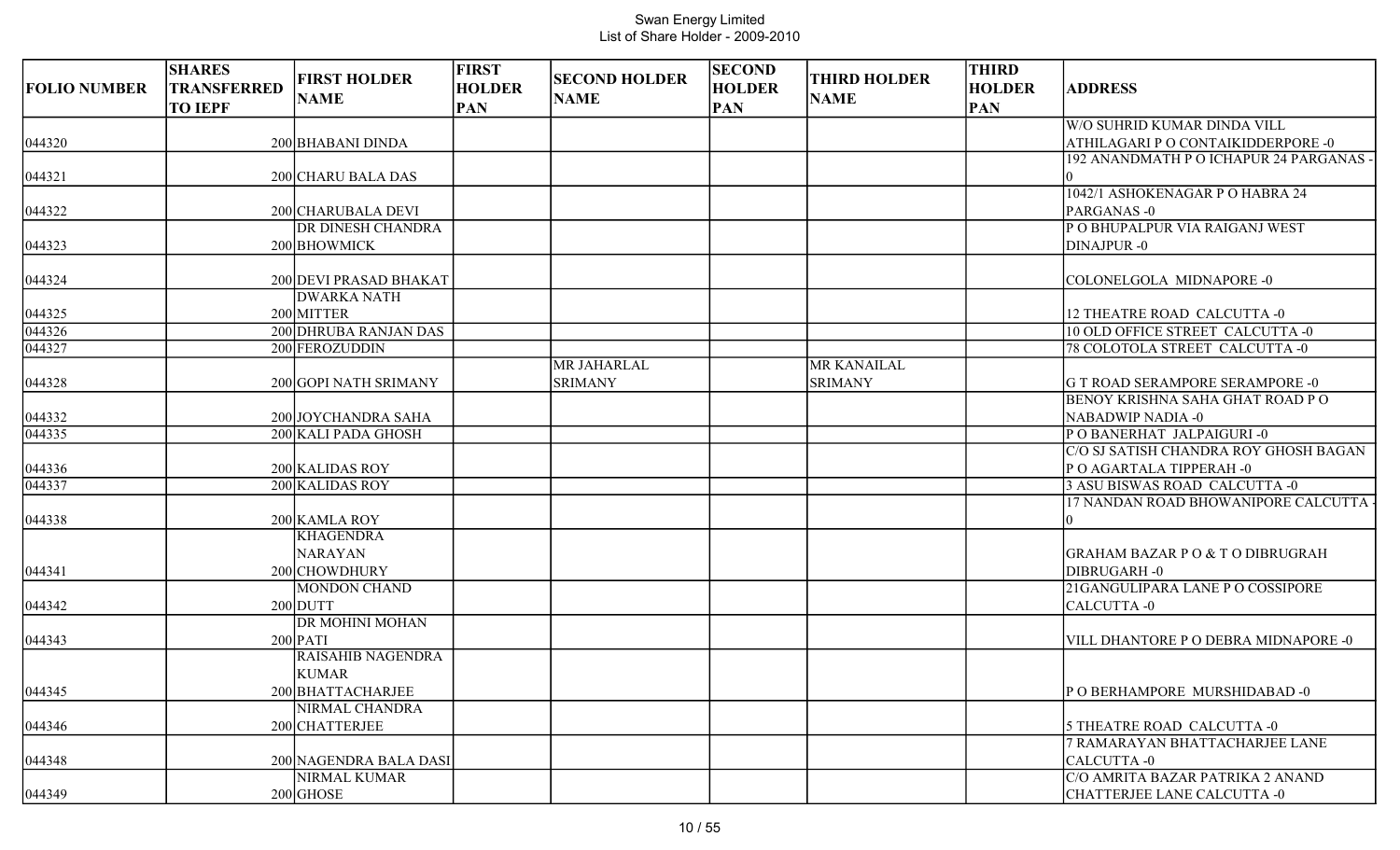Swan Energy Limited
List of Share Holder - 2009-2010

| FOLIO NUMBER | SHARES TRANSFERRED TO IEPF | FIRST HOLDER NAME | FIRST HOLDER PAN | SECOND HOLDER NAME | SECOND HOLDER PAN | THIRD HOLDER NAME | THIRD HOLDER PAN | ADDRESS |
|---|---|---|---|---|---|---|---|---|
| 044320 | 200 | BHABANI DINDA | | | | | | W/O SUHRID KUMAR DINDA VILL ATHILAGARI P O CONTAIKIDDERPORE -0 |
| 044321 | 200 | CHARU BALA DAS | | | | | | 192 ANANDMATH P O ICHAPUR 24 PARGANAS -0 |
| 044322 | 200 | CHARUBALA DEVI | | | | | | 1042/1 ASHOKENAGAR P O HABRA 24 PARGANAS -0 |
| 044323 | 200 | DR DINESH CHANDRA BHOWMICK | | | | | | P O BHUPALPUR VIA RAIGANJ WEST DINAJPUR -0 |
| 044324 | 200 | DEVI PRASAD BHAKAT | | | | | | COLONELGOLA MIDNAPORE -0 |
| 044325 | 200 | DWARKA NATH MITTER | | | | | | 12 THEATRE ROAD CALCUTTA -0 |
| 044326 | 200 | DHRUBA RANJAN DAS | | | | | | 10 OLD OFFICE STREET CALCUTTA -0 |
| 044327 | 200 | FEROZUDDIN | | | | | | 78 COLOTOLA STREET CALCUTTA -0 |
| 044328 | 200 | GOPI NATH SRIMANY | | MR JAHARLAL SRIMANY | | MR KANAILAL SRIMANY | | G T ROAD SERAMPORE SERAMPORE -0 |
| 044332 | 200 | JOYCHANDRA SAHA | | | | | | BENOY KRISHNA SAHA GHAT ROAD P O NABADWIP NADIA -0 |
| 044335 | 200 | KALI PADA GHOSH | | | | | | P O BANERHAT JALPAIGURI -0 |
| 044336 | 200 | KALIDAS ROY | | | | | | C/O SJ SATISH CHANDRA ROY GHOSH BAGAN P O AGARTALA TIPPERAH -0 |
| 044337 | 200 | KALIDAS ROY | | | | | | 3 ASU BISWAS ROAD CALCUTTA -0 |
| 044338 | 200 | KAMLA ROY | | | | | | 17 NANDAN ROAD BHOWANIPORE CALCUTTA -0 |
| 044341 | 200 | KHAGENDRA NARAYAN CHOWDHURY | | | | | | GRAHAM BAZAR P O & T O DIBRUGRAH DIBRUGARH -0 |
| 044342 | 200 | MONDON CHAND DUTT | | | | | | 21GANGULIPARA LANE P O COSSIPORE CALCUTTA -0 |
| 044343 | 200 | DR MOHINI MOHAN PATI | | | | | | VILL DHANTORE P O DEBRA MIDNAPORE -0 |
| 044345 | 200 | RAISAHIB NAGENDRA KUMAR BHATTACHARJEE | | | | | | P O BERHAMPORE MURSHIDABAD -0 |
| 044346 | 200 | NIRMAL CHANDRA CHATTERJEE | | | | | | 5 THEATRE ROAD CALCUTTA -0 |
| 044348 | 200 | NAGENDRA BALA DASI | | | | | | 7 RAMARAYAN BHATTACHARJEE LANE CALCUTTA -0 |
| 044349 | 200 | NIRMAL KUMAR GHOSE | | | | | | C/O AMRITA BAZAR PATRIKA 2 ANAND CHATTERJEE LANE CALCUTTA -0 |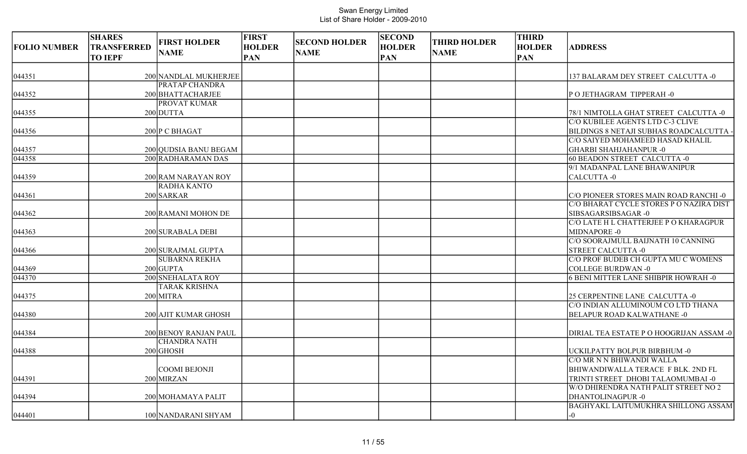Swan Energy Limited
List of Share Holder - 2009-2010

| FOLIO NUMBER | SHARES TRANSFERRED TO IEPF | FIRST HOLDER NAME | FIRST HOLDER PAN | SECOND HOLDER NAME | SECOND HOLDER PAN | THIRD HOLDER NAME | THIRD HOLDER PAN | ADDRESS |
|---|---|---|---|---|---|---|---|---|
| 044351 | 200 | NANDLAL MUKHERJEE | | | | | | 137 BALARAM DEY STREET CALCUTTA -0 |
| 044352 | 200 | PRATAP CHANDRA BHATTACHARJEE | | | | | | P O JETHAGRAM TIPPERAH -0 |
| 044355 | 200 | PROVAT KUMAR DUTTA | | | | | | 78/1 NIMTOLLA GHAT STREET CALCUTTA -0 |
| 044356 | 200 | P C BHAGAT | | | | | | C/O KUBILEE AGENTS LTD C-3 CLIVE BILDINGS 8 NETAJI SUBHAS ROADCALCUTTA - |
| 044357 | 200 | QUDSIA BANU BEGAM | | | | | | C/O SAIYED MOHAMEED HASAD KHALIL GHARBI SHAHJAHANPUR -0 |
| 044358 | 200 | RADHARAMAN DAS | | | | | | 60 BEADON STREET CALCUTTA -0 |
| 044359 | 200 | RAM NARAYAN ROY | | | | | | 9/1 MADANPAL LANE BHAWANIPUR CALCUTTA -0 |
| 044361 | 200 | RADHA KANTO SARKAR | | | | | | C/O PIONEER STORES MAIN ROAD RANCHI -0 |
| 044362 | 200 | RAMANI MOHON DE | | | | | | C/O BHARAT CYCLE STORES P O NAZIRA DIST SIBSAGARSIBSAGAR -0 |
| 044363 | 200 | SURABALA DEBI | | | | | | C/O LATE H L CHATTERJEE P O KHARAGPUR MIDNAPORE -0 |
| 044366 | 200 | SURAJMAL GUPTA | | | | | | C/O SOORAJMULL BAIJNATH 10 CANNING STREET CALCUTTA -0 |
| 044369 | 200 | SUBARNA REKHA GUPTA | | | | | | C/O PROF BUDEB CH GUPTA MU C WOMENS COLLEGE BURDWAN -0 |
| 044370 | 200 | SNEHALATA ROY | | | | | | 6 BENI MITTER LANE SHIBPIR HOWRAH -0 |
| 044375 | 200 | TARAK KRISHNA MITRA | | | | | | 25 CERPENTINE LANE CALCUTTA -0 |
| 044380 | 200 | AJIT KUMAR GHOSH | | | | | | C/O INDIAN ALLUMINOUM CO LTD THANA BELAPUR ROAD KALWATHANE -0 |
| 044384 | 200 | BENOY RANJAN PAUL | | | | | | DIRIAL TEA ESTATE P O HOOGRIJAN ASSAM -0 |
| 044388 | 200 | CHANDRA NATH GHOSH | | | | | | UCKILPATTY BOLPUR BIRBHUM -0 |
| 044391 | 200 | COOMI BEJONJI MIRZAN | | | | | | C/O MR N N BHIWANDI WALLA BHIWANDIWALLA TERACE F BLK. 2ND FL TRINTI STREET DHOBI TALAOMUMBAI -0 |
| 044394 | 200 | MOHAMAYA PALIT | | | | | | W/O DHIRENDRA NATH PALIT STREET NO 2 DHANTOLINAGPUR -0 |
| 044401 | 100 | NANDARANI SHYAM | | | | | | BAGHYAKL LAITUMUKHRA SHILLONG ASSAM -0 |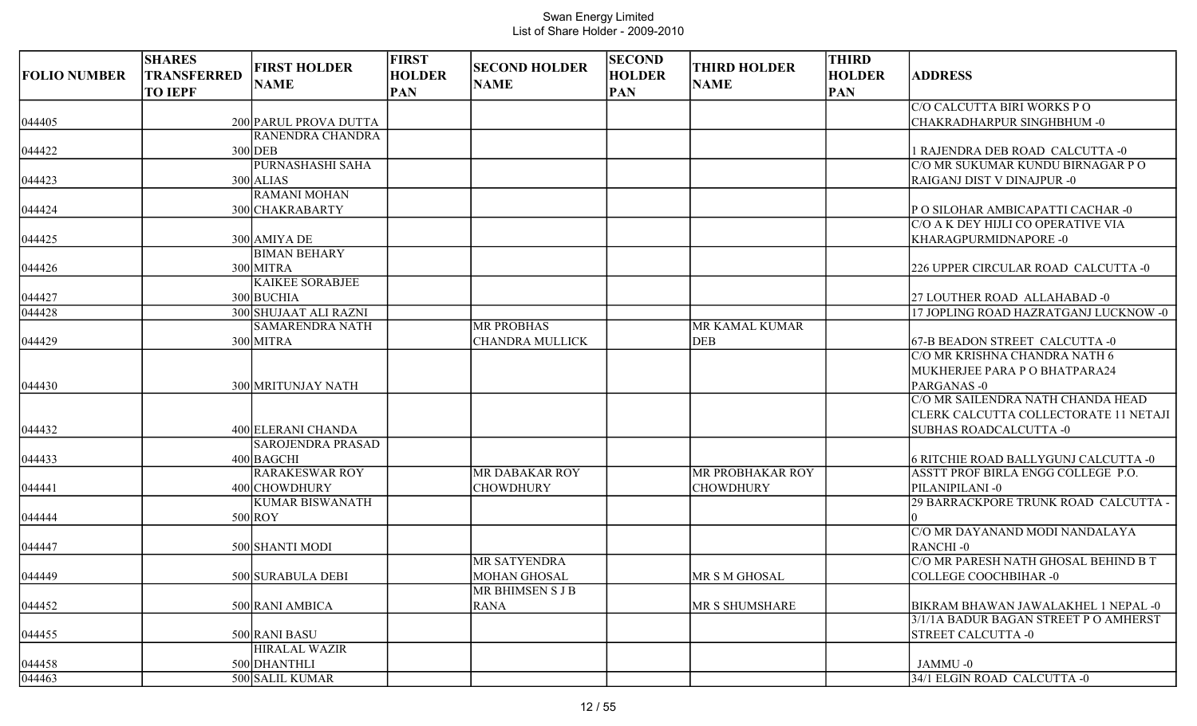Swan Energy Limited
List of Share Holder - 2009-2010

| FOLIO NUMBER | SHARES TRANSFERRED TO IEPF | FIRST HOLDER NAME | FIRST HOLDER PAN | SECOND HOLDER NAME | SECOND HOLDER PAN | THIRD HOLDER NAME | THIRD HOLDER PAN | ADDRESS |
|---|---|---|---|---|---|---|---|---|
| 044405 | 200 | PARUL PROVA DUTTA | | | | | | C/O CALCUTTA BIRI WORKS P O CHAKRADHARPUR SINGHBHUM -0 |
| 044422 | 300 | RANENDRA CHANDRA DEB | | | | | | 1 RAJENDRA DEB ROAD CALCUTTA -0 |
| 044423 | 300 | PURNASHASHI SAHA ALIAS | | | | | | C/O MR SUKUMAR KUNDU BIRNAGAR P O RAIGANJ DIST V DINAJPUR -0 |
| 044424 | 300 | RAMANI MOHAN CHAKRABARTY | | | | | | P O SILOHAR AMBICAPATTI CACHAR -0 |
| 044425 | 300 | AMIYA DE | | | | | | C/O A K DEY HIJLI CO OPERATIVE VIA KHARAGPURMIDNAPORE -0 |
| 044426 | 300 | BIMAN BEHARY MITRA | | | | | | 226 UPPER CIRCULAR ROAD CALCUTTA -0 |
| 044427 | 300 | KAIKEE SORABJEE BUCHIA | | | | | | 27 LOUTHER ROAD ALLAHABAD -0 |
| 044428 | 300 | SHUJAAT ALI RAZNI | | | | | | 17 JOPLING ROAD HAZRATGANJ LUCKNOW -0 |
| 044429 | 300 | SAMARENDRA NATH MITRA | | MR PROBHAS CHANDRA MULLICK | | MR KAMAL KUMAR DEB | | 67-B BEADON STREET CALCUTTA -0 |
| 044430 | 300 | MRITUNJAY NATH | | | | | | C/O MR KRISHNA CHANDRA NATH 6 MUKHERJEE PARA P O BHATPARA24 PARGANAS -0 |
| 044432 | 400 | ELERANI CHANDA | | | | | | C/O MR SAILENDRA NATH CHANDA HEAD CLERK CALCUTTA COLLECTORATE 11 NETAJI SUBHAS ROADCALCUTTA -0 |
| 044433 | 400 | SAROJENDRA PRASAD BAGCHI | | | | | | 6 RITCHIE ROAD BALLYGUNJ CALCUTTA -0 |
| 044441 | 400 | RARAKESWAR ROY CHOWDHURY | | MR DABAKAR ROY CHOWDHURY | | MR PROBHAKAR ROY CHOWDHURY | | ASSTT PROF BIRLA ENGG COLLEGE P.O. PILANIPILANI -0 |
| 044444 | 500 | KUMAR BISWANATH ROY | | | | | | 29 BARRACKPORE TRUNK ROAD CALCUTTA -0 |
| 044447 | 500 | SHANTI MODI | | | | | | C/O MR DAYANAND MODI NANDALAYA RANCHI -0 |
| 044449 | 500 | SURABULA DEBI | | MR SATYENDRA MOHAN GHOSAL | | MR S M GHOSAL | | C/O MR PARESH NATH GHOSAL BEHIND B T COLLEGE COOCHBIHAR -0 |
| 044452 | 500 | RANI AMBICA | | MR BHIMSEN S J B RANA | | MR S SHUMSHARE | | BIKRAM BHAWAN JAWALAKHEL 1 NEPAL -0 |
| 044455 | 500 | RANI BASU | | | | | | 3/1/1A BADUR BAGAN STREET P O AMHERST STREET CALCUTTA -0 |
| 044458 | 500 | HIRALAL WAZIR DHANTHLI | | | | | | JAMMU -0 |
| 044463 | 500 | SALIL KUMAR | | | | | | 34/1 ELGIN ROAD CALCUTTA -0 |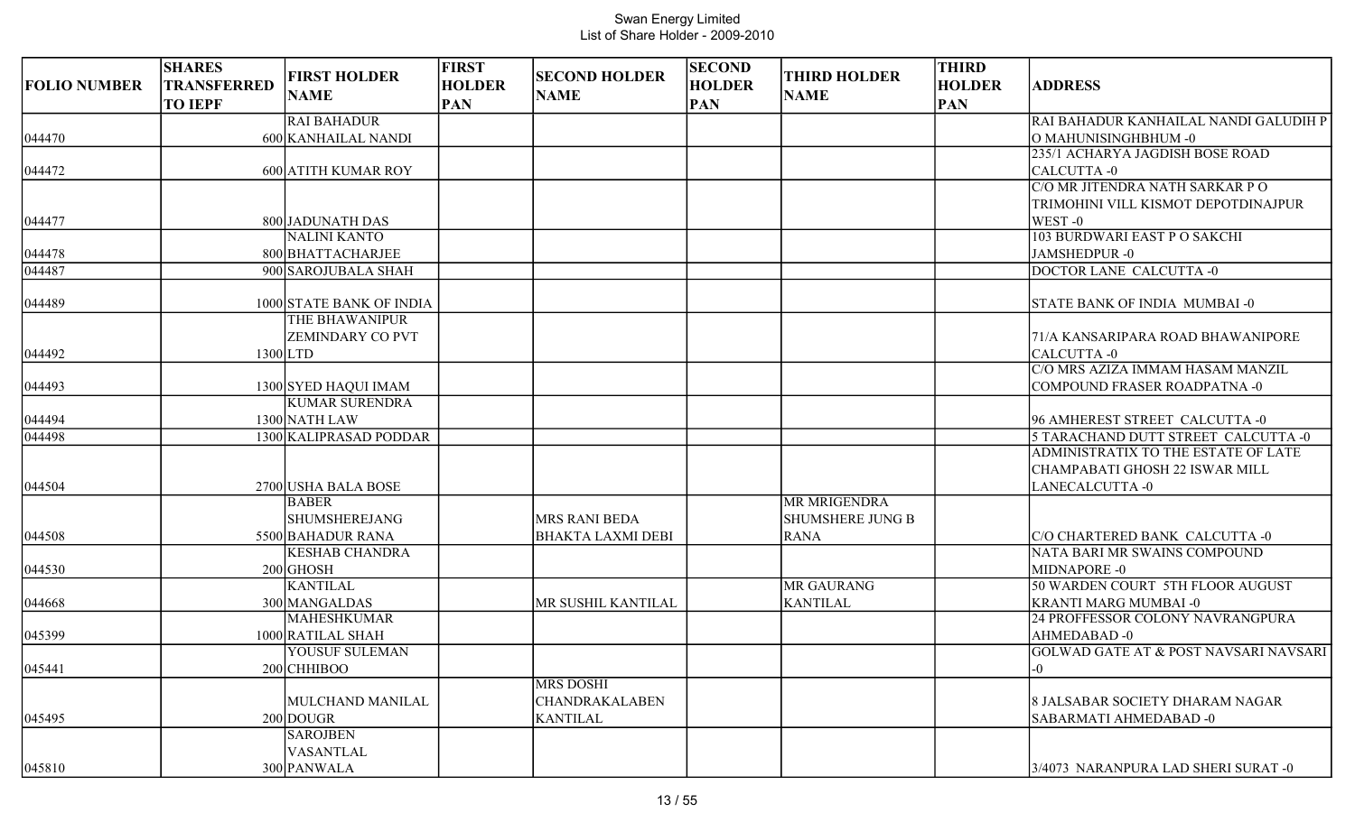Swan Energy Limited
List of Share Holder - 2009-2010

| FOLIO NUMBER | SHARES TRANSFERRED TO IEPF | FIRST HOLDER NAME | FIRST HOLDER PAN | SECOND HOLDER NAME | SECOND HOLDER PAN | THIRD HOLDER NAME | THIRD HOLDER PAN | ADDRESS |
|---|---|---|---|---|---|---|---|---|
| 044470 | 600 | RAI BAHADUR KANHAILAL NANDI | | | | | | RAI BAHADUR KANHAILAL NANDI GALUDIH P O MAHUNISINGHBHUM -0 |
| 044472 | 600 | ATITH KUMAR ROY | | | | | | 235/1 ACHARYA JAGDISH BOSE ROAD CALCUTTA -0 |
| 044477 | 800 | JADUNATH DAS | | | | | | C/O MR JITENDRA NATH SARKAR P O TRIMOHINI VILL KISMOT DEPOTDINAJPUR WEST -0 |
| 044478 | 800 | NALINI KANTO BHATTACHARJEE | | | | | | 103 BURDWARI EAST P O SAKCHI JAMSHEDPUR -0 |
| 044487 | 900 | SAROJUBALA SHAH | | | | | | DOCTOR LANE CALCUTTA -0 |
| 044489 | 1000 | STATE BANK OF INDIA | | | | | | STATE BANK OF INDIA MUMBAI -0 |
| 044492 | 1300 | THE BHAWANIPUR ZEMINDARY CO PVT LTD | | | | | | 71/A KANSARIPARA ROAD BHAWANIPORE CALCUTTA -0 |
| 044493 | 1300 | SYED HAQUI IMAM | | | | | | C/O MRS AZIZA IMMAM HASAM MANZIL COMPOUND FRASER ROADPATNA -0 |
| 044494 | 1300 | KUMAR SURENDRA NATH LAW | | | | | | 96 AMHEREST STREET CALCUTTA -0 |
| 044498 | 1300 | KALIPRASAD PODDAR | | | | | | 5 TARACHAND DUTT STREET CALCUTTA -0 |
| 044504 | 2700 | USHA BALA BOSE | | | | | | ADMINISTRATIX TO THE ESTATE OF LATE CHAMPABATI GHOSH 22 ISWAR MILL LANECALCUTTA -0 |
| 044508 | 5500 | BABER SHUMSHEREJANG BAHADUR RANA | | MRS RANI BEDA BHAKTA LAXMI DEBI | | MR MRIGENDRA SHUMSHERE JUNG B RANA | | C/O CHARTERED BANK CALCUTTA -0 |
| 044530 | 200 | KESHAB CHANDRA GHOSH | | | | | | NATA BARI MR SWAINS COMPOUND MIDNAPORE -0 |
| 044668 | 300 | KANTILAL MANGALDAS | | MR SUSHIL KANTILAL | | MR GAURANG KANTILAL | | 50 WARDEN COURT 5TH FLOOR AUGUST KRANTI MARG MUMBAI -0 |
| 045399 | 1000 | MAHESHKUMAR RATILAL SHAH | | | | | | 24 PROFFESSOR COLONY NAVRANGPURA AHMEDABAD -0 |
| 045441 | 200 | YOUSUF SULEMAN CHHIBOO | | | | | | GOLWAD GATE AT & POST NAVSARI NAVSARI -0 |
| 045495 | 200 | MULCHAND MANILAL DOUGR | | MRS DOSHI CHANDRAKALABEN KANTILAL | | | | 8 JALSABAR SOCIETY DHARAM NAGAR SABARMATI AHMEDABAD -0 |
| 045810 | 300 | SAROJBEN VASANTLAL PANWALA | | | | | | 3/4073 NARANPURA LAD SHERI SURAT -0 |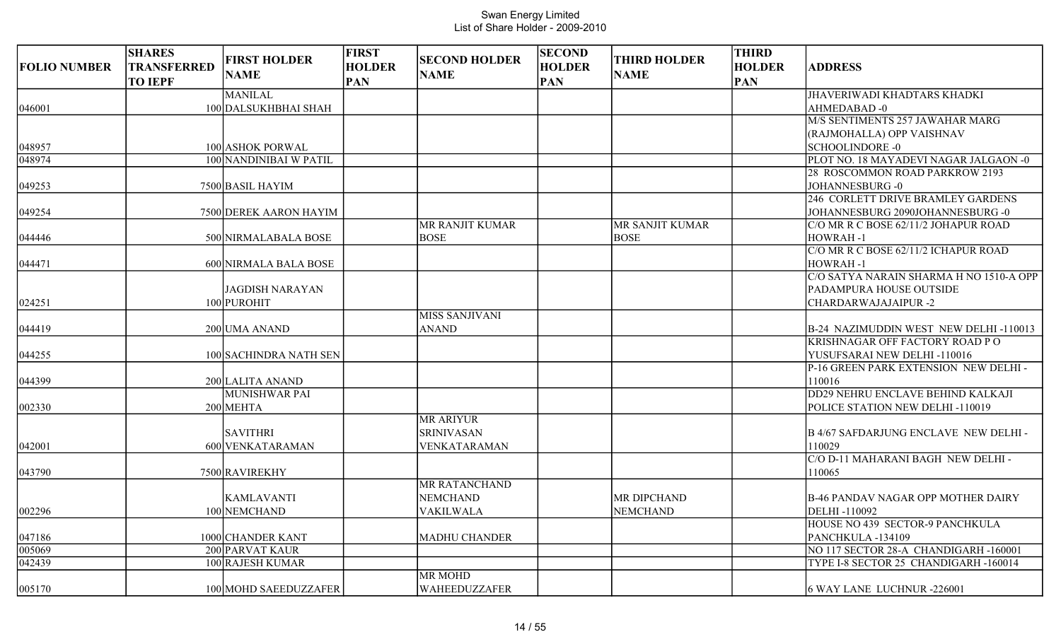Swan Energy Limited
List of Share Holder - 2009-2010

| FOLIO NUMBER | SHARES TRANSFERRED TO IEPF | FIRST HOLDER NAME | FIRST HOLDER PAN | SECOND HOLDER NAME | SECOND HOLDER PAN | THIRD HOLDER NAME | THIRD HOLDER PAN | ADDRESS |
|---|---|---|---|---|---|---|---|---|
| 046001 | 100 | MANILAL DALSUKHBHAI SHAH | | | | | | JHAVERIWADI KHADTARS KHADKI AHMEDABAD -0 |
| 048957 | 100 | ASHOK PORWAL | | | | | | M/S SENTIMENTS 257 JAWAHAR MARG (RAJMOHALLA) OPP VAISHNAV SCHOOLINDORE -0 |
| 048974 | 100 | NANDINIBAI W PATIL | | | | | | PLOT NO. 18 MAYADEVI NAGAR JALGAON -0 |
| 049253 | 7500 | BASIL HAYIM | | | | | | 28 ROSCOMMON ROAD PARKROW 2193 JOHANNESBURG -0 |
| 049254 | 7500 | DEREK AARON HAYIM | | | | | | 246 CORLETT DRIVE BRAMLEY GARDENS JOHANNESBURG 2090JOHANNESBURG -0 |
| 044446 | 500 | NIRMALABALA BOSE | | MR RANJIT KUMAR BOSE | | MR SANJIT KUMAR BOSE | | C/O MR R C BOSE 62/11/2 JOHAPUR ROAD HOWRAH -1 |
| 044471 | 600 | NIRMALA BALA BOSE | | | | | | C/O MR R C BOSE 62/11/2 ICHAPUR ROAD HOWRAH -1 |
| 024251 | 100 | JAGDISH NARAYAN PUROHIT | | | | | | C/O SATYA NARAIN SHARMA H NO 1510-A OPP PADAMPURA HOUSE OUTSIDE CHARDARWAJAJAIPUR -2 |
| 044419 | 200 | UMA ANAND | | MISS SANJIVANI ANAND | | | | B-24 NAZIMUDDIN WEST NEW DELHI -110013 |
| 044255 | 100 | SACHINDRA NATH SEN | | | | | | KRISHNAGAR OFF FACTORY ROAD P O YUSUFSARAI NEW DELHI -110016 |
| 044399 | 200 | LALITA ANAND | | | | | | P-16 GREEN PARK EXTENSION NEW DELHI -110016 |
| 002330 | 200 | MUNISHWAR PAI MEHTA | | | | | | DD29 NEHRU ENCLAVE BEHIND KALKAJI POLICE STATION NEW DELHI -110019 |
| 042001 | 600 | SAVITHRI VENKATARAMAN | | MR ARIYUR SRINIVASAN VENKATARAMAN | | | | B 4/67 SAFDARJUNG ENCLAVE NEW DELHI -110029 |
| 043790 | 7500 | RAVIREKHY | | | | | | C/O D-11 MAHARANI BAGH NEW DELHI -110065 |
| 002296 | 100 | KAMLAVANTI NEMCHAND | | MR RATANCHAND NEMCHAND VAKILWALA | | MR DIPCHAND NEMCHAND | | B-46 PANDAV NAGAR OPP MOTHER DAIRY DELHI -110092 |
| 047186 | 1000 | CHANDER KANT | | MADHU CHANDER | | | | HOUSE NO 439 SECTOR-9 PANCHKULA PANCHKULA -134109 |
| 005069 | 200 | PARVAT KAUR | | | | | | NO 117 SECTOR 28-A CHANDIGARH -160001 |
| 042439 | 100 | RAJESH KUMAR | | | | | | TYPE I-8 SECTOR 25 CHANDIGARH -160014 |
| 005170 | 100 | MOHD SAEEDUZZAFER | | MR MOHD WAHEEDUZZAFER | | | | 6 WAY LANE LUCHNUR -226001 |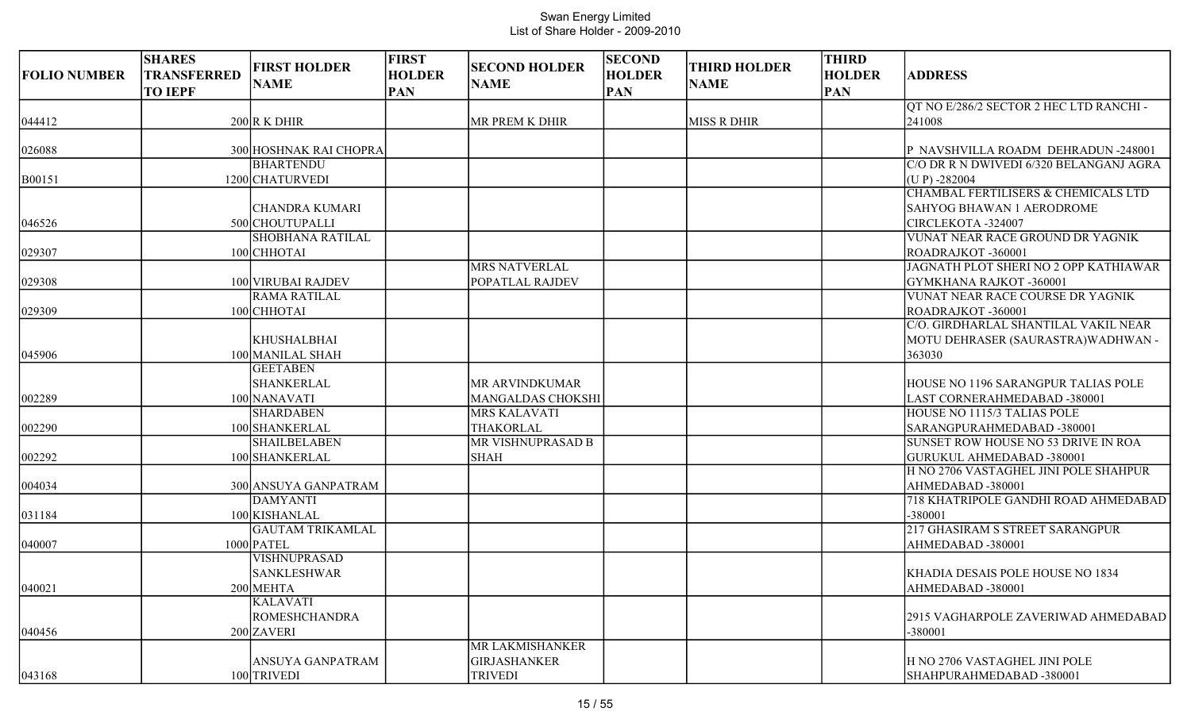Swan Energy Limited
List of Share Holder - 2009-2010

| FOLIO NUMBER | SHARES TRANSFERRED TO IEPF | FIRST HOLDER NAME | FIRST HOLDER PAN | SECOND HOLDER NAME | SECOND HOLDER PAN | THIRD HOLDER NAME | THIRD HOLDER PAN | ADDRESS |
|---|---|---|---|---|---|---|---|---|
| 044412 | 200 | R K DHIR | | MR PREM K DHIR | | MISS R DHIR | | QT NO E/286/2 SECTOR 2 HEC LTD RANCHI -241008 |
| 026088 | 300 | HOSHNAK RAI CHOPRA | | | | | | P NAVSHVILLA ROADM DEHRADUN -248001 |
| B00151 | 1200 | BHARTENDU CHATURVEDI | | | | | | C/O DR R N DWIVEDI 6/320 BELANGANJ AGRA (U P) -282004 |
| 046526 | 500 | CHANDRA KUMARI CHOUTUPALLI | | | | | | CHAMBAL FERTILISERS & CHEMICALS LTD SAHYOG BHAWAN 1 AERODROME CIRCLEKOTA -324007 |
| 029307 | 100 | SHOBHANA RATILAL CHHOTAI | | | | | | VUNAT NEAR RACE GROUND DR YAGNIK ROADRAJKOT -360001 |
| 029308 | 100 | VIRUBAI RAJDEV | | MRS NATVERLAL POPATLAL RAJDEV | | | | JAGNATH PLOT SHERI NO 2 OPP KATHIAWAR GYMKHANA RAJKOT -360001 |
| 029309 | 100 | RAMA RATILAL CHHOTAI | | | | | | VUNAT NEAR RACE COURSE DR YAGNIK ROADRAJKOT -360001 |
| 045906 | 100 | KHUSHALBHAI MANILAL SHAH | | | | | | C/O. GIRDHARLAL SHANTILAL VAKIL NEAR MOTU DEHRASER (SAURASTRA)WADHWAN -363030 |
| 002289 | 100 | GEETABEN SHANKERLAL NANAVATI | | MR ARVINDKUMAR MANGALDAS CHOKSHI | | | | HOUSE NO 1196 SARANGPUR TALIAS POLE LAST CORNERAHMEDABAD -380001 |
| 002290 | 100 | SHARDABEN SHANKERLAL | | MRS KALAVATI THAKORLAL | | | | HOUSE NO 1115/3 TALIAS POLE SARANGPURAHMEDABAD -380001 |
| 002292 | 100 | SHAILBELABEN SHANKERLAL | | MR VISHNUPRASAD B SHAH | | | | SUNSET ROW HOUSE NO 53 DRIVE IN ROA GURUKUL AHMEDABAD -380001 |
| 004034 | 300 | ANSUYA GANPATRAM | | | | | | H NO 2706 VASTAGHEL JINI POLE SHAHPUR AHMEDABAD -380001 |
| 031184 | 100 | DAMYANTI KISHANLAL | | | | | | 718 KHATRIPOLE GANDHI ROAD AHMEDABAD -380001 |
| 040007 | 1000 | GAUTAM TRIKAMLAL PATEL | | | | | | 217 GHASIRAM S STREET SARANGPUR AHMEDABAD -380001 |
| 040021 | 200 | VISHNUPRASAD SANKLESHWAR MEHTA | | | | | | KHADIA DESAIS POLE HOUSE NO 1834 AHMEDABAD -380001 |
| 040456 | 200 | KALAVATI ROMESHCHANDRA ZAVERI | | | | | | 2915 VAGHARPOLE ZAVERIWAD AHMEDABAD -380001 |
| 043168 | 100 | ANSUYA GANPATRAM TRIVEDI | | MR LAKMISHANKER GIRJASHANKER TRIVEDI | | | | H NO 2706 VASTAGHEL JINI POLE SHAHPURAHMEDABAD -380001 |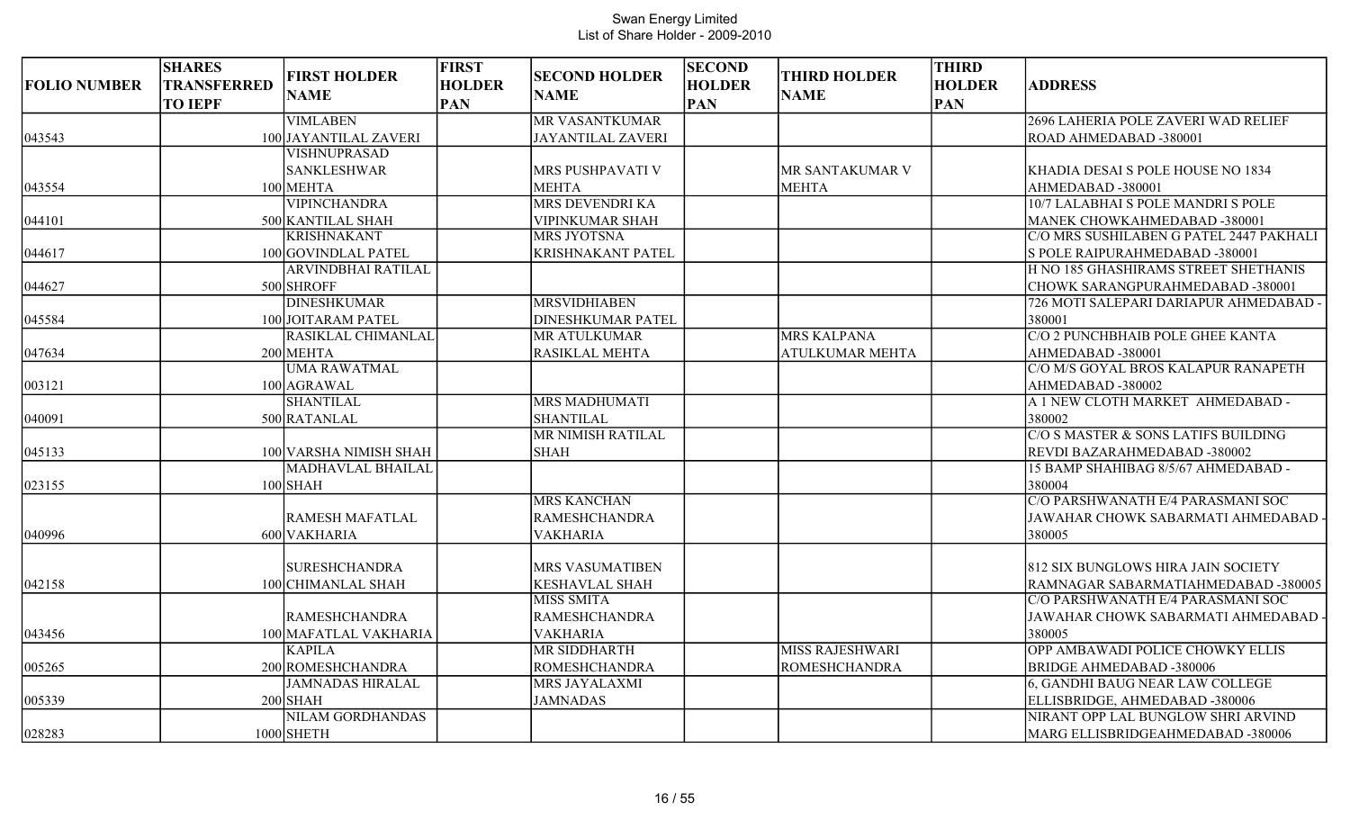# Swan Energy Limited
## List of Share Holder - 2009-2010

| FOLIO NUMBER | SHARES TRANSFERRED TO IEPF | FIRST HOLDER NAME | FIRST HOLDER PAN | SECOND HOLDER NAME | SECOND HOLDER PAN | THIRD HOLDER NAME | THIRD HOLDER PAN | ADDRESS |
|---|---|---|---|---|---|---|---|---|
| 043543 | 100 | VIMLABEN JAYANTILAL ZAVERI | | MR VASANTKUMAR JAYANTILAL ZAVERI | | | | 2696 LAHERIA POLE ZAVERI WAD RELIEF ROAD AHMEDABAD -380001 |
| 043554 | 100 | VISHNUPRASAD SANKLESHWAR MEHTA | | MRS PUSHPAVATI V MEHTA | | MR SANTAKUMAR V MEHTA | | KHADIA DESAI S POLE HOUSE NO 1834 AHMEDABAD -380001 |
| 044101 | 500 | VIPINCHANDRA KANTILAL SHAH | | MRS DEVENDRI KA VIPINKUMAR SHAH | | | | 10/7 LALABHAI S POLE MANDRI S POLE MANEK CHOWKAHMEDABAD -380001 |
| 044617 | 100 | KRISHNAKANT GOVINDLAL PATEL | | MRS JYOTSNA KRISHNAKANT PATEL | | | | C/O MRS SUSHILABEN G PATEL 2447 PAKHALI S POLE RAIPURAHMEDABAD -380001 |
| 044627 | 500 | ARVINDBHAI RATILAL SHROFF | | | | | | H NO 185 GHASHIRAMS STREET SHETHANIS CHOWK SARANGPURAHMEDABAD -380001 |
| 045584 | 100 | DINESHKUMAR JOITARAM PATEL | | MRSVIDHIABEN DINESHKUMAR PATEL | | | | 726 MOTI SALEPARI DARIAPUR AHMEDABAD - 380001 |
| 047634 | 200 | RASIKLAL CHIMANLAL MEHTA | | MR ATULKUMAR RASIKLAL MEHTA | | MRS KALPANA ATULKUMAR MEHTA | | C/O 2 PUNCHBHAIB POLE GHEE KANTA AHMEDABAD -380001 |
| 003121 | 100 | UMA RAWATMAL AGRAWAL | | | | | | C/O M/S GOYAL BROS KALAPUR RANAPETH AHMEDABAD -380002 |
| 040091 | 500 | SHANTILAL RATANLAL | | MRS MADHUMATI SHANTILAL | | | | A 1 NEW CLOTH MARKET AHMEDABAD - 380002 |
| 045133 | 100 | VARSHA NIMISH SHAH | | MR NIMISH RATILAL SHAH | | | | C/O S MASTER & SONS LATIFS BUILDING REVDI BAZARAHMEDABAD -380002 |
| 023155 | 100 | MADHAVLAL BHAILAL SHAH | | | | | | 15 BAMP SHAHIBAG 8/5/67 AHMEDABAD - 380004 |
| 040996 | 600 | RAMESH MAFATLAL VAKHARIA | | MRS KANCHAN RAMESHCHANDRA VAKHARIA | | | | C/O PARSHWANATH E/4 PARASMANI SOC JAWAHAR CHOWK SABARMATI AHMEDABAD - 380005 |
| 042158 | 100 | SURESHCHANDRA CHIMANLAL SHAH | | MRS VASUMATIBEN KESHAVLAL SHAH | | | | 812 SIX BUNGLOWS HIRA JAIN SOCIETY RAMNAGAR SABARMATIAHMEDABAD -380005 |
| 043456 | 100 | RAMESHCHANDRA MAFATLAL VAKHARIA | | MISS SMITA RAMESHCHANDRA VAKHARIA | | | | C/O PARSHWANATH E/4 PARASMANI SOC JAWAHAR CHOWK SABARMATI AHMEDABAD - 380005 |
| 005265 | 200 | KAPILA ROMESHCHANDRA | | MR SIDDHARTH ROMESHCHANDRA | | MISS RAJESHWARI ROMESHCHANDRA | | OPP AMBAWADI POLICE CHOWKY ELLIS BRIDGE AHMEDABAD -380006 |
| 005339 | 200 | JAMNADAS HIRALAL SHAH | | MRS JAYALAXMI JAMNADAS | | | | 6, GANDHI BAUG NEAR LAW COLLEGE ELLISBRIDGE, AHMEDABAD -380006 |
| 028283 | 1000 | NILAM GORDHANDAS SHETH | | | | | | NIRANT OPP LAL BUNGLOW SHRI ARVIND MARG ELLISBRIDGEAHMEDABAD -380006 |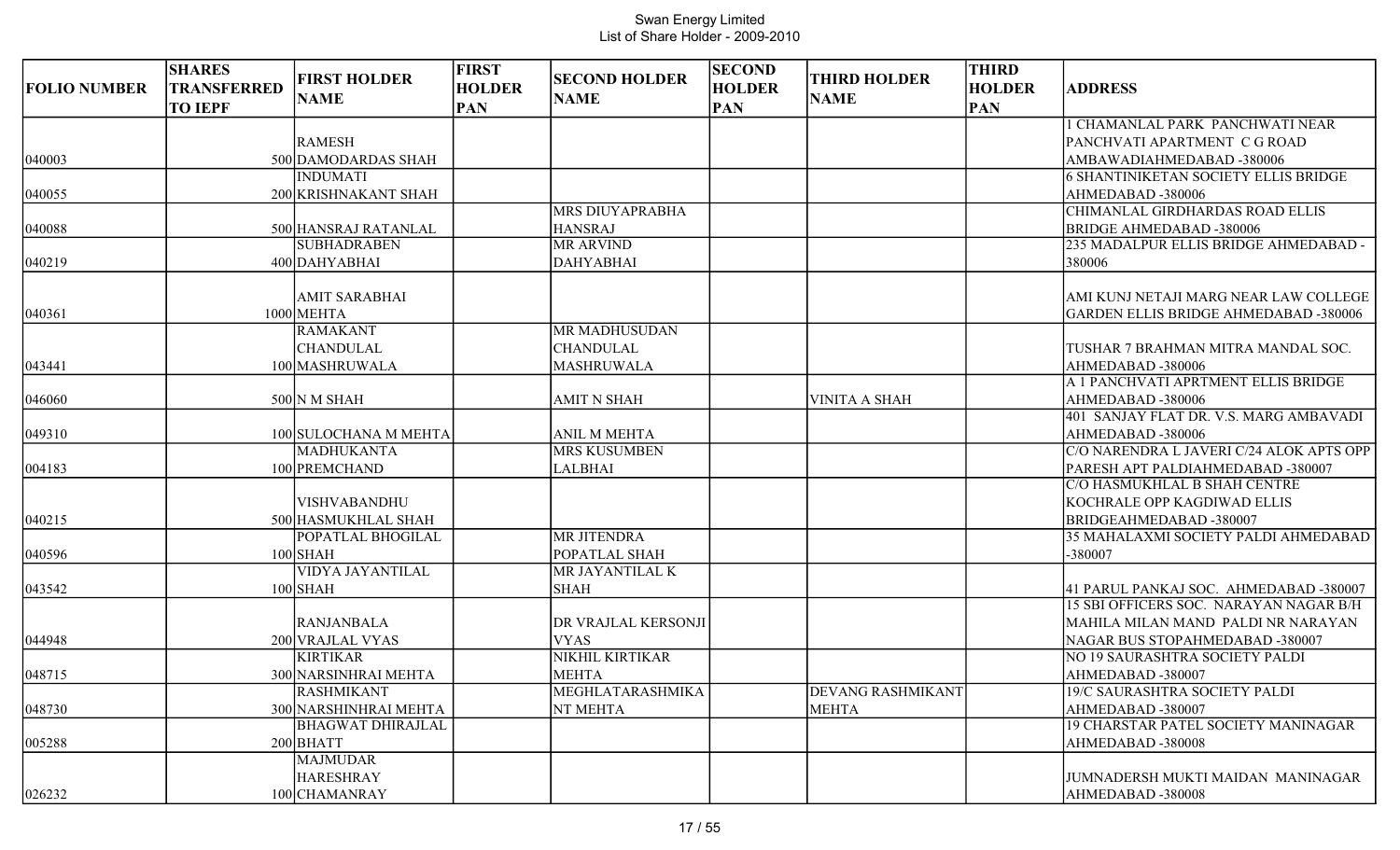Swan Energy Limited
List of Share Holder - 2009-2010

| FOLIO NUMBER | SHARES TRANSFERRED TO IEPF | FIRST HOLDER NAME | FIRST HOLDER PAN | SECOND HOLDER NAME | SECOND HOLDER PAN | THIRD HOLDER NAME | THIRD HOLDER PAN | ADDRESS |
|---|---|---|---|---|---|---|---|---|
| 040003 | 500 | RAMESH DAMODARDAS SHAH | | | | | | 1 CHAMANLAL PARK PANCHWATI NEAR PANCHVATI APARTMENT C G ROAD AMBAWADIAHMEDABAD -380006 |
| 040055 | 200 | INDUMATI KRISHNAKANT SHAH | | | | | | 6 SHANTINIKETAN SOCIETY ELLIS BRIDGE AHMEDABAD -380006 |
| 040088 | 500 | HANSRAJ RATANLAL | | MRS DIUYAPRABHA HANSRAJ | | | | CHIMANLAL GIRDHARDAS ROAD ELLIS BRIDGE AHMEDABAD -380006 |
| 040219 | 400 | SUBHADRABEN DAHYABHAI | | MR ARVIND DAHYABHAI | | | | 235 MADALPUR ELLIS BRIDGE AHMEDABAD -380006 |
| 040361 | 1000 | AMIT SARABHAI MEHTA | | | | | | AMI KUNJ NETAJI MARG NEAR LAW COLLEGE GARDEN ELLIS BRIDGE AHMEDABAD -380006 |
| 043441 | 100 | RAMAKANT CHANDULAL MASHRUWALA | | MR MADHUSUDAN CHANDULAL MASHRUWALA | | | | TUSHAR 7 BRAHMAN MITRA MANDAL SOC. AHMEDABAD -380006 |
| 046060 | 500 | N M SHAH | | AMIT N SHAH | | VINITA A SHAH | | A 1 PANCHVATI APRTMENT ELLIS BRIDGE AHMEDABAD -380006 |
| 049310 | 100 | SULOCHANA M MEHTA | | ANIL M MEHTA | | | | 401 SANJAY FLAT DR. V.S. MARG AMBAVADI AHMEDABAD -380006 |
| 004183 | 100 | MADHUKANTA PREMCHAND | | MRS KUSUMBEN LALBHAI | | | | C/O NARENDRA L JAVERI C/24 ALOK APTS OPP PARESH APT PALDIAHMEDABAD -380007 |
| 040215 | 500 | VISHVABANDHU HASMUKHLAL SHAH | | | | | | C/O HASMUKHLAL B SHAH CENTRE KOCHRALE OPP KAGDIWAD ELLIS BRIDGEAHMEDABAD -380007 |
| 040596 | 100 | POPATLAL BHOGILAL SHAH | | MR JITENDRA POPATLAL SHAH | | | | 35 MAHALAXMI SOCIETY PALDI AHMEDABAD -380007 |
| 043542 | 100 | VIDYA JAYANTILAL SHAH | | MR JAYANTILAL K SHAH | | | | 41 PARUL PANKAJ SOC. AHMEDABAD -380007 |
| 044948 | 200 | RANJANBALA VRAJLAL VYAS | | DR VRAJLAL KERSONJI VYAS | | | | 15 SBI OFFICERS SOC. NARAYAN NAGAR B/H MAHILA MILAN MAND PALDI NR NARAYAN NAGAR BUS STOPAHMEDABAD -380007 |
| 048715 | 300 | KIRTIKAR NARSINHRAI MEHTA | | NIKHIL KIRTIKAR MEHTA | | | | NO 19 SAURASHTRA SOCIETY PALDI AHMEDABAD -380007 |
| 048730 | 300 | RASHMIKANT NARSHINHRAI MEHTA | | MEGHLATARASHMIKA NT MEHTA | | DEVANG RASHMIKANT MEHTA | | 19/C SAURASHTRA SOCIETY PALDI AHMEDABAD -380007 |
| 005288 | 200 | BHAGWAT DHIRAJLAL BHATT | | | | | | 19 CHARSTAR PATEL SOCIETY MANINAGAR AHMEDABAD -380008 |
| 026232 | 100 | MAJMUDAR HARESHRAY CHAMANRAY | | | | | | JUMNADERSH MUKTI MAIDAN MANINAGAR AHMEDABAD -380008 |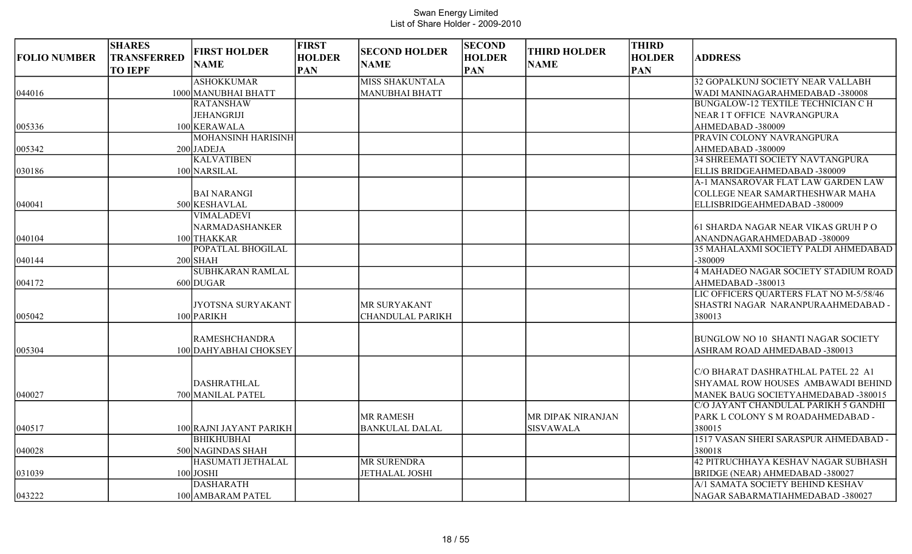Swan Energy Limited
List of Share Holder - 2009-2010

| FOLIO NUMBER | SHARES TRANSFERRED TO IEPF | FIRST HOLDER NAME | FIRST HOLDER PAN | SECOND HOLDER NAME | SECOND HOLDER PAN | THIRD HOLDER NAME | THIRD HOLDER PAN | ADDRESS |
|---|---|---|---|---|---|---|---|---|
| 044016 | 1000 | ASHOKKUMAR MANUBHAI BHATT | | MISS SHAKUNTALA MANUBHAI BHATT | | | | 32 GOPALKUNJ SOCIETY NEAR VALLABH WADI MANINAGARAHMEDABAD -380008 |
| 005336 | 100 | RATANSHAW JEHANGRIJI KERAWALA | | | | | | BUNGALOW-12 TEXTILE TECHNICIAN C H NEAR I T OFFICE NAVRANGPURA AHMEDABAD -380009 |
| 005342 | 200 | MOHANSINH HARISINH JADEJA | | | | | | PRAVIN COLONY NAVRANGPURA AHMEDABAD -380009 |
| 030186 | 100 | KALVATIBEN NARSILAL | | | | | | 34 SHREEMATI SOCIETY NAVTANGPURA ELLIS BRIDGEAHMEDABAD -380009 |
| 040041 | 500 | BAI NARANGI KESHAVLAL | | | | | | A-1 MANSAROVAR FLAT LAW GARDEN LAW COLLEGE NEAR SAMARTHESHWAR MAHA ELLISBRIDGEAHMEDABAD -380009 |
| 040104 | 100 | VIMALADEVI NARMADASHANKER THAKKAR | | | | | | 61 SHARDA NAGAR NEAR VIKAS GRUH P O ANANDNAGARAHMEDABAD -380009 |
| 040144 | 200 | POPATLAL BHOGILAL SHAH | | | | | | 35 MAHALAXMI SOCIETY PALDI AHMEDABAD -380009 |
| 004172 | 600 | SUBHKARAN RAMLAL DUGAR | | | | | | 4 MAHADEO NAGAR SOCIETY STADIUM ROAD AHMEDABAD -380013 |
| 005042 | 100 | JYOTSNA SURYAKANT PARIKH | | MR SURYAKANT CHANDULAL PARIKH | | | | LIC OFFICERS QUARTERS FLAT NO M-5/58/46 SHASTRI NAGAR NARANPURAAHMEDABAD -380013 |
| 005304 | 100 | RAMESHCHANDRA DAHYABHAI CHOKSEY | | | | | | BUNGLOW NO 10 SHANTI NAGAR SOCIETY ASHRAM ROAD AHMEDABAD -380013 |
| 040027 | 700 | DASHRATHLAL MANILAL PATEL | | | | | | C/O BHARAT DASHRATHLAL PATEL 22 A1 SHYAMAL ROW HOUSES AMBAWADI BEHIND MANEK BAUG SOCIETYAHMEDABAD -380015 |
| 040517 | 100 | RAJNI JAYANT PARIKH | | MR RAMESH BANKULAL DALAL | | MR DIPAK NIRANJAN SISVAWALA | | C/O JAYANT CHANDULAL PARIKH 5 GANDHI PARK L COLONY S M ROADAHMEDABAD -380015 |
| 040028 | 500 | BHIKHUBHAI NAGINDAS SHAH | | | | | | 1517 VASAN SHERI SARASPUR AHMEDABAD -380018 |
| 031039 | 100 | HASUMATI JETHALAL JOSHI | | MR SURENDRA JETHALAL JOSHI | | | | 42 PITRUCHHAYA KESHAV NAGAR SUBHASH BRIDGE (NEAR) AHMEDABAD -380027 |
| 043222 | 100 | DASHARATH AMBARAM PATEL | | | | | | A/1 SAMATA SOCIETY BEHIND KESHAV NAGAR SABARMATIAHMEDABAD -380027 |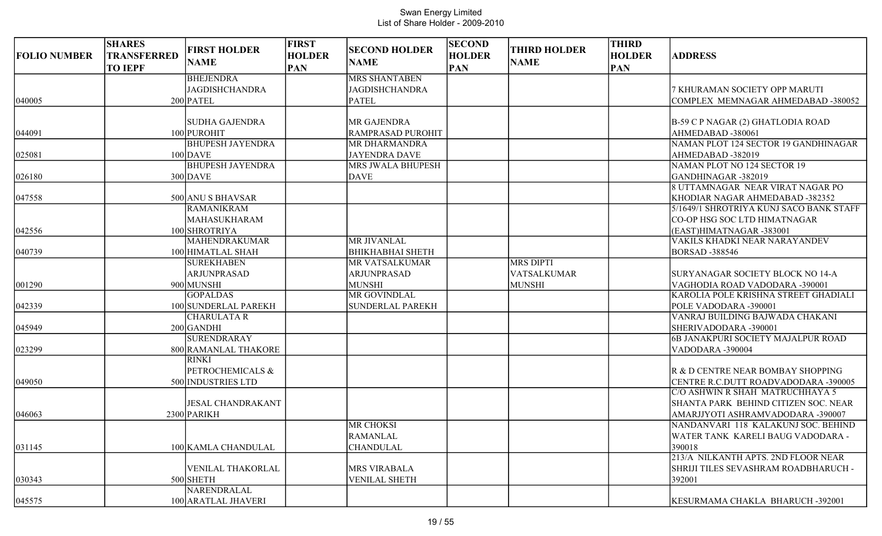Swan Energy Limited
List of Share Holder - 2009-2010

| FOLIO NUMBER | SHARES TRANSFERRED TO IEPF | FIRST HOLDER NAME | FIRST HOLDER PAN | SECOND HOLDER NAME | SECOND HOLDER PAN | THIRD HOLDER NAME | THIRD HOLDER PAN | ADDRESS |
|---|---|---|---|---|---|---|---|---|
| 040005 | 200 | BHEJENDRA JAGDISHCHANDRA PATEL | | MRS SHANTABEN JAGDISHCHANDRA PATEL | | | | 7 KHURAMAN SOCIETY OPP MARUTI COMPLEX MEMNAGAR AHMEDABAD -380052 |
| 044091 | 100 | SUDHA GAJENDRA PUROHIT | | MR GAJENDRA RAMPRASAD PUROHIT | | | | B-59 C P NAGAR (2) GHATLODIA ROAD AHMEDABAD -380061 |
| 025081 | 100 | BHUPESH JAYENDRA DAVE | | MR DHARMANDRA JAYENDRA DAVE | | | | NAMAN PLOT 124 SECTOR 19 GANDHINAGAR AHMEDABAD -382019 |
| 026180 | 300 | BHUPESH JAYENDRA DAVE | | MRS JWALA BHUPESH DAVE | | | | NAMAN PLOT NO 124 SECTOR 19 GANDHINAGAR -382019 |
| 047558 | 500 | ANU S BHAVSAR | | | | | | 8 UTTAMNAGAR NEAR VIRAT NAGAR PO KHODIAR NAGAR AHMEDABAD -382352 |
| 042556 | 100 | RAMANIKRAM MAHASUKHARAM SHROTRIYA | | | | | | 5/1649/1 SHROTRIYA KUNJ SACO BANK STAFF CO-OP HSG SOC LTD HIMATNAGAR (EAST)HIMATNAGAR -383001 |
| 040739 | 100 | MAHENDRAKUMAR HIMATLAL SHAH | | MR JIVANLAL BHIKHABHAI SHETH | | | | VAKILS KHADKI NEAR NARAYANDEV BORSAD -388546 |
| 001290 | 900 | SUREKHABEN ARJUNPRASAD MUNSHI | | MR VATSALKUMAR ARJUNPRASAD MUNSHI | | MRS DIPTI VATSALKUMAR MUNSHI | | SURYANAGAR SOCIETY BLOCK NO 14-A VAGHODIA ROAD VADODARA -390001 |
| 042339 | 100 | GOPALDAS SUNDERLAL PAREKH | | MR GOVINDLAL SUNDERLAL PAREKH | | | | KAROLIA POLE KRISHNA STREET GHADIALI POLE VADODARA -390001 |
| 045949 | 200 | CHARULATA R GANDHI | | | | | | VANRAJ BUILDING BAJWADA CHAKANI SHERIVADODARA -390001 |
| 023299 | 800 | SURENDRARAY RAMANLAL THAKORE | | | | | | 6B JANAKPURI SOCIETY MAJALPUR ROAD VADODARA -390004 |
| 049050 | 500 | RINKI PETROCHEMICALS & INDUSTRIES LTD | | | | | | R & D CENTRE NEAR BOMBAY SHOPPING CENTRE R.C.DUTT ROADVADODARA -390005 |
| 046063 | 2300 | JESAL CHANDRAKANT PARIKH | | | | | | C/O ASHWIN R SHAH MATRUCHHAYA 5 SHANTA PARK BEHIND CITIZEN SOC. NEAR AMARJJYOTI ASHRAMVADODARA -390007 |
| 031145 | 100 | KAMLA CHANDULAL | | MR CHOKSI RAMANLAL CHANDULAL | | | | NANDANVARI 118 KALAKUNJ SOC. BEHIND WATER TANK KARELI BAUG VADODARA -390018 |
| 030343 | 500 | VENILAL THAKORLAL SHETH | | MRS VIRABALA VENILAL SHETH | | | | 213/A NILKANTH APTS. 2ND FLOOR NEAR SHRIJI TILES SEVASHRAM ROADBHARUCH -392001 |
| 045575 | 100 | NARENDRALAL ARATLAL JHAVERI | | | | | | KESURMAMA CHAKLA BHARUCH -392001 |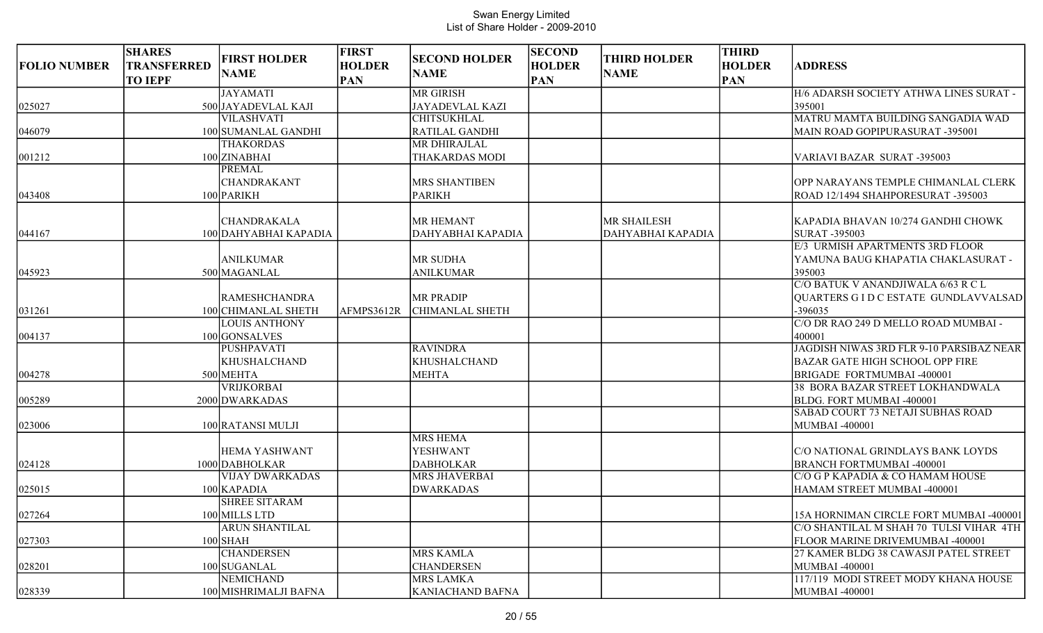Swan Energy Limited
List of Share Holder - 2009-2010

| FOLIO NUMBER | SHARES TRANSFERRED TO IEPF | FIRST HOLDER NAME | FIRST HOLDER PAN | SECOND HOLDER NAME | SECOND HOLDER PAN | THIRD HOLDER NAME | THIRD HOLDER PAN | ADDRESS |
|---|---|---|---|---|---|---|---|---|
| 025027 | 500 | JAYAMATI JAYADEVLAL KAJI | | MR GIRISH JAYADEVLAL KAZI | | | | H/6 ADARSH SOCIETY ATHWA LINES SURAT -395001 |
| 046079 | 100 | VILASHVATI SUMANLAL GANDHI | | CHITSUKHLAL RATILAL GANDHI | | | | MATRU MAMTA BUILDING SANGADIA WAD MAIN ROAD GOPIPURASURAT -395001 |
| 001212 | 100 | THAKORDAS ZINABHAI | | MR DHIRAJLAL THAKARDAS MODI | | | | VARIAVI BAZAR SURAT -395003 |
| 043408 | 100 | PREMAL CHANDRAKANT PARIKH | | MRS SHANTIBEN PARIKH | | | | OPP NARAYANS TEMPLE CHIMANLAL CLERK ROAD 12/1494 SHAHPORESURAT -395003 |
| 044167 | 100 | CHANDRAKALA DAHYABHAI KAPADIA | | MR HEMANT DAHYABHAI KAPADIA | | MR SHAILESH DAHYABHAI KAPADIA | | KAPADIA BHAVAN 10/274 GANDHI CHOWK SURAT -395003 |
| 045923 | 500 | ANILKUMAR MAGANLAL | | MR SUDHA ANILKUMAR | | | | E/3 URMISH APARTMENTS 3RD FLOOR YAMUNA BAUG KHAPATIA CHAKLASURAT -395003 |
| 031261 | 100 | RAMESHCHANDRA CHIMANLAL SHETH | AFMPS3612R | MR PRADIP CHIMANLAL SHETH | | | | C/O BATUK V ANANDJIWALA 6/63 R C L QUARTERS G I D C ESTATE GUNDLAVVALSAD -396035 |
| 004137 | 100 | LOUIS ANTHONY GONSALVES | | | | | | C/O DR RAO 249 D MELLO ROAD MUMBAI -400001 |
| 004278 | 500 | PUSHPAVATI KHUSHALCHAND MEHTA | | RAVINDRA KHUSHALCHAND MEHTA | | | | JAGDISH NIWAS 3RD FLR 9-10 PARSIBAZ NEAR BAZAR GATE HIGH SCHOOL OPP FIRE BRIGADE FORTMUMBAI -400001 |
| 005289 | 2000 | VRIJKORBAI DWARKADAS | | | | | | 38 BORA BAZAR STREET LOKHANDWALA BLDG. FORT MUMBAI -400001 |
| 023006 | 100 | RATANSI MULJI | | | | | | SABAD COURT 73 NETAJI SUBHAS ROAD MUMBAI -400001 |
| 024128 | 1000 | HEMA YASHWANT DABHOLKAR | | MRS HEMA YESHWANT DABHOLKAR | | | | C/O NATIONAL GRINDLAYS BANK LOYDS BRANCH FORTMUMBAI -400001 |
| 025015 | 100 | VIJAY DWARKADAS KAPADIA | | MRS JHAVERBAI DWARKADAS | | | | C/O G P KAPADIA & CO HAMAM HOUSE HAMAM STREET MUMBAI -400001 |
| 027264 | 100 | SHREE SITARAM MILLS LTD | | | | | | 15A HORNIMAN CIRCLE FORT MUMBAI -400001 |
| 027303 | 100 | ARUN SHANTILAL SHAH | | | | | | C/O SHANTILAL M SHAH 70 TULSI VIHAR 4TH FLOOR MARINE DRIVEMUMBAI -400001 |
| 028201 | 100 | CHANDERSEN SUGANLAL | | MRS KAMLA CHANDERSEN | | | | 27 KAMER BLDG 38 CAWASJI PATEL STREET MUMBAI -400001 |
| 028339 | 100 | NEMICHAND MISHRIMALJI BAFNA | | MRS LAMKA KANIACHAND BAFNA | | | | 117/119 MODI STREET MODY KHANA HOUSE MUMBAI -400001 |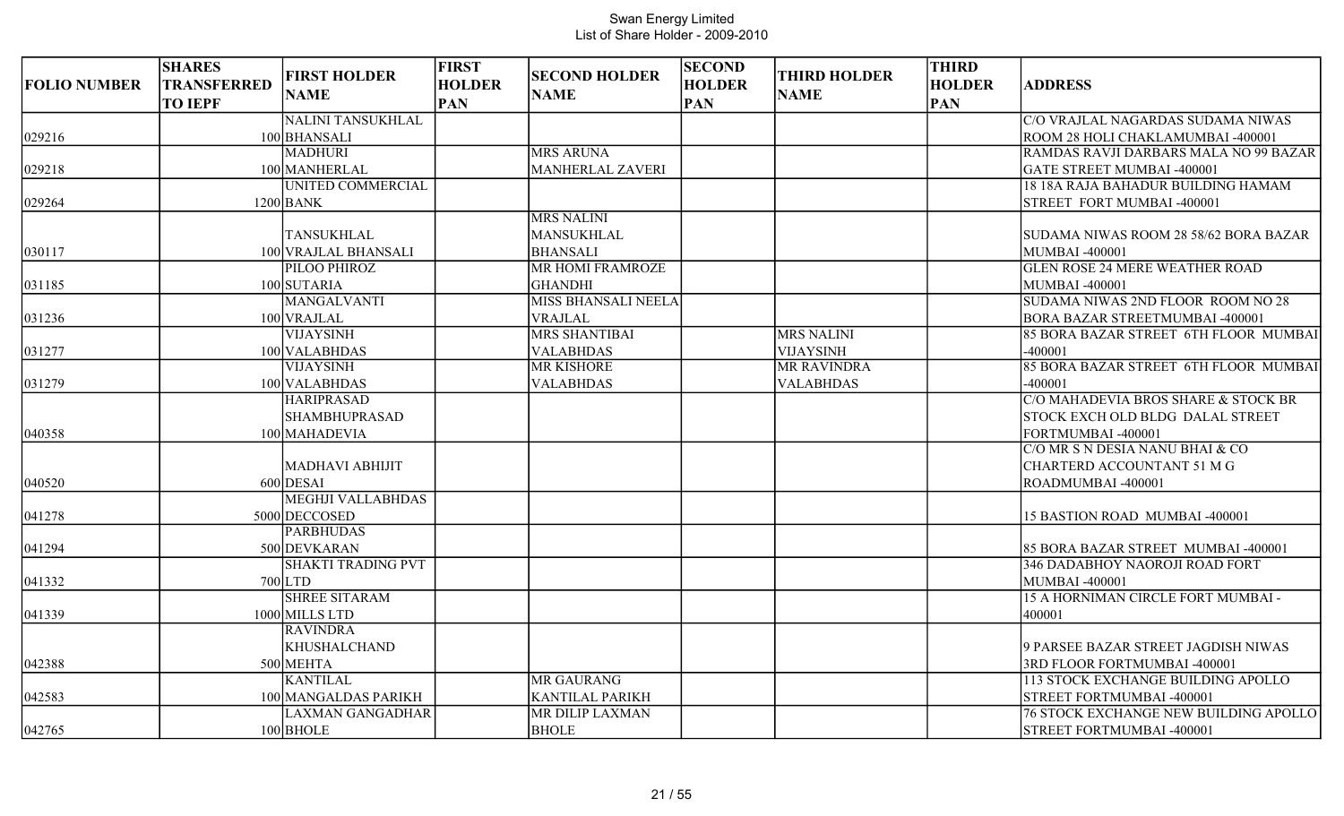Swan Energy Limited
List of Share Holder - 2009-2010

| FOLIO NUMBER | SHARES TRANSFERRED TO IEPF | FIRST HOLDER NAME | FIRST HOLDER PAN | SECOND HOLDER NAME | SECOND HOLDER PAN | THIRD HOLDER NAME | THIRD HOLDER PAN | ADDRESS |
|---|---|---|---|---|---|---|---|---|
| 029216 | 100 | NALINI TANSUKHLAL BHANSALI | | | | | | C/O VRAJLAL NAGARDAS SUDAMA NIWAS ROOM 28 HOLI CHAKLAMUMBAI -400001 |
| 029218 | 100 | MADHURI MANHERLAL | | MRS ARUNA MANHERLAL ZAVERI | | | | RAMDAS RAVJI DARBARS MALA NO 99 BAZAR GATE STREET MUMBAI -400001 |
| 029264 | 1200 | UNITED COMMERCIAL BANK | | | | | | 18 18A RAJA BAHADUR BUILDING HAMAM STREET FORT MUMBAI -400001 |
| 030117 | 100 | TANSUKHLAL VRAJLAL BHANSALI | | MRS NALINI MANSUKHLAL BHANSALI | | | | SUDAMA NIWAS ROOM 28 58/62 BORA BAZAR MUMBAI -400001 |
| 031185 | 100 | PILOO PHIROZ SUTARIA | | MR HOMI FRAMROZE GHANDHI | | | | GLEN ROSE 24 MERE WEATHER ROAD MUMBAI -400001 |
| 031236 | 100 | MANGALVANTI VRAJLAL | | MISS BHANSALI NEELA VRAJLAL | | | | SUDAMA NIWAS 2ND FLOOR ROOM NO 28 BORA BAZAR STREETMUMBAI -400001 |
| 031277 | 100 | VIJAYSINH VALABHDAS | | MRS SHANTIBAI VALABHDAS | | MRS NALINI VIJAYSINH | | 85 BORA BAZAR STREET 6TH FLOOR MUMBAI -400001 |
| 031279 | 100 | VIJAYSINH VALABHDAS | | MR KISHORE VALABHDAS | | MR RAVINDRA VALABHDAS | | 85 BORA BAZAR STREET 6TH FLOOR MUMBAI -400001 |
| 040358 | 100 | HARIPRASAD SHAMBHUPRASAD MAHADEVIA | | | | | | C/O MAHADEVIA BROS SHARE & STOCK BR STOCK EXCH OLD BLDG DALAL STREET FORTMUMBAI -400001 |
| 040520 | 600 | MADHAVI ABHIJIT DESAI | | | | | | C/O MR S N DESIA NANU BHAI & CO CHARTERD ACCOUNTANT 51 M G ROADMUMBAI -400001 |
| 041278 | 5000 | MEGHJI VALLABHDAS DECCOSED | | | | | | 15 BASTION ROAD MUMBAI -400001 |
| 041294 | 500 | PARBHUDAS DEVKARAN | | | | | | 85 BORA BAZAR STREET MUMBAI -400001 |
| 041332 | 700 | SHAKTI TRADING PVT LTD | | | | | | 346 DADABHOY NAOROJI ROAD FORT MUMBAI -400001 |
| 041339 | 1000 | SHREE SITARAM MILLS LTD | | | | | | 15 A HORNIMAN CIRCLE FORT MUMBAI -400001 |
| 042388 | 500 | RAVINDRA KHUSHALCHAND MEHTA | | | | | | 9 PARSEE BAZAR STREET JAGDISH NIWAS 3RD FLOOR FORTMUMBAI -400001 |
| 042583 | 100 | KANTILAL MANGALDAS PARIKH | | MR GAURANG KANTILAL PARIKH | | | | 113 STOCK EXCHANGE BUILDING APOLLO STREET FORTMUMBAI -400001 |
| 042765 | 100 | LAXMAN GANGADHAR BHOLE | | MR DILIP LAXMAN BHOLE | | | | 76 STOCK EXCHANGE NEW BUILDING APOLLO STREET FORTMUMBAI -400001 |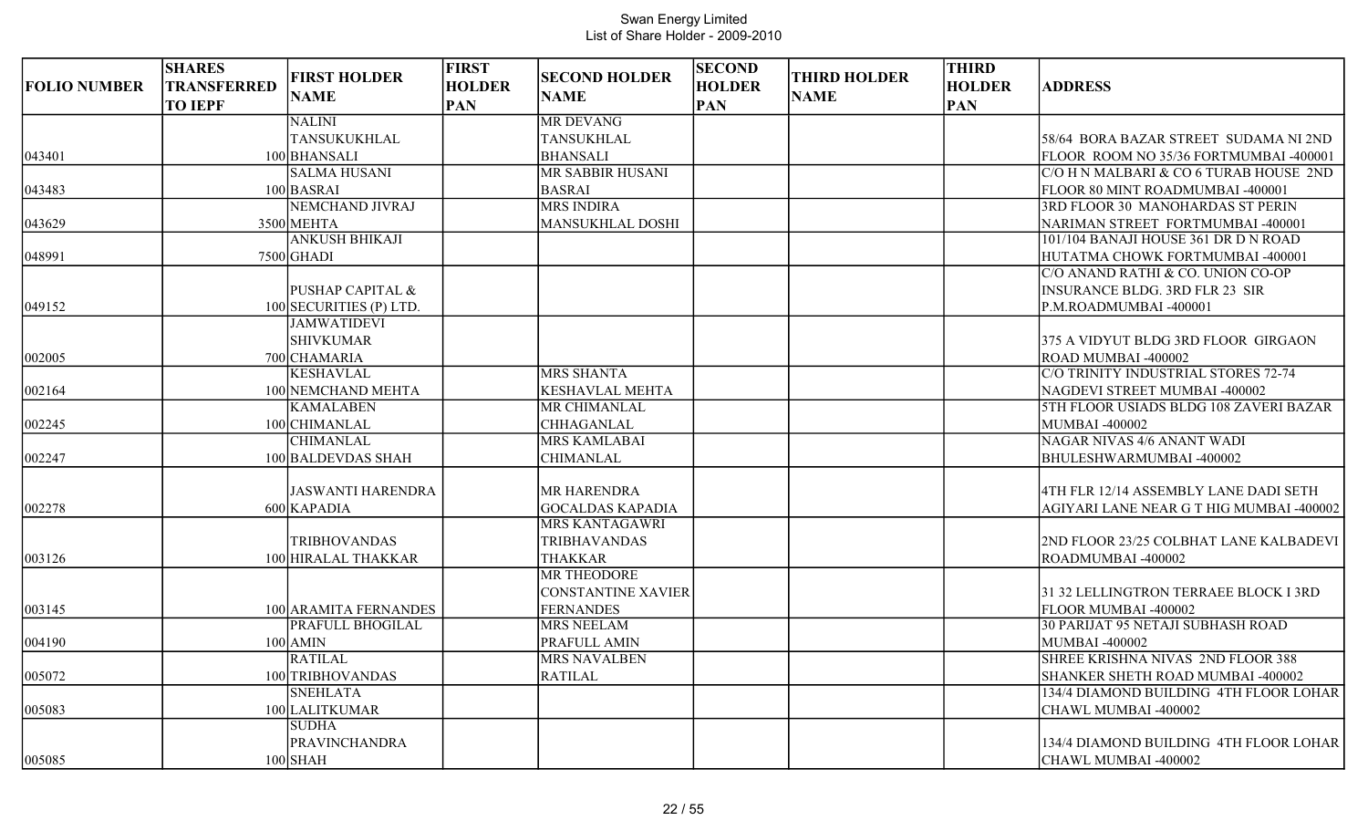Swan Energy Limited
List of Share Holder - 2009-2010

| FOLIO NUMBER | SHARES TRANSFERRED TO IEPF | FIRST HOLDER NAME | FIRST HOLDER PAN | SECOND HOLDER NAME | SECOND HOLDER PAN | THIRD HOLDER NAME | THIRD HOLDER PAN | ADDRESS |
|---|---|---|---|---|---|---|---|---|
| 043401 | 100 | NALINI TANSUKUKHLAL BHANSALI | | MR DEVANG TANSUKHLAL BHANSALI | | | | 58/64 BORA BAZAR STREET SUDAMA NI 2ND FLOOR ROOM NO 35/36 FORTMUMBAI -400001 |
| 043483 | 100 | SALMA HUSANI BASRAI | | MR SABBIR HUSANI BASRAI | | | | C/O H N MALBARI & CO 6 TURAB HOUSE 2ND FLOOR 80 MINT ROADMUMBAI -400001 |
| 043629 | 3500 | NEMCHAND JIVRAJ MEHTA | | MRS INDIRA MANSUKHLAL DOSHI | | | | 3RD FLOOR 30 MANOHARDAS ST PERIN NARIMAN STREET FORTMUMBAI -400001 |
| 048991 | 7500 | ANKUSH BHIKAJI GHADI | | | | | | 101/104 BANAJI HOUSE 361 DR D N ROAD HUTATMA CHOWK FORTMUMBAI -400001 |
| 049152 | 100 | PUSHAP CAPITAL & SECURITIES (P) LTD. | | | | | | C/O ANAND RATHI & CO. UNION CO-OP INSURANCE BLDG. 3RD FLR 23 SIR P.M.ROADMUMBAI -400001 |
| 002005 | 700 | JAMWATIDEVI SHIVKUMAR CHAMARIA | | | | | | 375 A VIDYUT BLDG 3RD FLOOR GIRGAON ROAD MUMBAI -400002 |
| 002164 | 100 | KESHAVLAL NEMCHAND MEHTA | | MRS SHANTA KESHAVLAL MEHTA | | | | C/O TRINITY INDUSTRIAL STORES 72-74 NAGDEVI STREET MUMBAI -400002 |
| 002245 | 100 | KAMALABEN CHIMANLAL | | MR CHIMANLAL CHHAGANLAL | | | | 5TH FLOOR USIADS BLDG 108 ZAVERI BAZAR MUMBAI -400002 |
| 002247 | 100 | CHIMANLAL BALDEVDAS SHAH | | MRS KAMLABAI CHIMANLAL | | | | NAGAR NIVAS 4/6 ANANT WADI BHULESHWARMUMBAI -400002 |
| 002278 | 600 | JASWANTI HARENDRA KAPADIA | | MR HARENDRA GOCALDAS KAPADIA | | | | 4TH FLR 12/14 ASSEMBLY LANE DADI SETH AGIYARI LANE NEAR G T HIG MUMBAI -400002 |
| 003126 | 100 | TRIBHOVANDAS HIRALAL THAKKAR | | MRS KANTAGAWRI TRIBHAVANDAS THAKKAR | | | | 2ND FLOOR 23/25 COLBHAT LANE KALBADEVI ROADMUMBAI -400002 |
| 003145 | 100 | ARAMITA FERNANDES | | MR THEODORE CONSTANTINE XAVIER FERNANDES | | | | 31 32 LELLINGTRON TERRAEE BLOCK I 3RD FLOOR MUMBAI -400002 |
| 004190 | 100 | PRAFULL BHOGILAL AMIN | | MRS NEELAM PRAFULL AMIN | | | | 30 PARIJAT 95 NETAJI SUBHASH ROAD MUMBAI -400002 |
| 005072 | 100 | RATILAL TRIBHOVANDAS | | MRS NAVALBEN RATILAL | | | | SHREE KRISHNA NIVAS 2ND FLOOR 388 SHANKER SHETH ROAD MUMBAI -400002 |
| 005083 | 100 | SNEHLATA LALITKUMAR | | | | | | 134/4 DIAMOND BUILDING 4TH FLOOR LOHAR CHAWL MUMBAI -400002 |
| 005085 | 100 | SUDHA PRAVINCHANDRA SHAH | | | | | | 134/4 DIAMOND BUILDING 4TH FLOOR LOHAR CHAWL MUMBAI -400002 |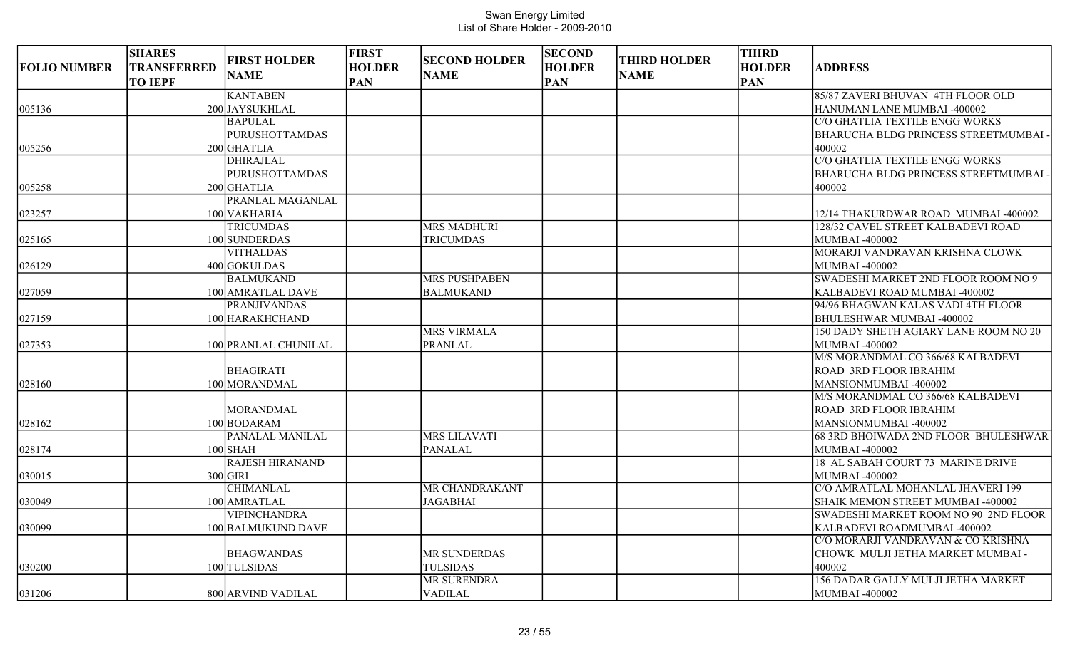# Swan Energy Limited
## List of Share Holder - 2009-2010

| FOLIO NUMBER | SHARES TRANSFERRED TO IEPF | FIRST HOLDER NAME | FIRST HOLDER PAN | SECOND HOLDER NAME | SECOND HOLDER PAN | THIRD HOLDER NAME | THIRD HOLDER PAN | ADDRESS |
|---|---|---|---|---|---|---|---|---|
| 005136 | 200 | KANTABEN JAYSUKHLAL | | | | | | 85/87 ZAVERI BHUVAN 4TH FLOOR OLD HANUMAN LANE MUMBAI -400002 |
| 005256 | 200 | BAPULAL PURUSHOTTAMDAS GHATLIA | | | | | | C/O GHATLIA TEXTILE ENGG WORKS BHARUCHA BLDG PRINCESS STREETMUMBAI -400002 |
| 005258 | 200 | DHIRAJLAL PURUSHOTTAMDAS GHATLIA | | | | | | C/O GHATLIA TEXTILE ENGG WORKS BHARUCHA BLDG PRINCESS STREETMUMBAI -400002 |
| 023257 | 100 | PRANLAL MAGANLAL VAKHARIA | | | | | | 12/14 THAKURDWAR ROAD MUMBAI -400002 |
| 025165 | 100 | TRICUMDAS SUNDERDAS | | MRS MADHURI TRICUMDAS | | | | 128/32 CAVEL STREET KALBADEVI ROAD MUMBAI -400002 |
| 026129 | 400 | VITHALDAS GOKULDAS | | | | | | MORARJI VANDRAVAN KRISHNA CLOWK MUMBAI -400002 |
| 027059 | 100 | BALMUKAND AMRATLAL DAVE | | MRS PUSHPABEN BALMUKAND | | | | SWADESHI MARKET 2ND FLOOR ROOM NO 9 KALBADEVI ROAD MUMBAI -400002 |
| 027159 | 100 | PRANJIVANDAS HARAKHCHAND | | | | | | 94/96 BHAGWAN KALAS VADI 4TH FLOOR BHULESHWAR MUMBAI -400002 |
| 027353 | 100 | PRANLAL CHUNILAL | | MRS VIRMALA PRANLAL | | | | 150 DADY SHETH AGIARY LANE ROOM NO 20 MUMBAI -400002 |
| 028160 | 100 | BHAGIRATI MORANDMAL | | | | | | M/S MORANDMAL CO 366/68 KALBADEVI ROAD 3RD FLOOR IBRAHIM MANSIONMUMBAI -400002 |
| 028162 | 100 | MORANDMAL BODARAM | | | | | | M/S MORANDMAL CO 366/68 KALBADEVI ROAD 3RD FLOOR IBRAHIM MANSIONMUMBAI -400002 |
| 028174 | 100 | PANALAL MANILAL SHAH | | MRS LILAVATI PANALAL | | | | 68 3RD BHOIWADA 2ND FLOOR BHULESHWAR MUMBAI -400002 |
| 030015 | 300 | RAJESH HIRANAND GIRI | | | | | | 18 AL SABAH COURT 73 MARINE DRIVE MUMBAI -400002 |
| 030049 | 100 | CHIMANLAL AMRATLAL | | MR CHANDRAKANT JAGABHAI | | | | C/O AMRATLAL MOHANLAL JHAVERI 199 SHAIK MEMON STREET MUMBAI -400002 |
| 030099 | 100 | VIPINCHANDRA BALMUKUND DAVE | | | | | | SWADESHI MARKET ROOM NO 90 2ND FLOOR KALBADEVI ROADMUMBAI -400002 |
| 030200 | 100 | BHAGWANDAS TULSIDAS | | MR SUNDERDAS TULSIDAS | | | | C/O MORARJI VANDRAVAN & CO KRISHNA CHOWK MULJI JETHA MARKET MUMBAI -400002 |
| 031206 | 800 | ARVIND VADILAL | | MR SURENDRA VADILAL | | | | 156 DADAR GALLY MULJI JETHA MARKET MUMBAI -400002 |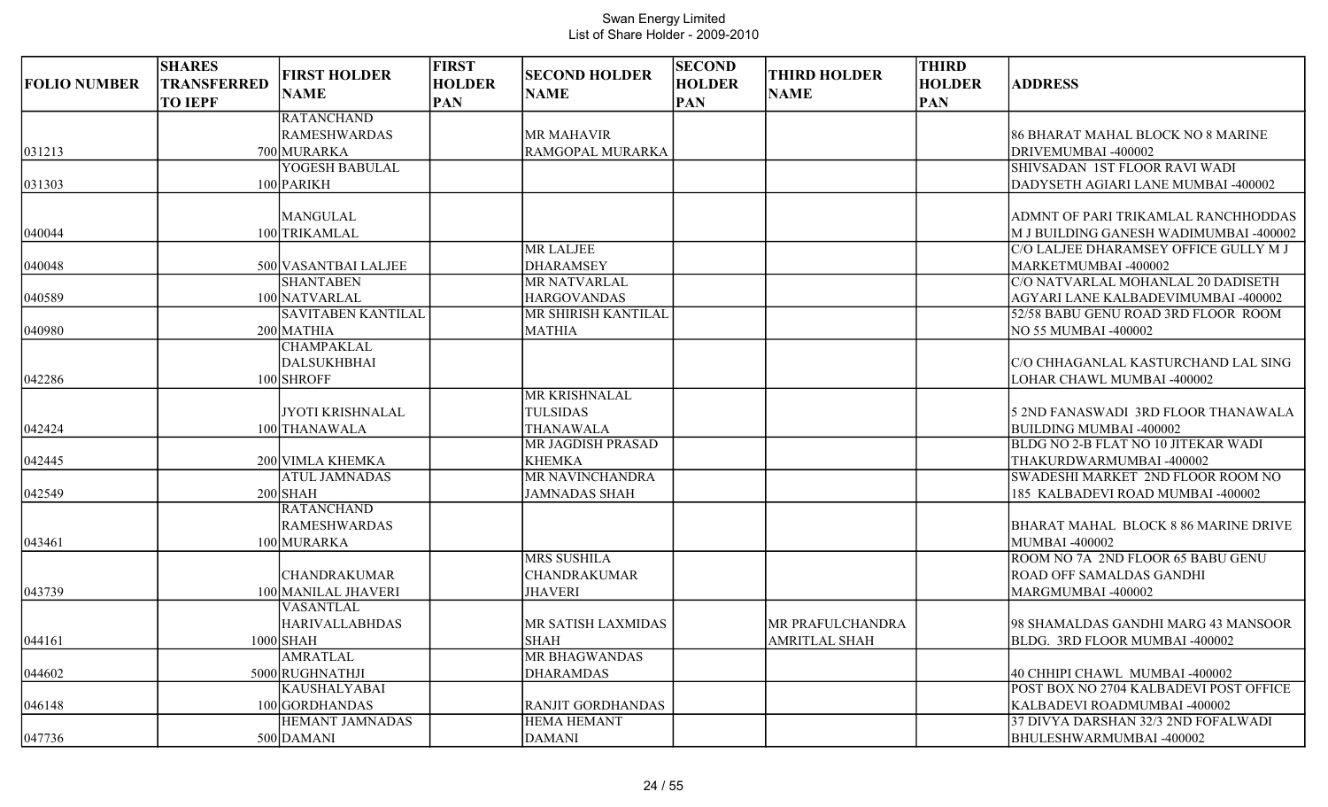Swan Energy Limited
List of Share Holder - 2009-2010

| FOLIO NUMBER | SHARES TRANSFERRED TO IEPF | FIRST HOLDER NAME | FIRST HOLDER PAN | SECOND HOLDER NAME | SECOND HOLDER PAN | THIRD HOLDER NAME | THIRD HOLDER PAN | ADDRESS |
|---|---|---|---|---|---|---|---|---|
| 031213 | 700 | RATANCHAND RAMESHWARDAS MURARKA | | MR MAHAVIR RAMGOPAL MURARKA | | | | 86 BHARAT MAHAL BLOCK NO 8 MARINE DRIVEMUMBAI -400002 |
| 031303 | 100 | YOGESH BABULAL PARIKH | | | | | | SHIVSADAN 1ST FLOOR RAVI WADI DADYSETH AGIARI LANE MUMBAI -400002 |
| 040044 | 100 | MANGULAL TRIKAMLAL | | | | | | ADMNT OF PARI TRIKAMLAL RANCHHODDAS M J BUILDING GANESH WADIMUMBAI -400002 |
| 040048 | 500 | VASANTBAI LALJEE | | MR LALJEE DHARAMSEY | | | | C/O LALJEE DHARAMSEY OFFICE GULLY M J MARKETMUMBAI -400002 |
| 040589 | 100 | SHANTABEN NATVARLAL | | MR NATVARLAL HARGOVANDAS | | | | C/O NATVARLAL MOHANLAL 20 DADISETH AGYARI LANE KALBADEVIMUMBAI -400002 |
| 040980 | 200 | SAVITABEN KANTILAL MATHIA | | MR SHIRISH KANTILAL MATHIA | | | | 52/58 BABU GENU ROAD 3RD FLOOR ROOM NO 55 MUMBAI -400002 |
| 042286 | 100 | CHAMPAKLAL DALSUKHBHAI SHROFF | | | | | | C/O CHHAGANLAL KASTURCHAND LAL SING LOHAR CHAWL MUMBAI -400002 |
| 042424 | 100 | JYOTI KRISHNALAL THANAWALA | | MR KRISHNALAL TULSIDAS THANAWALA | | | | 5 2ND FANASWADI 3RD FLOOR THANAWALA BUILDING MUMBAI -400002 |
| 042445 | 200 | VIMLA KHEMKA | | MR JAGDISH PRASAD KHEMKA | | | | BLDG NO 2-B FLAT NO 10 JITEKAR WADI THAKURDWARMUMBAI -400002 |
| 042549 | 200 | ATUL JAMNADAS SHAH | | MR NAVINCHANDRA JAMNADAS SHAH | | | | SWADESHI MARKET 2ND FLOOR ROOM NO 185 KALBADEVI ROAD MUMBAI -400002 |
| 043461 | 100 | RATANCHAND RAMESHWARDAS MURARKA | | | | | | BHARAT MAHAL BLOCK 8 86 MARINE DRIVE MUMBAI -400002 |
| 043739 | 100 | CHANDRAKUMAR MANILAL JHAVERI | | MRS SUSHILA CHANDRAKUMAR JHAVERI | | | | ROOM NO 7A 2ND FLOOR 65 BABU GENU ROAD OFF SAMALDAS GANDHI MARGMUMBAI -400002 |
| 044161 | 1000 | VASANTLAL HARIVALLABHDAS SHAH | | MR SATISH LAXMIDAS SHAH | | MR PRAFULCHANDRA AMRITLAL SHAH | | 98 SHAMALDAS GANDHI MARG 43 MANSOOR BLDG. 3RD FLOOR MUMBAI -400002 |
| 044602 | 5000 | AMRATLAL RUGHNATHJI | | MR BHAGWANDAS DHARAMDAS | | | | 40 CHHIPI CHAWL MUMBAI -400002 |
| 046148 | 100 | KAUSHALYABAI GORDHANDAS | | RANJIT GORDHANDAS | | | | POST BOX NO 2704 KALBADEVI POST OFFICE KALBADEVI ROADMUMBAI -400002 |
| 047736 | 500 | HEMANT JAMNADAS DAMANI | | HEMA HEMANT DAMANI | | | | 37 DIVYA DARSHAN 32/3 2ND FOFALWADI BHULESHWARMUMBAI -400002 |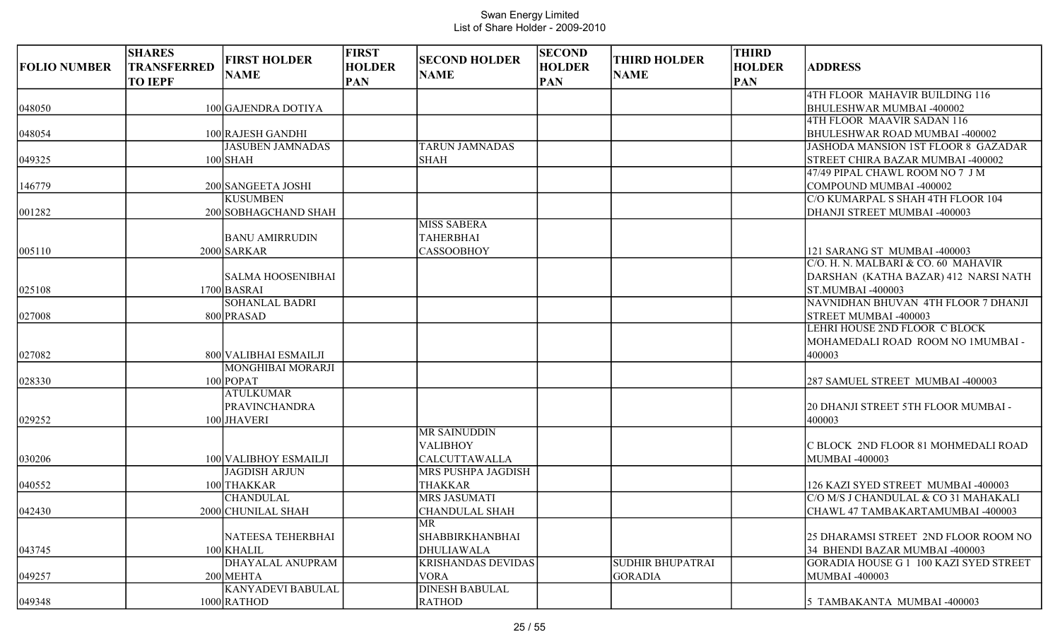Swan Energy Limited
List of Share Holder - 2009-2010

| FOLIO NUMBER | SHARES TRANSFERRED TO IEPF | FIRST HOLDER NAME | FIRST HOLDER PAN | SECOND HOLDER NAME | SECOND HOLDER PAN | THIRD HOLDER NAME | THIRD HOLDER PAN | ADDRESS |
|---|---|---|---|---|---|---|---|---|
| 048050 | 100 | GAJENDRA DOTIYA | | | | | | 4TH FLOOR MAHAVIR BUILDING 116 BHULESHWAR MUMBAI -400002 |
| 048054 | 100 | RAJESH GANDHI | | | | | | 4TH FLOOR MAAVIR SADAN 116 BHULESHWAR ROAD MUMBAI -400002 |
| 049325 | 100 | JASUBEN JAMNADAS SHAH | | TARUN JAMNADAS SHAH | | | | JASHODA MANSION 1ST FLOOR 8 GAZADAR STREET CHIRA BAZAR MUMBAI -400002 |
| 146779 | 200 | SANGEETA JOSHI | | | | | | 47/49 PIPAL CHAWL ROOM NO 7 J M COMPOUND MUMBAI -400002 |
| 001282 | 200 | KUSUMBEN SOBHAGCHAND SHAH | | | | | | C/O KUMARPAL S SHAH 4TH FLOOR 104 DHANJI STREET MUMBAI -400003 |
| 005110 | 2000 | BANU AMIRRUDIN SARKAR | | MISS SABERA TAHERBHAI CASSOOBHOY | | | | 121 SARANG ST MUMBAI -400003 |
| 025108 | 1700 | SALMA HOOSENIBHAI BASRAI | | | | | | C/O. H. N. MALBARI & CO. 60 MAHAVIR DARSHAN (KATHA BAZAR) 412 NARSI NATH ST.MUMBAI -400003 |
| 027008 | 800 | SOHANLAL BADRI PRASAD | | | | | | NAVNIDHAN BHUVAN 4TH FLOOR 7 DHANJI STREET MUMBAI -400003 |
| 027082 | 800 | VALIBHAI ESMAILJI | | | | | | LEHRI HOUSE 2ND FLOOR C BLOCK MOHAMEDALI ROAD ROOM NO 1MUMBAI - 400003 |
| 028330 | 100 | MONGHIBAI MORARJI POPAT | | | | | | 287 SAMUEL STREET MUMBAI -400003 |
| 029252 | 100 | ATULKUMAR PRAVINCHANDRA JHAVERI | | | | | | 20 DHANJI STREET 5TH FLOOR MUMBAI - 400003 |
| 030206 | 100 | VALIBHOY ESMAILJI | | MR SAINUDDIN VALIBHOY CALCUTTAWALLA | | | | C BLOCK 2ND FLOOR 81 MOHMEDALI ROAD MUMBAI -400003 |
| 040552 | 100 | JAGDISH ARJUN THAKKAR | | MRS PUSHPA JAGDISH THAKKAR | | | | 126 KAZI SYED STREET MUMBAI -400003 |
| 042430 | 2000 | CHANDULAL CHUNILAL SHAH | | MRS JASUMATI CHANDULAL SHAH | | | | C/O M/S J CHANDULAL & CO 31 MAHAKALI CHAWL 47 TAMBAKARTAMUMBAI -400003 |
| 043745 | 100 | NATEESA TEHERBHAI KHALIL | | MR SHABBIRKHANBHAI DHULIAWALA | | | | 25 DHARAMSI STREET 2ND FLOOR ROOM NO 34 BHENDI BAZAR MUMBAI -400003 |
| 049257 | 200 | DHAYALAL ANUPRAM MEHTA | | KRISHANDAS DEVIDAS VORA | | SUDHIR BHUPATRAI GORADIA | | GORADIA HOUSE G 1 100 KAZI SYED STREET MUMBAI -400003 |
| 049348 | 1000 | KANYADEVI BABULAL RATHOD | | DINESH BABULAL RATHOD | | | | 5 TAMBAKANTA MUMBAI -400003 |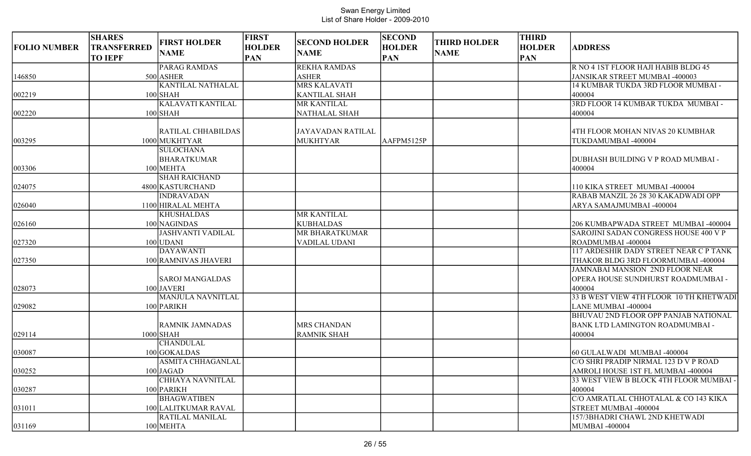# Swan Energy Limited
## List of Share Holder - 2009-2010

| FOLIO NUMBER | SHARES TRANSFERRED TO IEPF | FIRST HOLDER NAME | FIRST HOLDER PAN | SECOND HOLDER NAME | SECOND HOLDER PAN | THIRD HOLDER NAME | THIRD HOLDER PAN | ADDRESS |
|---|---|---|---|---|---|---|---|---|
| 146850 | 500 | PARAG RAMDAS ASHER | | REKHA RAMDAS ASHER | | | | R NO 4 1ST FLOOR HAJI HABIB BLDG 45 JANSIKAR STREET MUMBAI -400003 |
| 002219 | 100 | KANTILAL NATHALAL SHAH | | MRS KALAVATI KANTILAL SHAH | | | | 14 KUMBAR TUKDA 3RD FLOOR MUMBAI - 400004 |
| 002220 | 100 | KALAVATI KANTILAL SHAH | | MR KANTILAL NATHALAL SHAH | | | | 3RD FLOOR 14 KUMBAR TUKDA MUMBAI - 400004 |
| 003295 | 1000 | RATILAL CHHABILDAS MUKHTYAR | | JAYAVADAN RATILAL MUKHTYAR | AAFPM5125P | | | 4TH FLOOR MOHAN NIVAS 20 KUMBHAR TUKDAMUMBAI -400004 |
| 003306 | 100 | SULOCHANA BHARATKUMAR MEHTA | | | | | | DUBHASH BUILDING V P ROAD MUMBAI - 400004 |
| 024075 | 4800 | SHAH RAICHAND KASTURCHAND | | | | | | 110 KIKA STREET MUMBAI -400004 |
| 026040 | 1100 | INDRAVADAN HIRALAL MEHTA | | | | | | RABAB MANZIL 26 28 30 KAKADWADI OPP ARYA SAMAJMUMBAI -400004 |
| 026160 | 100 | KHUSHALDAS NAGINDAS | | MR KANTILAL KUBHALDAS | | | | 206 KUMBAPWADA STREET MUMBAI -400004 |
| 027320 | 100 | JASHVANTI VADILAL UDANI | | MR BHARATKUMAR VADILAL UDANI | | | | SAROJINI SADAN CONGRESS HOUSE 400 V P ROADMUMBAI -400004 |
| 027350 | 100 | DAYAWANTI RAMNIVAS JHAVERI | | | | | | 117 ARDESHIR DADY STREET NEAR C P TANK THAKOR BLDG 3RD FLOORMUMBAI -400004 |
| 028073 | 100 | SAROJ MANGALDAS JAVERI | | | | | | JAMNABAI MANSION 2ND FLOOR NEAR OPERA HOUSE SUNDHURST ROADMUMBAI - 400004 |
| 029082 | 100 | MANJULA NAVNITLAL PARIKH | | | | | | 33 B WEST VIEW 4TH FLOOR 10 TH KHETWADI LANE MUMBAI -400004 |
| 029114 | 1000 | RAMNIK JAMNADAS SHAH | | MRS CHANDAN RAMNIK SHAH | | | | BHUVAU 2ND FLOOR OPP PANJAB NATIONAL BANK LTD LAMINGTON ROADMUMBAI - 400004 |
| 030087 | 100 | CHANDULAL GOKALDAS | | | | | | 60 GULALWADI MUMBAI -400004 |
| 030252 | 100 | ASMITA CHHAGANLAL JAGAD | | | | | | C/O SHRI PRADIP NIRMAL 123 D V P ROAD AMROLI HOUSE 1ST FL MUMBAI -400004 |
| 030287 | 100 | CHHAYA NAVNITLAL PARIKH | | | | | | 33 WEST VIEW B BLOCK 4TH FLOOR MUMBAI - 400004 |
| 031011 | 100 | BHAGWATIBEN LALITKUMAR RAVAL | | | | | | C/O AMRATLAL CHHOTALAL & CO 143 KIKA STREET MUMBAI -400004 |
| 031169 | 100 | RATILAL MANILAL MEHTA | | | | | | 157/3BHADRI CHAWL 2ND KHETWADI MUMBAI -400004 |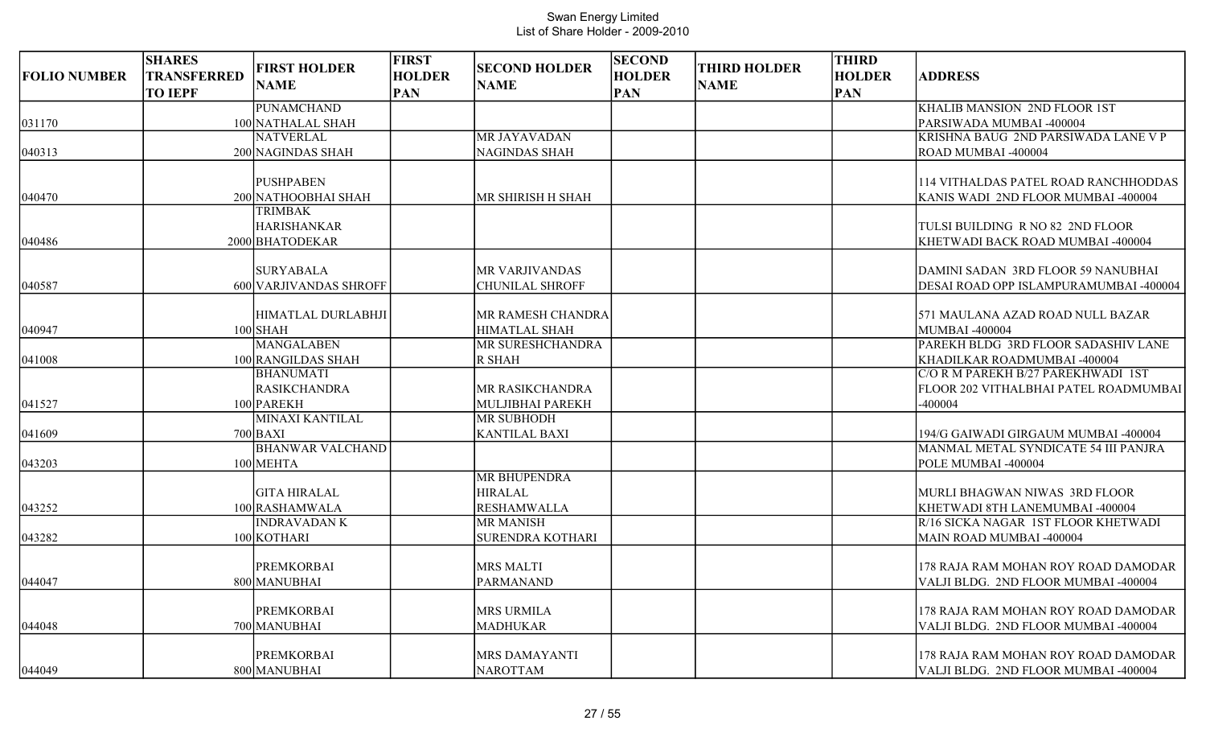Swan Energy Limited
List of Share Holder - 2009-2010

| FOLIO NUMBER | SHARES TRANSFERRED TO IEPF | FIRST HOLDER NAME | FIRST HOLDER PAN | SECOND HOLDER NAME | SECOND HOLDER PAN | THIRD HOLDER NAME | THIRD HOLDER PAN | ADDRESS |
|---|---|---|---|---|---|---|---|---|
| 031170 | 100 | PUNAMCHAND NATHALAL SHAH | | | | | | KHALIB MANSION 2ND FLOOR 1ST PARSIWADA MUMBAI -400004 |
| 040313 | 200 | NATVERLAL NAGINDAS SHAH | | MR JAYAVADAN NAGINDAS SHAH | | | | KRISHNA BAUG 2ND PARSIWADA LANE V P ROAD MUMBAI -400004 |
| 040470 | 200 | PUSHPABEN NATHOOBHAI SHAH | | MR SHIRISH H SHAH | | | | 114 VITHALDAS PATEL ROAD RANCHHODDAS KANIS WADI 2ND FLOOR MUMBAI -400004 |
| 040486 | 2000 | TRIMBAK HARISHANKAR BHATODEKAR | | | | | | TULSI BUILDING R NO 82 2ND FLOOR KHETWADI BACK ROAD MUMBAI -400004 |
| 040587 | 600 | SURYABALA VARJIVANDAS SHROFF | | MR VARJIVANDAS CHUNILAL SHROFF | | | | DAMINI SADAN 3RD FLOOR 59 NANUBHAI DESAI ROAD OPP ISLAMPURAMUMBAI -400004 |
| 040947 | 100 | HIMATLAL DURLABHJI SHAH | | MR RAMESH CHANDRA HIMATLAL SHAH | | | | 571 MAULANA AZAD ROAD NULL BAZAR MUMBAI -400004 |
| 041008 | 100 | MANGALABEN RANGILDAS SHAH | | MR SURESHCHANDRA R SHAH | | | | PAREKH BLDG 3RD FLOOR SADASHIV LANE KHADILKAR ROADMUMBAI -400004 |
| 041527 | 100 | BHANUMATI RASIKCHANDRA PAREKH | | MR RASIKCHANDRA MULJIBHAI PAREKH | | | | C/O R M PAREKH B/27 PAREKHWADI 1ST FLOOR 202 VITHALBHAI PATEL ROADMUMBAI -400004 |
| 041609 | 700 | MINAXI KANTILAL BAXI | | MR SUBHODH KANTILAL BAXI | | | | 194/G GAIWADI GIRGAUM MUMBAI -400004 |
| 043203 | 100 | BHANWAR VALCHAND MEHTA | | | | | | MANMAL METAL SYNDICATE 54 III PANJRA POLE MUMBAI -400004 |
| 043252 | 100 | GITA HIRALAL RASHAMWALA | | MR BHUPENDRA HIRALAL RESHAMWALLA | | | | MURLI BHAGWAN NIWAS 3RD FLOOR KHETWADI 8TH LANEMUMBAI -400004 |
| 043282 | 100 | INDRAVADAN K KOTHARI | | MR MANISH SURENDRA KOTHARI | | | | R/16 SICKA NAGAR 1ST FLOOR KHETWADI MAIN ROAD MUMBAI -400004 |
| 044047 | 800 | PREMKORBAI MANUBHAI | | MRS MALTI PARMANAND | | | | 178 RAJA RAM MOHAN ROY ROAD DAMODAR VALJI BLDG. 2ND FLOOR MUMBAI -400004 |
| 044048 | 700 | PREMKORBAI MANUBHAI | | MRS URMILA MADHUKAR | | | | 178 RAJA RAM MOHAN ROY ROAD DAMODAR VALJI BLDG. 2ND FLOOR MUMBAI -400004 |
| 044049 | 800 | PREMKORBAI MANUBHAI | | MRS DAMAYANTI NAROTTAM | | | | 178 RAJA RAM MOHAN ROY ROAD DAMODAR VALJI BLDG. 2ND FLOOR MUMBAI -400004 |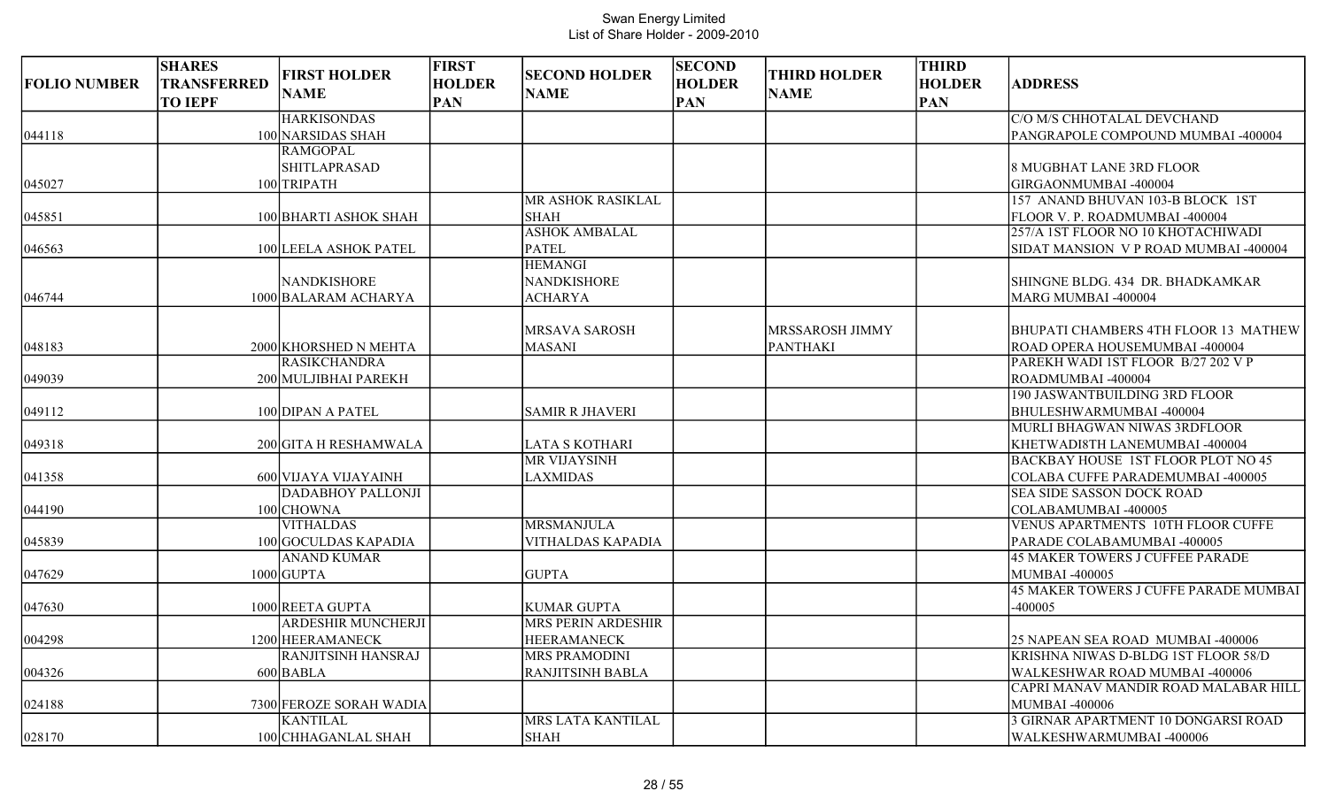Swan Energy Limited
List of Share Holder - 2009-2010

| FOLIO NUMBER | SHARES TRANSFERRED TO IEPF | FIRST HOLDER NAME | FIRST HOLDER PAN | SECOND HOLDER NAME | SECOND HOLDER PAN | THIRD HOLDER NAME | THIRD HOLDER PAN | ADDRESS |
|---|---|---|---|---|---|---|---|---|
| 044118 | 100 | HARKISONDAS NARSIDAS SHAH | | | | | | C/O M/S CHHOTALAL DEVCHAND PANGRAPOLE COMPOUND MUMBAI -400004 |
| 045027 | 100 | RAMGOPAL SHITLAPRASAD TRIPATH | | | | | | 8 MUGBHAT LANE 3RD FLOOR GIRGAONMUMBAI -400004 |
| 045851 | 100 | BHARTI ASHOK SHAH | | MR ASHOK RASIKLAL SHAH | | | | 157 ANAND BHUVAN 103-B BLOCK 1ST FLOOR V. P. ROADMUMBAI -400004 |
| 046563 | 100 | LEELA ASHOK PATEL | | ASHOK AMBALAL PATEL | | | | 257/A 1ST FLOOR NO 10 KHOTACHIWADI SIDAT MANSION V P ROAD MUMBAI -400004 |
| 046744 | 1000 | NANDKISHORE BALARAM ACHARYA | | HEMANGI NANDKISHORE ACHARYA | | | | SHINGNE BLDG. 434 DR. BHADKAMKAR MARG MUMBAI -400004 |
| 048183 | 2000 | KHORSHED N MEHTA | | MRSAVA SAROSH MASANI | | MRSSAROSH JIMMY PANTHAKI | | BHUPATI CHAMBERS 4TH FLOOR 13 MATHEW ROAD OPERA HOUSEMUMBAI -400004 |
| 049039 | 200 | RASIKCHANDRA MULJIBHAI PAREKH | | | | | | PAREKH WADI 1ST FLOOR B/27 202 V P ROADMUMBAI -400004 |
| 049112 | 100 | DIPAN A PATEL | | SAMIR R JHAVERI | | | | 190 JASWANTBUILDING 3RD FLOOR BHULESHWARMUMBAI -400004 |
| 049318 | 200 | GITA H RESHAMWALA | | LATA S KOTHARI | | | | MURLI BHAGWAN NIWAS 3RDFLOOR KHETWADI8TH LANEMUMBAI -400004 |
| 041358 | 600 | VIJAYA VIJAYAINH | | MR VIJAYSINH LAXMIDAS | | | | BACKBAY HOUSE 1ST FLOOR PLOT NO 45 COLABA CUFFE PARADEMUMBAI -400005 |
| 044190 | 100 | DADABHOY PALLONJI CHOWNA | | | | | | SEA SIDE SASSON DOCK ROAD COLABAMUMBAI -400005 |
| 045839 | 100 | VITHALDAS GOCULDAS KAPADIA | | MRSMANJULA VITHALDAS KAPADIA | | | | VENUS APARTMENTS 10TH FLOOR CUFFE PARADE COLABAMUMBAI -400005 |
| 047629 | 1000 | ANAND KUMAR GUPTA | | GUPTA | | | | 45 MAKER TOWERS J CUFFEE PARADE MUMBAI -400005 |
| 047630 | 1000 | REETA GUPTA | | KUMAR GUPTA | | | | 45 MAKER TOWERS J CUFFE PARADE MUMBAI -400005 |
| 004298 | 1200 | ARDESHIR MUNCHERJI HEERAMANECK | | MRS PERIN ARDESHIR HEERAMANECK | | | | 25 NAPEAN SEA ROAD MUMBAI -400006 |
| 004326 | 600 | RANJITSINH HANSRAJ BABLA | | MRS PRAMODINI RANJITSINH BABLA | | | | KRISHNA NIWAS D-BLDG 1ST FLOOR 58/D WALKESHWAR ROAD MUMBAI -400006 |
| 024188 | 7300 | FEROZE SORAH WADIA | | | | | | CAPRI MANAV MANDIR ROAD MALABAR HILL MUMBAI -400006 |
| 028170 | 100 | KANTILAL CHHAGANLAL SHAH | | MRS LATA KANTILAL SHAH | | | | 3 GIRNAR APARTMENT 10 DONGARSI ROAD WALKESHWARMUMBAI -400006 |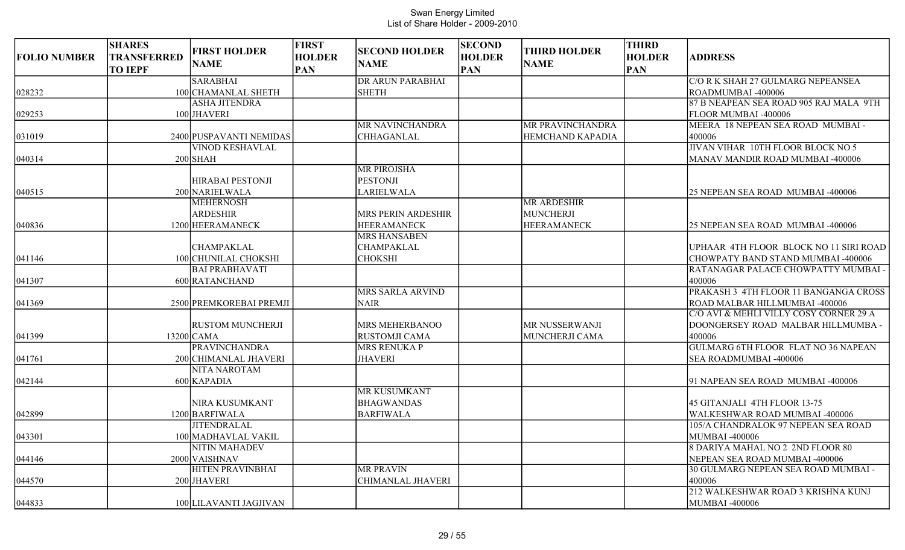Swan Energy Limited
List of Share Holder - 2009-2010

| FOLIO NUMBER | SHARES TRANSFERRED TO IEPF | FIRST HOLDER NAME | FIRST HOLDER PAN | SECOND HOLDER NAME | SECOND HOLDER PAN | THIRD HOLDER NAME | THIRD HOLDER PAN | ADDRESS |
|---|---|---|---|---|---|---|---|---|
| 028232 | 100 | SARABHAI CHAMANLAL SHETH | | DR ARUN PARABHAI SHETH | | | | C/O R K SHAH 27 GULMARG NEPEANSEA ROADMUMBAI -400006 |
| 029253 | 100 | ASHA JITENDRA JHAVERI | | | | | | 87 B NEAPEAN SEA ROAD 905 RAJ MALA 9TH FLOOR MUMBAI -400006 |
| 031019 | 2400 | PUSPAVANTI NEMIDAS | | MR NAVINCHANDRA CHHAGANLAL | | MR PRAVINCHANDRA HEMCHAND KAPADIA | | MEERA 18 NEPEAN SEA ROAD MUMBAI -400006 |
| 040314 | 200 | VINOD KESHAVLAL SHAH | | | | | | JIVAN VIHAR 10TH FLOOR BLOCK NO 5 MANAV MANDIR ROAD MUMBAI -400006 |
| 040515 | 200 | HIRABAI PESTONJI NARIELWALA | | MR PIROJSHA PESTONJI LARIELWALA | | | | 25 NEPEAN SEA ROAD MUMBAI -400006 |
| 040836 | 1200 | MEHERNOSH ARDESHIR HEERAMANECK | | MRS PERIN ARDESHIR HEERAMANECK | | MR ARDESHIR MUNCHERJI HEERAMANECK | | 25 NEPEAN SEA ROAD MUMBAI -400006 |
| 041146 | 100 | CHAMPAKLAL CHUNILAL CHOKSHI | | MRS HANSABEN CHAMPAKLAL CHOKSHI | | | | UPHAAR 4TH FLOOR BLOCK NO 11 SIRI ROAD CHOWPATY BAND STAND MUMBAI -400006 |
| 041307 | 600 | BAI PRABHAVATI RATANCHAND | | | | | | RATANAGAR PALACE CHOWPATTY MUMBAI -400006 |
| 041369 | 2500 | PREMKOREBAI PREMJI | | MRS SARLA ARVIND NAIR | | | | PRAKASH 3 4TH FLOOR 11 BANGANGA CROSS ROAD MALBAR HILLMUMBAI -400006 |
| 041399 | 13200 | RUSTOM MUNCHERJI CAMA | | MRS MEHERBANOO RUSTOMJI CAMA | | MR NUSSERWANJI MUNCHERJI CAMA | | C/O AVI & MEHLI VILLY COSY CORNER 29 A DOONGERSEY ROAD MALBAR HILLMUMBA -400006 |
| 041761 | 200 | PRAVINCHANDRA CHIMANLAL JHAVERI | | MRS RENUKA P JHAVERI | | | | GULMARG 6TH FLOOR FLAT NO 36 NAPEAN SEA ROADMUMBAI -400006 |
| 042144 | 600 | NITA NAROTAM KAPADIA | | | | | | 91 NAPEAN SEA ROAD MUMBAI -400006 |
| 042899 | 1200 | NIRA KUSUMKANT BARFIWALA | | MR KUSUMKANT BHAGWANDAS BARFIWALA | | | | 45 GITANJALI 4TH FLOOR 13-75 WALKESHWAR ROAD MUMBAI -400006 |
| 043301 | 100 | JITENDRALAL MADHAVLAL VAKIL | | | | | | 105/A CHANDRALOK 97 NEPEAN SEA ROAD MUMBAI -400006 |
| 044146 | 2000 | NITIN MAHADEV VAISHNAV | | | | | | 8 DARIYA MAHAL NO 2 2ND FLOOR 80 NEPEAN SEA ROAD MUMBAI -400006 |
| 044570 | 200 | HITEN PRAVINBHAI JHAVERI | | MR PRAVIN CHIMANLAL JHAVERI | | | | 30 GULMARG NEPEAN SEA ROAD MUMBAI -400006 |
| 044833 | 100 | LILAVANTI JAGJIVAN | | | | | | 212 WALKESHWAR ROAD 3 KRISHNA KUNJ MUMBAI -400006 |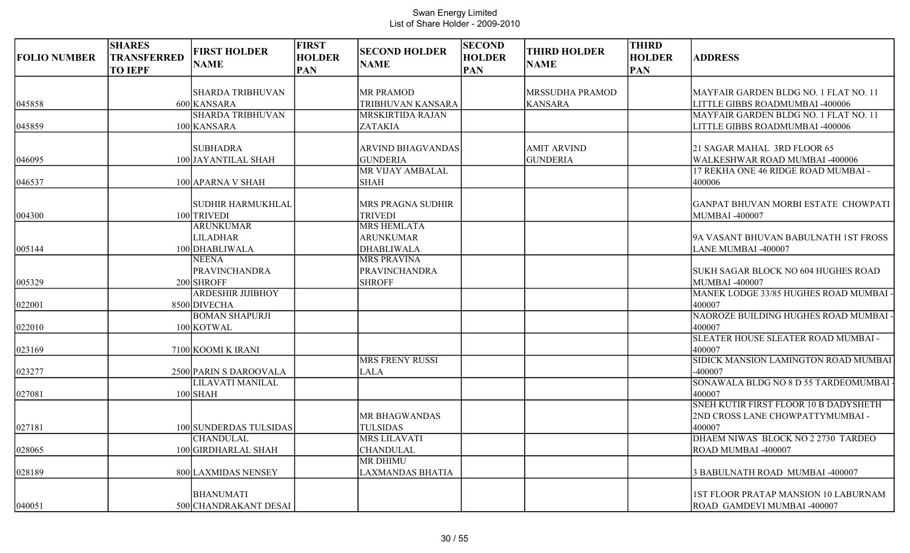Swan Energy Limited
List of Share Holder - 2009-2010

| FOLIO NUMBER | SHARES TRANSFERRED TO IEPF | FIRST HOLDER NAME | FIRST HOLDER PAN | SECOND HOLDER NAME | SECOND HOLDER PAN | THIRD HOLDER NAME | THIRD HOLDER PAN | ADDRESS |
|---|---|---|---|---|---|---|---|---|
| 045858 | 600 | SHARDA TRIBHUVAN KANSARA | | MR PRAMOD TRIBHUVAN KANSARA | | MRSSUDHA PRAMOD KANSARA | | MAYFAIR GARDEN BLDG NO. 1 FLAT NO. 11 LITTLE GIBBS ROADMUMBAI -400006 |
| 045859 | 100 | SHARDA TRIBHUVAN KANSARA | | MRSKIRTIDA RAJAN ZATAKIA | | | | MAYFAIR GARDEN BLDG NO. 1 FLAT NO. 11 LITTLE GIBBS ROADMUMBAI -400006 |
| 046095 | 100 | SUBHADRA JAYANTILAL SHAH | | ARVIND BHAGVANDAS GUNDERIA | | AMIT ARVIND GUNDERIA | | 21 SAGAR MAHAL 3RD FLOOR 65 WALKESHWAR ROAD MUMBAI -400006 |
| 046537 | 100 | APARNA V SHAH | | MR VIJAY AMBALAL SHAH | | | | 17 REKHA ONE 46 RIDGE ROAD MUMBAI - 400006 |
| 004300 | 100 | SUDHIR HARMUKHLAL TRIVEDI | | MRS PRAGNA SUDHIR TRIVEDI | | | | GANPAT BHUVAN MORBI ESTATE CHOWPATI MUMBAI -400007 |
| 005144 | 100 | ARUNKUMAR LILADHAR DHABLIWALA | | MRS HEMLATA ARUNKUMAR DHABLIWALA | | | | 9A VASANT BHUVAN BABULNATH 1ST FROSS LANE MUMBAI -400007 |
| 005329 | 200 | NEENA PRAVINCHANDRA SHROFF | | MRS PRAVINA PRAVINCHANDRA SHROFF | | | | SUKH SAGAR BLOCK NO 604 HUGHES ROAD MUMBAI -400007 |
| 022001 | 8500 | ARDESHIR JIJIBHOY DIVECHA | | | | | | MANEK LODGE 33/85 HUGHES ROAD MUMBAI - 400007 |
| 022010 | 100 | BOMAN SHAPURJI KOTWAL | | | | | | NAOROZE BUILDING HUGHES ROAD MUMBAI - 400007 |
| 023169 | 7100 | KOOMI K IRANI | | | | | | SLEATER HOUSE SLEATER ROAD MUMBAI - 400007 |
| 023277 | 2500 | PARIN S DAROOVALA | | MRS FRENY RUSSI LALA | | | | SIDICK MANSION LAMINGTON ROAD MUMBAI -400007 |
| 027081 | 100 | LILAVATI MANILAL SHAH | | | | | | SONAWALA BLDG NO 8 D 55 TARDEOMUMBAI - 400007 |
| 027181 | 100 | SUNDERDAS TULSIDAS | | MR BHAGWANDAS TULSIDAS | | | | SNEH KUTIR FIRST FLOOR 10 B DADYSHETH 2ND CROSS LANE CHOWPATTYMUMBAI - 400007 |
| 028065 | 100 | CHANDULAL GIRDHARLAL SHAH | | MRS LILAVATI CHANDULAL | | | | DHAEM NIWAS BLOCK NO 2 2730 TARDEO ROAD MUMBAI -400007 |
| 028189 | 800 | LAXMIDAS NENSEY | | MR DHIMU LAXMANDAS BHATIA | | | | 3 BABULNATH ROAD MUMBAI -400007 |
| 040051 | 500 | BHANUMATI CHANDRAKANT DESAI | | | | | | 1ST FLOOR PRATAP MANSION 10 LABURNAM ROAD GAMDEVI MUMBAI -400007 |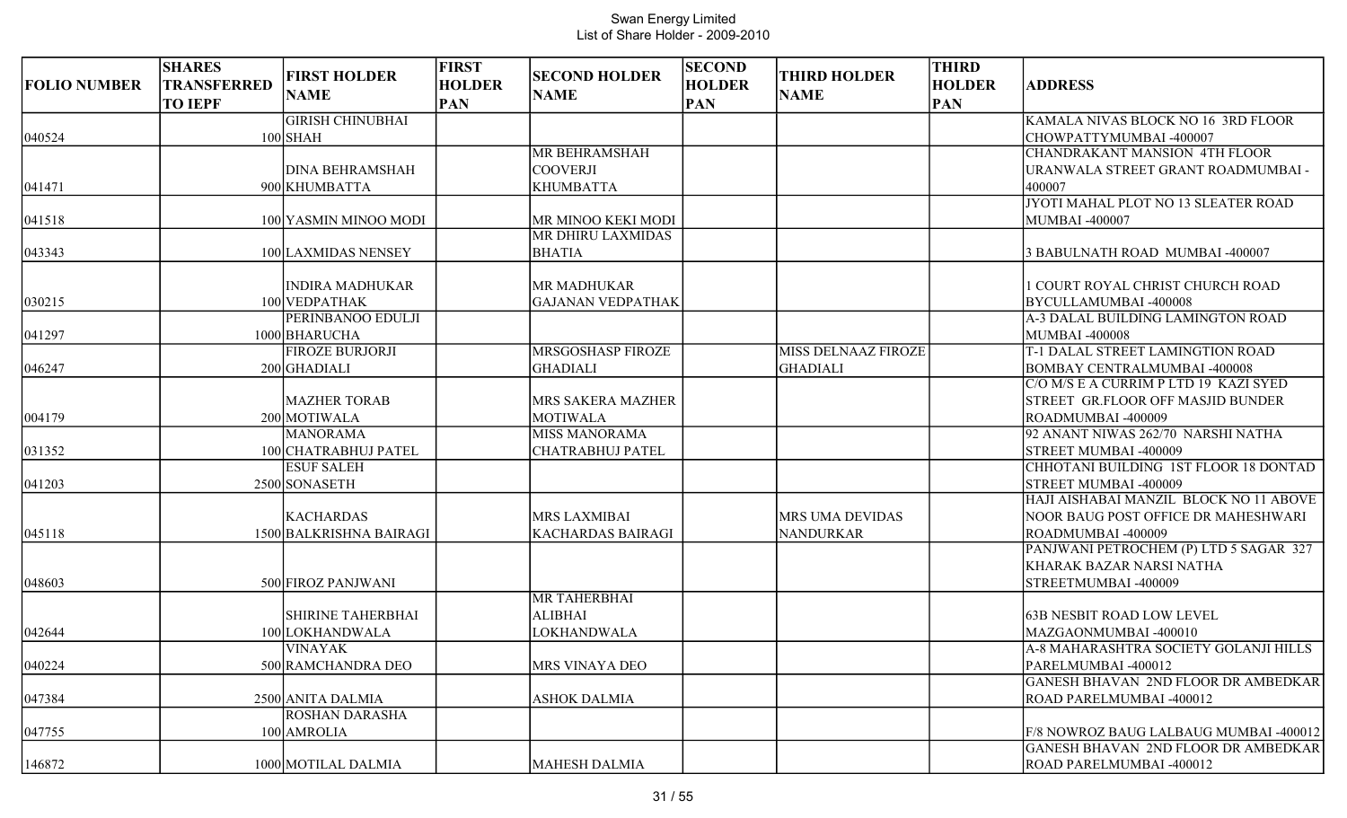Swan Energy Limited
List of Share Holder - 2009-2010

| FOLIO NUMBER | SHARES TRANSFERRED TO IEPF | FIRST HOLDER NAME | FIRST HOLDER PAN | SECOND HOLDER NAME | SECOND HOLDER PAN | THIRD HOLDER NAME | THIRD HOLDER PAN | ADDRESS |
|---|---|---|---|---|---|---|---|---|
| 040524 | 100 | GIRISH CHINUBHAI SHAH | | | | | | KAMALA NIVAS BLOCK NO 16 3RD FLOOR CHOWPATTYMUMBAI -400007 |
| 041471 | 900 | DINA BEHRAMSHAH KHUMBATTA | | MR BEHRAMSHAH COOVERJI KHUMBATTA | | | | CHANDRAKANT MANSION 4TH FLOOR URANWALA STREET GRANT ROADMUMBAI - 400007 |
| 041518 | 100 | YASMIN MINOO MODI | | MR MINOO KEKI MODI | | | | JYOTI MAHAL PLOT NO 13 SLEATER ROAD MUMBAI -400007 |
| 043343 | 100 | LAXMIDAS NENSEY | | MR DHIRU LAXMIDAS BHATIA | | | | 3 BABULNATH ROAD MUMBAI -400007 |
| 030215 | 100 | INDIRA MADHUKAR VEDPATHAK | | MR MADHUKAR GAJANAN VEDPATHAK | | | | 1 COURT ROYAL CHRIST CHURCH ROAD BYCULLAMUMBAI -400008 |
| 041297 | 1000 | PERINBANOO EDULJI BHARUCHA | | | | | | A-3 DALAL BUILDING LAMINGTON ROAD MUMBAI -400008 |
| 046247 | 200 | FIROZE BURJORJI GHADIALI | | MRSGOSHASP FIROZE GHADIALI | | MISS DELNAAZ FIROZE GHADIALI | | T-1 DALAL STREET LAMINGTION ROAD BOMBAY CENTRALMUMBAI -400008 |
| 004179 | 200 | MAZHER TORAB MOTIWALA | | MRS SAKERA MAZHER MOTIWALA | | | | C/O M/S E A CURRIM P LTD 19 KAZI SYED STREET GR.FLOOR OFF MASJID BUNDER ROADMUMBAI -400009 |
| 031352 | 100 | MANORAMA CHATRABHUJ PATEL | | MISS MANORAMA CHATRABHUJ PATEL | | | | 92 ANANT NIWAS 262/70 NARSHI NATHA STREET MUMBAI -400009 |
| 041203 | 2500 | ESUF SALEH SONASETH | | | | | | CHHOTANI BUILDING 1ST FLOOR 18 DONTAD STREET MUMBAI -400009 |
| 045118 | 1500 | KACHARDAS BALKRISHNA BAIRAGI | | MRS LAXMIBAI KACHARDAS BAIRAGI | | MRS UMA DEVIDAS NANDURKAR | | HAJI AISHABAI MANZIL BLOCK NO 11 ABOVE NOOR BAUG POST OFFICE DR MAHESHWARI ROADMUMBAI -400009 |
| 048603 | 500 | FIROZ PANJWANI | | | | | | PANJWANI PETROCHEM (P) LTD 5 SAGAR 327 KHARAK BAZAR NARSI NATHA STREETMUMBAI -400009 |
| 042644 | 100 | SHIRINE TAHERBHAI LOKHANDWALA | | MR TAHERBHAI ALIBHAI LOKHANDWALA | | | | 63B NESBIT ROAD LOW LEVEL MAZGAONMUMBAI -400010 |
| 040224 | 500 | VINAYAK RAMCHANDRA DEO | | MRS VINAYA DEO | | | | A-8 MAHARASHTRA SOCIETY GOLANJI HILLS PARELMUMBAI -400012 |
| 047384 | 2500 | ANITA DALMIA | | ASHOK DALMIA | | | | GANESH BHAVAN 2ND FLOOR DR AMBEDKAR ROAD PARELMUMBAI -400012 |
| 047755 | 100 | ROSHAN DARASHA AMROLIA | | | | | | F/8 NOWROZ BAUG LALBAUG MUMBAI -400012 |
| 146872 | 1000 | MOTILAL DALMIA | | MAHESH DALMIA | | | | GANESH BHAVAN 2ND FLOOR DR AMBEDKAR ROAD PARELMUMBAI -400012 |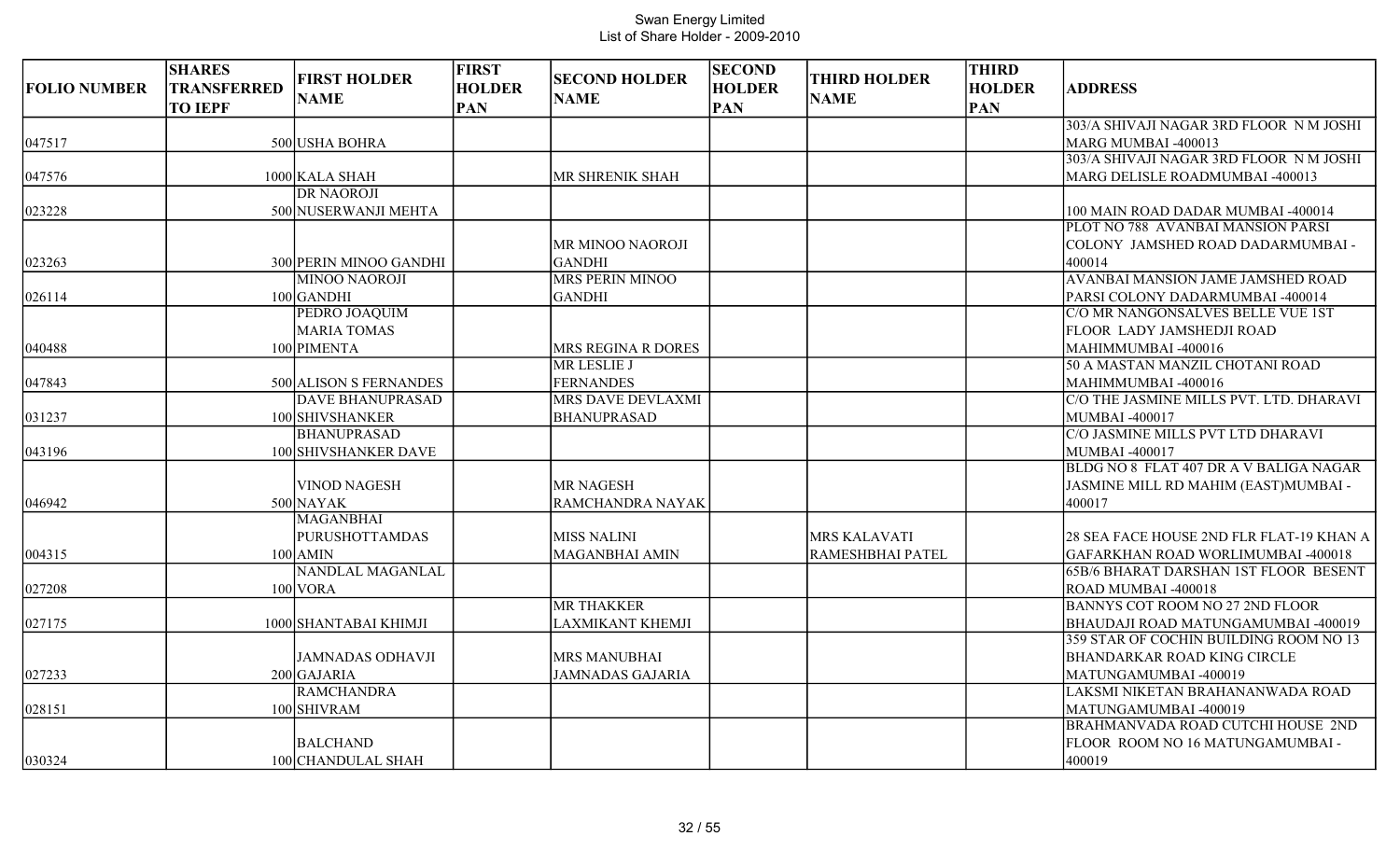Swan Energy Limited
List of Share Holder - 2009-2010

| FOLIO NUMBER | SHARES TRANSFERRED TO IEPF | FIRST HOLDER NAME | FIRST HOLDER PAN | SECOND HOLDER NAME | SECOND HOLDER PAN | THIRD HOLDER NAME | THIRD HOLDER PAN | ADDRESS |
|---|---|---|---|---|---|---|---|---|
| 047517 | 500 | USHA BOHRA | | | | | | 303/A SHIVAJI NAGAR 3RD FLOOR N M JOSHI MARG MUMBAI -400013 |
| 047576 | 1000 | KALA SHAH | | MR SHRENIK SHAH | | | | 303/A SHIVAJI NAGAR 3RD FLOOR N M JOSHI MARG DELISLE ROADMUMBAI -400013 |
| 023228 | 500 | DR NAOROJI NUSERWANJI MEHTA | | | | | | 100 MAIN ROAD DADAR MUMBAI -400014 |
| 023263 | 300 | PERIN MINOO GANDHI | | MR MINOO NAOROJI GANDHI | | | | PLOT NO 788 AVANBAI MANSION PARSI COLONY JAMSHED ROAD DADARMUMBAI -400014 |
| 026114 | 100 | MINOO NAOROJI GANDHI | | MRS PERIN MINOO GANDHI | | | | AVANBAI MANSION JAME JAMSHED ROAD PARSI COLONY DADARMUMBAI -400014 |
| 040488 | 100 | PEDRO JOAQUIM MARIA TOMAS PIMENTA | | MRS REGINA R DORES | | | | C/O MR NANGONSALVES BELLE VUE 1ST FLOOR LADY JAMSHEDJI ROAD MAHIMMUMBAI -400016 |
| 047843 | 500 | ALISON S FERNANDES | | MR LESLIE J FERNANDES | | | | 50 A MASTAN MANZIL CHOTANI ROAD MAHIMMUMBAI -400016 |
| 031237 | 100 | DAVE BHANUPRASAD SHIVSHANKER | | MRS DAVE DEVLAXMI BHANUPRASAD | | | | C/O THE JASMINE MILLS PVT. LTD. DHARAVI MUMBAI -400017 |
| 043196 | 100 | BHANUPRASAD SHIVSHANKER DAVE | | | | | | C/O JASMINE MILLS PVT LTD DHARAVI MUMBAI -400017 |
| 046942 | 500 | VINOD NAGESH NAYAK | | MR NAGESH RAMCHANDRA NAYAK | | | | BLDG NO 8 FLAT 407 DR A V BALIGA NAGAR JASMINE MILL RD MAHIM (EAST)MUMBAI -400017 |
| 004315 | 100 | MAGANBHAI PURUSHOTTAMDAS AMIN | | MISS NALINI MAGANBHAI AMIN | | MRS KALAVATI RAMESHBHAI PATEL | | 28 SEA FACE HOUSE 2ND FLR FLAT-19 KHAN A GAFARKHAN ROAD WORLIMUMBAI -400018 |
| 027208 | 100 | NANDLAL MAGANLAL VORA | | | | | | 65B/6 BHARAT DARSHAN 1ST FLOOR BESENT ROAD MUMBAI -400018 |
| 027175 | 1000 | SHANTABAI KHIMJI | | MR THAKKER LAXMIKANT KHEMJI | | | | BANNYS COT ROOM NO 27 2ND FLOOR BHAUDAJI ROAD MATUNGAMUMBAI -400019 |
| 027233 | 200 | JAMNADAS ODHAVJI GAJARIA | | MRS MANUBHAI JAMNADAS GAJARIA | | | | 359 STAR OF COCHIN BUILDING ROOM NO 13 BHANDARKAR ROAD KING CIRCLE MATUNGAMUMBAI -400019 |
| 028151 | 100 | RAMCHANDRA SHIVRAM | | | | | | LAKSMI NIKETAN BRAHANANWADA ROAD MATUNGAMUMBAI -400019 |
| 030324 | 100 | BALCHAND CHANDULAL SHAH | | | | | | BRAHMANVADA ROAD CUTCHI HOUSE 2ND FLOOR ROOM NO 16 MATUNGAMUMBAI -400019 |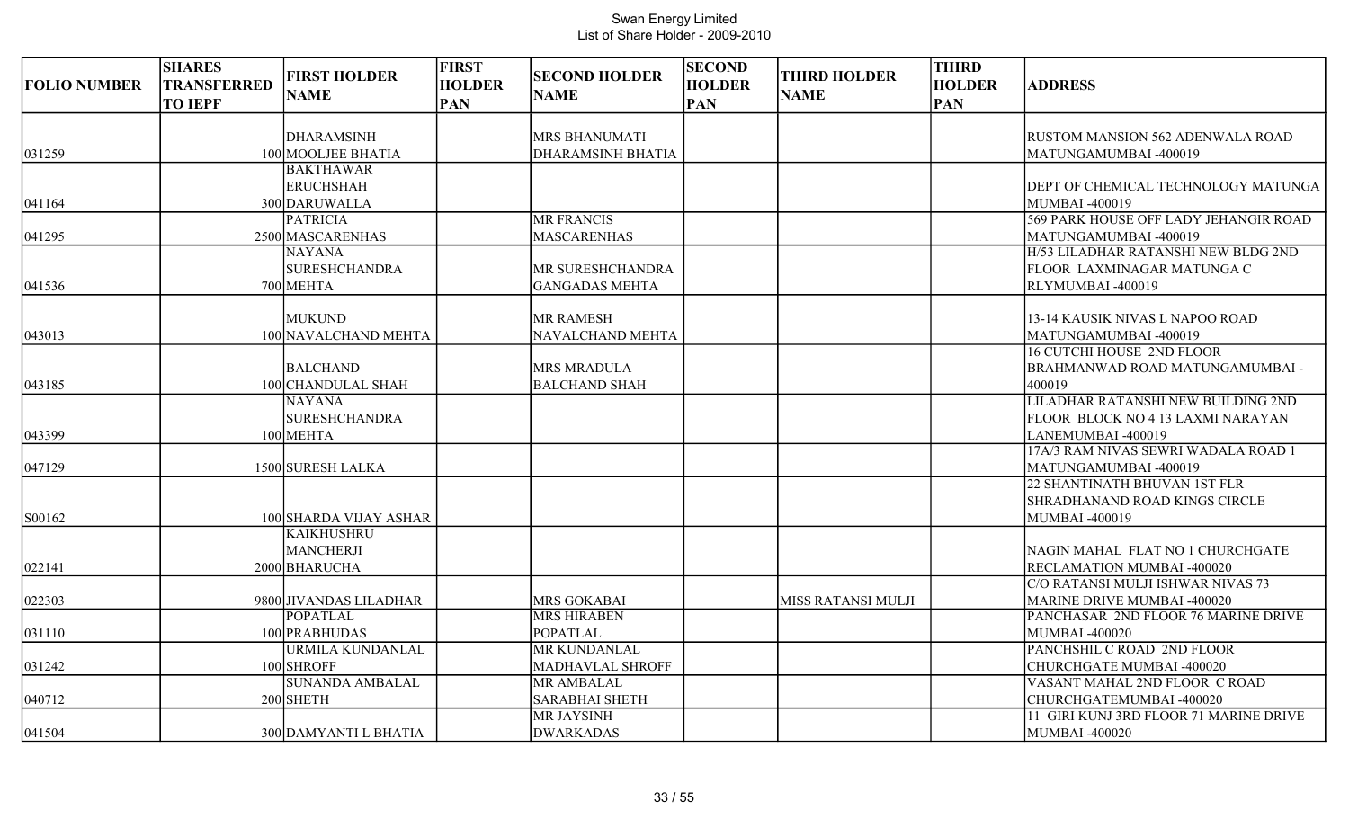# Swan Energy Limited
List of Share Holder - 2009-2010

| FOLIO NUMBER | SHARES TRANSFERRED TO IEPF | FIRST HOLDER NAME | FIRST HOLDER PAN | SECOND HOLDER NAME | SECOND HOLDER PAN | THIRD HOLDER NAME | THIRD HOLDER PAN | ADDRESS |
|---|---|---|---|---|---|---|---|---|
| 031259 | 100 | DHARAMSINH MOOLJEE BHATIA | | MRS BHANUMATI DHARAMSINH BHATIA | | | | RUSTOM MANSION 562 ADENWALA ROAD MATUNGAMUMBAI -400019 |
| 041164 | 300 | BAKTHAWAR ERUCHSHAH DARUWALLA | | | | | | DEPT OF CHEMICAL TECHNOLOGY MATUNGA MUMBAI -400019 |
| 041295 | 2500 | PATRICIA MASCARENHAS | | MR FRANCIS MASCARENHAS | | | | 569 PARK HOUSE OFF LADY JEHANGIR ROAD MATUNGAMUMBAI -400019 |
| 041536 | 700 | NAYANA SURESHCHANDRA MEHTA | | MR SURESHCHANDRA GANGADAS MEHTA | | | | H/53 LILADHAR RATANSHI NEW BLDG 2ND FLOOR LAXMINAGAR MATUNGA C RLYMUMBAI -400019 |
| 043013 | 100 | MUKUND NAVALCHAND MEHTA | | MR RAMESH NAVALCHAND MEHTA | | | | 13-14 KAUSIK NIVAS L NAPOO ROAD MATUNGAMUMBAI -400019 |
| 043185 | 100 | BALCHAND CHANDULAL SHAH | | MRS MRADULA BALCHAND SHAH | | | | 16 CUTCHI HOUSE 2ND FLOOR BRAHMANWAD ROAD MATUNGAMUMBAI -400019 |
| 043399 | 100 | NAYANA SURESHCHANDRA MEHTA | | | | | | LILADHAR RATANSHI NEW BUILDING 2ND FLOOR BLOCK NO 4 13 LAXMI NARAYAN LANEMUMBAI -400019 |
| 047129 | 1500 | SURESH LALKA | | | | | | 17A/3 RAM NIVAS SEWRI WADALA ROAD 1 MATUNGAMUMBAI -400019 |
| S00162 | 100 | SHARDA VIJAY ASHAR | | | | | | 22 SHANTINATH BHUVAN 1ST FLR SHRADHANAND ROAD KINGS CIRCLE MUMBAI -400019 |
| 022141 | 2000 | KAIKHUSHRU MANCHERJI BHARUCHA | | | | | | NAGIN MAHAL FLAT NO 1 CHURCHGATE RECLAMATION MUMBAI -400020 |
| 022303 | 9800 | JIVANDAS LILADHAR | | MRS GOKABAI | | MISS RATANSI MULJI | | C/O RATANSI MULJI ISHWAR NIVAS 73 MARINE DRIVE MUMBAI -400020 |
| 031110 | 100 | POPATLAL PRABHUDAS | | MRS HIRABEN POPATLAL | | | | PANCHASAR 2ND FLOOR 76 MARINE DRIVE MUMBAI -400020 |
| 031242 | 100 | URMILA KUNDANLAL SHROFF | | MR KUNDANLAL MADHAVLAL SHROFF | | | | PANCHSHIL C ROAD 2ND FLOOR CHURCHGATE MUMBAI -400020 |
| 040712 | 200 | SUNANDA AMBALAL SHETH | | MR AMBALAL SARABHAI SHETH | | | | VASANT MAHAL 2ND FLOOR C ROAD CHURCHGATEMUMBAI -400020 |
| 041504 | 300 | DAMYANTI L BHATIA | | MR JAYSINH DWARKADAS | | | | 11 GIRI KUNJ 3RD FLOOR 71 MARINE DRIVE MUMBAI -400020 |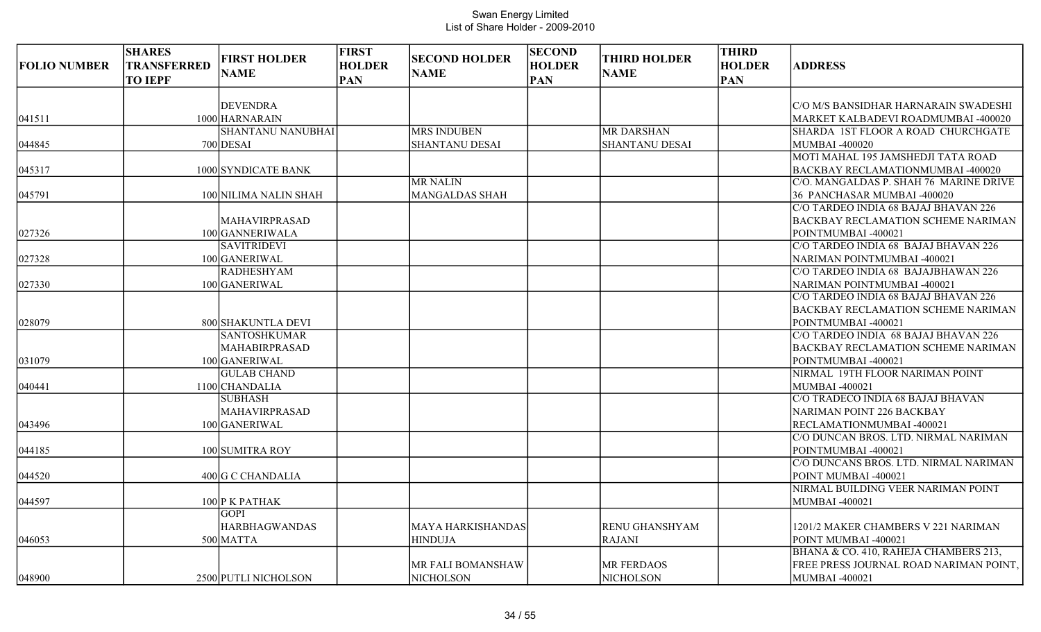Swan Energy Limited
List of Share Holder - 2009-2010

| FOLIO NUMBER | SHARES TRANSFERRED TO IEPF | FIRST HOLDER NAME | FIRST HOLDER PAN | SECOND HOLDER NAME | SECOND HOLDER PAN | THIRD HOLDER NAME | THIRD HOLDER PAN | ADDRESS |
|---|---|---|---|---|---|---|---|---|
| 041511 | 1000 | DEVENDRA HARNARAIN | | | | | | C/O M/S BANSIDHAR HARNARAIN SWADESHI MARKET KALBADEVI ROADMUMBAI -400020 |
| 044845 | 700 | SHANTANU NANUBHAI DESAI | | MRS INDUBEN SHANTANU DESAI | | MR DARSHAN SHANTANU DESAI | | SHARDA 1ST FLOOR A ROAD CHURCHGATE MUMBAI -400020 |
| 045317 | 1000 | SYNDICATE BANK | | | | | | MOTI MAHAL 195 JAMSHEDJI TATA ROAD BACKBAY RECLAMATIONMUMBAI -400020 |
| 045791 | 100 | NILIMA NALIN SHAH | | MR NALIN MANGALDAS SHAH | | | | C/O. MANGALDAS P. SHAH 76 MARINE DRIVE 36 PANCHASAR MUMBAI -400020 |
| 027326 | 100 | MAHAVIRPRASAD GANNERIWALA | | | | | | C/O TARDEO INDIA 68 BAJAJ BHAVAN 226 BACKBAY RECLAMATION SCHEME NARIMAN POINTMUMBAI -400021 |
| 027328 | 100 | SAVITRIDEVI GANERIWAL | | | | | | C/O TARDEO INDIA 68 BAJAJ BHAVAN 226 NARIMAN POINTMUMBAI -400021 |
| 027330 | 100 | RADHESHYAM GANERIWAL | | | | | | C/O TARDEO INDIA 68 BAJAJBHAWAN 226 NARIMAN POINTMUMBAI -400021 |
| 028079 | 800 | SHAKUNTLA DEVI | | | | | | C/O TARDEO INDIA 68 BAJAJ BHAVAN 226 BACKBAY RECLAMATION SCHEME NARIMAN POINTMUMBAI -400021 |
| 031079 | 100 | SANTOSHKUMAR MAHABIRPRASAD GANERIWAL | | | | | | C/O TARDEO INDIA 68 BAJAJ BHAVAN 226 BACKBAY RECLAMATION SCHEME NARIMAN POINTMUMBAI -400021 |
| 040441 | 1100 | GULAB CHAND CHANDALIA | | | | | | NIRMAL 19TH FLOOR NARIMAN POINT MUMBAI -400021 |
| 043496 | 100 | SUBHASH MAHAVIRPRASAD GANERIWAL | | | | | | C/O TRADECO INDIA 68 BAJAJ BHAVAN NARIMAN POINT 226 BACKBAY RECLAMATIONMUMBAI -400021 |
| 044185 | 100 | SUMITRA ROY | | | | | | C/O DUNCAN BROS. LTD. NIRMAL NARIMAN POINTMUMBAI -400021 |
| 044520 | 400 | G C CHANDALIA | | | | | | C/O DUNCANS BROS. LTD. NIRMAL NARIMAN POINT MUMBAI -400021 |
| 044597 | 100 | P K PATHAK | | | | | | NIRMAL BUILDING VEER NARIMAN POINT MUMBAI -400021 |
| 046053 | 500 | GOPI HARBHAGWANDAS MATTA | | MAYA HARKISHANDAS HINDUJA | | RENU GHANSHYAM RAJANI | | 1201/2 MAKER CHAMBERS V 221 NARIMAN POINT MUMBAI -400021 |
| 048900 | 2500 | PUTLI NICHOLSON | | MR FALI BOMANSHAW NICHOLSON | | MR FERDAOS NICHOLSON | | BHANA & CO. 410, RAHEJA CHAMBERS 213, FREE PRESS JOURNAL ROAD NARIMAN POINT, MUMBAI -400021 |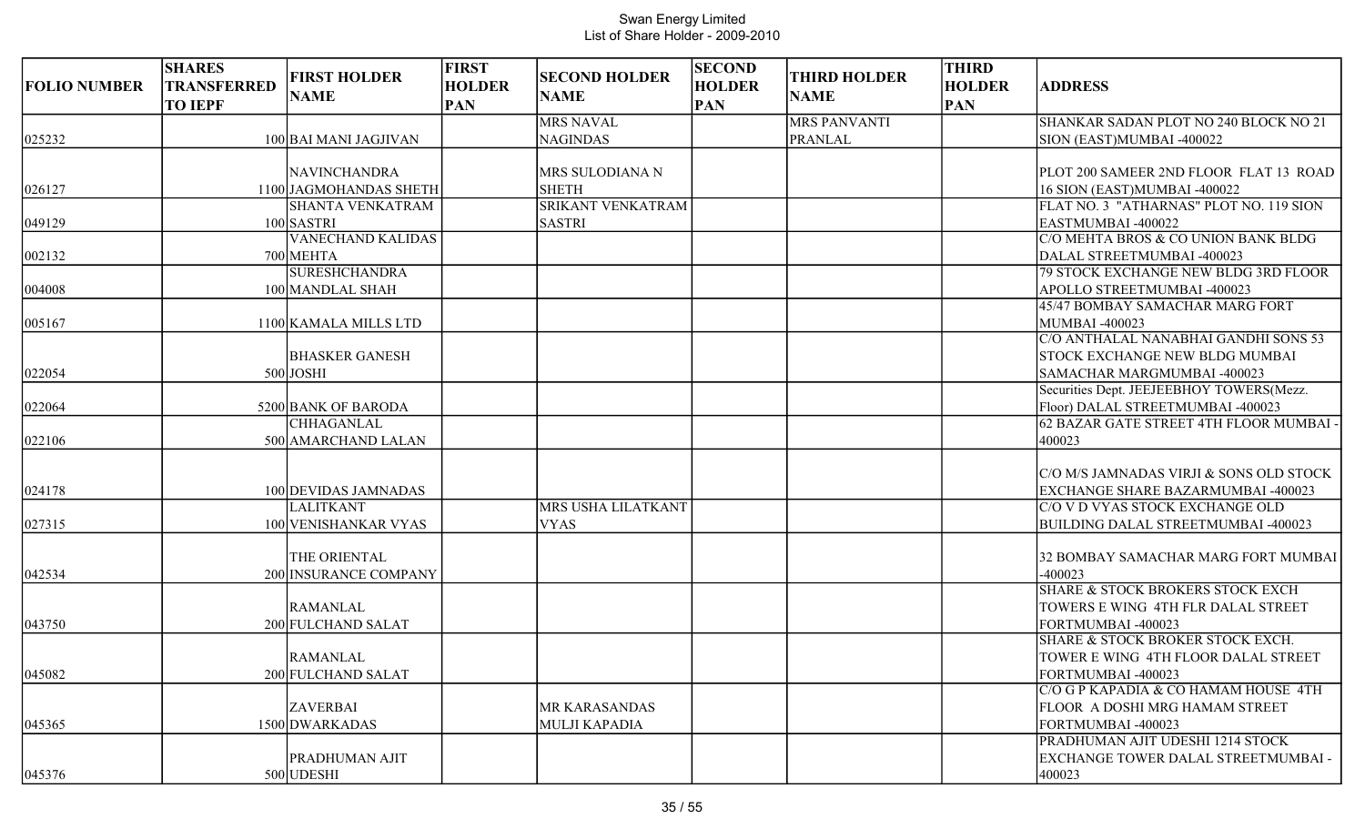Swan Energy Limited
List of Share Holder - 2009-2010

| FOLIO NUMBER | SHARES TRANSFERRED TO IEPF | FIRST HOLDER NAME | FIRST HOLDER PAN | SECOND HOLDER NAME | SECOND HOLDER PAN | THIRD HOLDER NAME | THIRD HOLDER PAN | ADDRESS |
|---|---|---|---|---|---|---|---|---|
| 025232 | 100 | BAI MANI JAGJIVAN | | MRS NAVAL NAGINDAS | | MRS PANVANTI PRANLAL | | SHANKAR SADAN PLOT NO 240 BLOCK NO 21 SION (EAST)MUMBAI -400022 |
| 026127 | 1100 | NAVINCHANDRA JAGMOHANDAS SHETH | | MRS SULODIANA N SHETH | | | | PLOT 200 SAMEER 2ND FLOOR FLAT 13 ROAD 16 SION (EAST)MUMBAI -400022 |
| 049129 | 100 | SHANTA VENKATRAM SASTRI | | SRIKANT VENKATRAM SASTRI | | | | FLAT NO. 3 "ATHARNAS" PLOT NO. 119 SION EASTMUMBAI -400022 |
| 002132 | 700 | VANECHAND KALIDAS MEHTA | | | | | | C/O MEHTA BROS & CO UNION BANK BLDG DALAL STREETMUMBAI -400023 |
| 004008 | 100 | SURESHCHANDRA MANDLAL SHAH | | | | | | 79 STOCK EXCHANGE NEW BLDG 3RD FLOOR APOLLO STREETMUMBAI -400023 |
| 005167 | 1100 | KAMALA MILLS LTD | | | | | | 45/47 BOMBAY SAMACHAR MARG FORT MUMBAI -400023 |
| 022054 | 500 | BHASKER GANESH JOSHI | | | | | | C/O ANTHALAL NANABHAI GANDHI SONS 53 STOCK EXCHANGE NEW BLDG MUMBAI SAMACHAR MARGMUMBAI -400023 |
| 022064 | 5200 | BANK OF BARODA | | | | | | Securities Dept. JEEJEEBHOY TOWERS(Mezz. Floor) DALAL STREETMUMBAI -400023 |
| 022106 | 500 | CHHAGANLAL AMARCHAND LALAN | | | | | | 62 BAZAR GATE STREET 4TH FLOOR MUMBAI - 400023 |
| 024178 | 100 | DEVIDAS JAMNADAS | | | | | | C/O M/S JAMNADAS VIRJI & SONS OLD STOCK EXCHANGE SHARE BAZARMUMBAI -400023 |
| 027315 | 100 | LALITKANT VENISHANKAR VYAS | | MRS USHA LILATKANT VYAS | | | | C/O V D VYAS STOCK EXCHANGE OLD BUILDING DALAL STREETMUMBAI -400023 |
| 042534 | 200 | THE ORIENTAL INSURANCE COMPANY | | | | | | 32 BOMBAY SAMACHAR MARG FORT MUMBAI -400023 |
| 043750 | 200 | RAMANLAL FULCHAND SALAT | | | | | | SHARE & STOCK BROKERS STOCK EXCH TOWERS E WING 4TH FLR DALAL STREET FORTMUMBAI -400023 |
| 045082 | 200 | RAMANLAL FULCHAND SALAT | | | | | | SHARE & STOCK BROKER STOCK EXCH. TOWER E WING 4TH FLOOR DALAL STREET FORTMUMBAI -400023 |
| 045365 | 1500 | ZAVERBAI DWARKADAS | | MR KARASANDAS MULJI KAPADIA | | | | C/O G P KAPADIA & CO HAMAM HOUSE 4TH FLOOR A DOSHI MRG HAMAM STREET FORTMUMBAI -400023 |
| 045376 | 500 | PRADHUMAN AJIT UDESHI | | | | | | PRADHUMAN AJIT UDESHI 1214 STOCK EXCHANGE TOWER DALAL STREETMUMBAI - 400023 |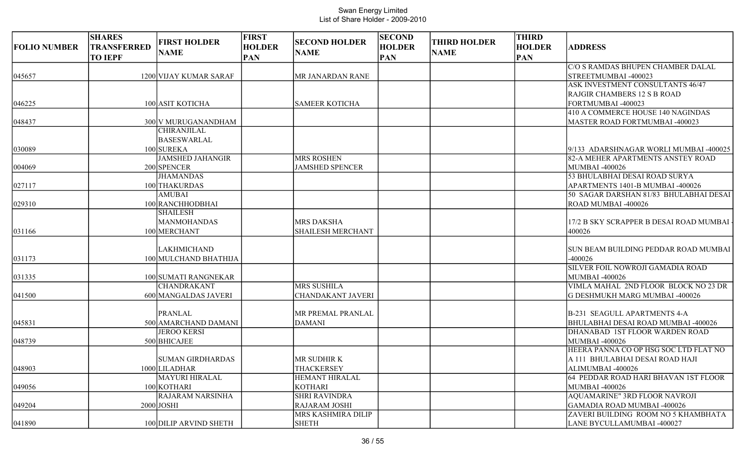# Swan Energy Limited
## List of Share Holder - 2009-2010

| FOLIO NUMBER | SHARES TRANSFERRED TO IEPF | FIRST HOLDER NAME | FIRST HOLDER PAN | SECOND HOLDER NAME | SECOND HOLDER PAN | THIRD HOLDER NAME | THIRD HOLDER PAN | ADDRESS |
|---|---|---|---|---|---|---|---|---|
| 045657 | 1200 | VIJAY KUMAR SARAF | | MR JANARDAN RANE | | | | C/O S RAMDAS BHUPEN CHAMBER DALAL STREETMUMBAI -400023 |
| 046225 | 100 | ASIT KOTICHA | | SAMEER KOTICHA | | | | ASK INVESTMENT CONSULTANTS 46/47 RAJGIR CHAMBERS 12 S B ROAD FORTMUMBAI -400023 |
| 048437 | 300 | V MURUGANANDHAM | | | | | | 410 A COMMERCE HOUSE 140 NAGINDAS MASTER ROAD FORTMUMBAI -400023 |
| 030089 | 100 | CHIRANJILAL BASESWARLAL SUREKA | | | | | | 9/133 ADARSHNAGAR WORLI MUMBAI -400025 |
| 004069 | 200 | JAMSHED JAHANGIR SPENCER | | MRS ROSHEN JAMSHED SPENCER | | | | 82-A MEHER APARTMENTS ANSTEY ROAD MUMBAI -400026 |
| 027117 | 100 | JHAMANDAS THAKURDAS | | | | | | 53 BHULABHAI DESAI ROAD SURYA APARTMENTS 1401-B MUMBAI -400026 |
| 029310 | 100 | AMUBAI RANCHHODBHAI | | | | | | 50 SAGAR DARSHAN 81/83 BHULABHAI DESAI ROAD MUMBAI -400026 |
| 031166 | 100 | SHAILESH MANMOHANDAS MERCHANT | | MRS DAKSHA SHAILESH MERCHANT | | | | 17/2 B SKY SCRAPPER B DESAI ROAD MUMBAI -400026 |
| 031173 | 100 | LAKHMICHAND MULCHAND BHATHIJA | | | | | | SUN BEAM BUILDING PEDDAR ROAD MUMBAI -400026 |
| 031335 | 100 | SUMATI RANGNEKAR | | | | | | SILVER FOIL NOWROJI GAMADIA ROAD MUMBAI -400026 |
| 041500 | 600 | CHANDRAKANT MANGALDAS JAVERI | | MRS SUSHILA CHANDAKANT JAVERI | | | | VIMLA MAHAL 2ND FLOOR BLOCK NO 23 DR G DESHMUKH MARG MUMBAI -400026 |
| 045831 | 500 | PRANLAL AMARCHAND DAMANI | | MR PREMAL PRANLAL DAMANI | | | | B-231 SEAGULL APARTMENTS 4-A BHULABHAI DESAI ROAD MUMBAI -400026 |
| 048739 | 500 | JEROO KERSI BHICAJEE | | | | | | DHANABAD 1ST FLOOR WARDEN ROAD MUMBAI -400026 |
| 048903 | 1000 | SUMAN GIRDHARDAS LILADHAR | | MR SUDHIR K THACKERSEY | | | | HEERA PANNA CO OP HSG SOC LTD FLAT NO A 111 BHULABHAI DESAI ROAD HAJI ALIMUMBAI -400026 |
| 049056 | 100 | MAYURI HIRALAL KOTHARI | | HEMANT HIRALAL KOTHARI | | | | 64 PEDDAR ROAD HARI BHAVAN 1ST FLOOR MUMBAI -400026 |
| 049204 | 2000 | RAJARAM NARSINHA JOSHI | | SHRI RAVINDRA RAJARAM JOSHI | | | | AQUAMARINE" 3RD FLOOR NAVROJI GAMADIA ROAD MUMBAI -400026 |
| 041890 | 100 | DILIP ARVIND SHETH | | MRS KASHMIRA DILIP SHETH | | | | ZAVERI BUILDING ROOM NO 5 KHAMBHATA LANE BYCULLAMUMBAI -400027 |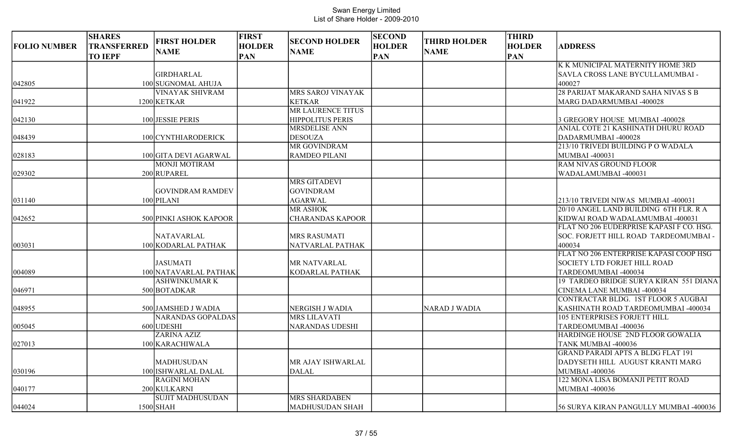Swan Energy Limited
List of Share Holder - 2009-2010

| FOLIO NUMBER | SHARES TRANSFERRED TO IEPF | FIRST HOLDER NAME | FIRST HOLDER PAN | SECOND HOLDER NAME | SECOND HOLDER PAN | THIRD HOLDER NAME | THIRD HOLDER PAN | ADDRESS |
|---|---|---|---|---|---|---|---|---|
| 042805 | 100 | GIRDHARLAL SUGNOMAL AHUJA | | | | | | K K MUNICIPAL MATERNITY HOME 3RD SAVLA CROSS LANE BYCULLAMUMBAI - 400027 |
| 041922 | 1200 | VINAYAK SHIVRAM KETKAR | | MRS SAROJ VINAYAK KETKAR | | | | 28 PARIJAT MAKARAND SAHA NIVAS S B MARG DADARMUMBAI -400028 |
| 042130 | 100 | JESSIE PERIS | | MR LAURENCE TITUS HIPPOLITUS PERIS | | | | 3 GREGORY HOUSE MUMBAI -400028 |
| 048439 | 100 | CYNTHIARODERICK | | MRSDELISE ANN DESOUZA | | | | ANIAL COTE 21 KASHINATH DHURU ROAD DADARMUMBAI -400028 |
| 028183 | 100 | GITA DEVI AGARWAL | | MR GOVINDRAM RAMDEO PILANI | | | | 213/10 TRIVEDI BUILDING P O WADALA MUMBAI -400031 |
| 029302 | 200 | MONJI MOTIRAM RUPAREL | | | | | | RAM NIVAS GROUND FLOOR WADALAMUMBAI -400031 |
| 031140 | 100 | GOVINDRAM RAMDEV PILANI | | MRS GITADEVI GOVINDRAM AGARWAL | | | | 213/10 TRIVEDI NIWAS MUMBAI -400031 |
| 042652 | 500 | PINKI ASHOK KAPOOR | | MR ASHOK CHARANDAS KAPOOR | | | | 20/10 ANGEL LAND BUILDING 6TH FLR. R A KIDWAI ROAD WADALAMUMBAI -400031 |
| 003031 | 100 | NATAVARLAL KODARLAL PATHAK | | MRS RASUMATI NATVARLAL PATHAK | | | | FLAT NO 206 EUDERPRISE KAPASI F CO. HSG. SOC. FORJETT HILL ROAD TARDEOMUMBAI - 400034 |
| 004089 | 100 | JASUMATI NATAVARLAL PATHAK | | MR NATVARLAL KODARLAL PATHAK | | | | FLAT NO 206 ENTERPRISE KAPASI COOP HSG SOCIETY LTD FORJET HILL ROAD TARDEOMUMBAI -400034 |
| 046971 | 500 | ASHWINKUMAR K BOTADKAR | | | | | | 19 TARDEO BRIDGE SURYA KIRAN 551 DIANA CINEMA LANE MUMBAI -400034 |
| 048955 | 500 | JAMSHED J WADIA | | NERGISH J WADIA | | NARAD J WADIA | | CONTRACTAR BLDG. 1ST FLOOR 5 AUGBAI KASHINATH ROAD TARDEOMUMBAI -400034 |
| 005045 | 600 | NARANDAS GOPALDAS UDESHI | | MRS LILAVATI NARANDAS UDESHI | | | | 105 ENTERPRISES FORJETT HILL TARDEOMUMBAI -400036 |
| 027013 | 100 | ZARINA AZIZ KARACHIWALA | | | | | | HARDINGE HOUSE 2ND FLOOR GOWALIA TANK MUMBAI -400036 |
| 030196 | 100 | MADHUSUDAN ISHWARLAL DALAL | | MR AJAY ISHWARLAL DALAL | | | | GRAND PARADI APTS A BLDG FLAT 191 DADYSETH HILL AUGUST KRANTI MARG MUMBAI -400036 |
| 040177 | 200 | RAGINI MOHAN KULKARNI | | | | | | 122 MONA LISA BOMANJI PETIT ROAD MUMBAI -400036 |
| 044024 | 1500 | SUJIT MADHUSUDAN SHAH | | MRS SHARDABEN MADHUSUDAN SHAH | | | | 56 SURYA KIRAN PANGULLY MUMBAI -400036 |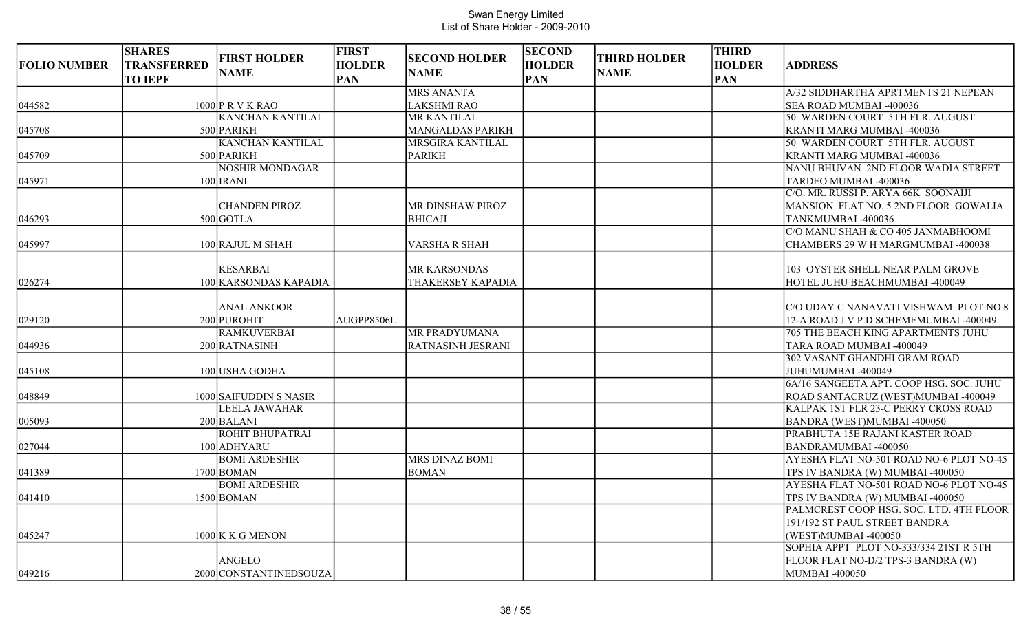# Swan Energy Limited
List of Share Holder - 2009-2010

| FOLIO NUMBER | SHARES TRANSFERRED TO IEPF | FIRST HOLDER NAME | FIRST HOLDER PAN | SECOND HOLDER NAME | SECOND HOLDER PAN | THIRD HOLDER NAME | THIRD HOLDER PAN | ADDRESS |
|---|---|---|---|---|---|---|---|---|
| 044582 | 1000 | P R V K RAO | | MRS ANANTA LAKSHMI RAO | | | | A/32 SIDDHARTHA APRTMENTS 21 NEPEAN SEA ROAD MUMBAI -400036 |
| 045708 | 500 | KANCHAN KANTILAL PARIKH | | MR KANTILAL MANGALDAS PARIKH | | | | 50 WARDEN COURT 5TH FLR. AUGUST KRANTI MARG MUMBAI -400036 |
| 045709 | 500 | KANCHAN KANTILAL PARIKH | | MRSGIRA KANTILAL PARIKH | | | | 50 WARDEN COURT 5TH FLR. AUGUST KRANTI MARG MUMBAI -400036 |
| 045971 | 100 | NOSHIR MONDAGAR IRANI | | | | | | NANU BHUVAN 2ND FLOOR WADIA STREET TARDEO MUMBAI -400036 |
| 046293 | 500 | CHANDEN PIROZ GOTLA | | MR DINSHAW PIROZ BHICAJI | | | | C/O. MR. RUSSI P. ARYA 66K SOONAIJI MANSION FLAT NO. 5 2ND FLOOR GOWALIA TANKMUMBAI -400036 |
| 045997 | 100 | RAJUL M SHAH | | VARSHA R SHAH | | | | C/O MANU SHAH & CO 405 JANMABHOOMI CHAMBERS 29 W H MARGMUMBAI -400038 |
| 026274 | 100 | KESARBAI KARSONDAS KAPADIA | | MR KARSONDAS THAKERSEY KAPADIA | | | | 103 OYSTER SHELL NEAR PALM GROVE HOTEL JUHU BEACHMUMBAI -400049 |
| 029120 | 200 | ANAL ANKOOR PUROHIT | AUGPP8506L | | | | | C/O UDAY C NANAVATI VISHWAM PLOT NO.8 12-A ROAD J V P D SCHEMEMUMBAI -400049 |
| 044936 | 200 | RAMKUVERBAI RATNASINH | | MR PRADYUMANA RATNASINH JESRANI | | | | 705 THE BEACH KING APARTMENTS JUHU TARA ROAD MUMBAI -400049 |
| 045108 | 100 | USHA GODHA | | | | | | 302 VASANT GHANDHI GRAM ROAD JUHUMUMBAI -400049 |
| 048849 | 1000 | SAIFUDDIN S NASIR | | | | | | 6A/16 SANGEETA APT. COOP HSG. SOC. JUHU ROAD SANTACRUZ (WEST)MUMBAI -400049 |
| 005093 | 200 | LEELA JAWAHAR BALANI | | | | | | KALPAK 1ST FLR 23-C PERRY CROSS ROAD BANDRA (WEST)MUMBAI -400050 |
| 027044 | 100 | ROHIT BHUPATRAI ADHYARU | | | | | | PRABHUTA 15E RAJANI KASTER ROAD BANDRAMUMBAI -400050 |
| 041389 | 1700 | BOMI ARDESHIR BOMAN | | MRS DINAZ BOMI BOMAN | | | | AYESHA FLAT NO-501 ROAD NO-6 PLOT NO-45 TPS IV BANDRA (W) MUMBAI -400050 |
| 041410 | 1500 | BOMI ARDESHIR BOMAN | | | | | | AYESHA FLAT NO-501 ROAD NO-6 PLOT NO-45 TPS IV BANDRA (W) MUMBAI -400050 |
| 045247 | 1000 | K K G MENON | | | | | | PALMCREST COOP HSG. SOC. LTD. 4TH FLOOR 191/192 ST PAUL STREET BANDRA (WEST)MUMBAI -400050 |
| 049216 | 2000 | ANGELO CONSTANTINEDSOUZA | | | | | | SOPHIA APPT PLOT NO-333/334 21ST R 5TH FLOOR FLAT NO-D/2 TPS-3 BANDRA (W) MUMBAI -400050 |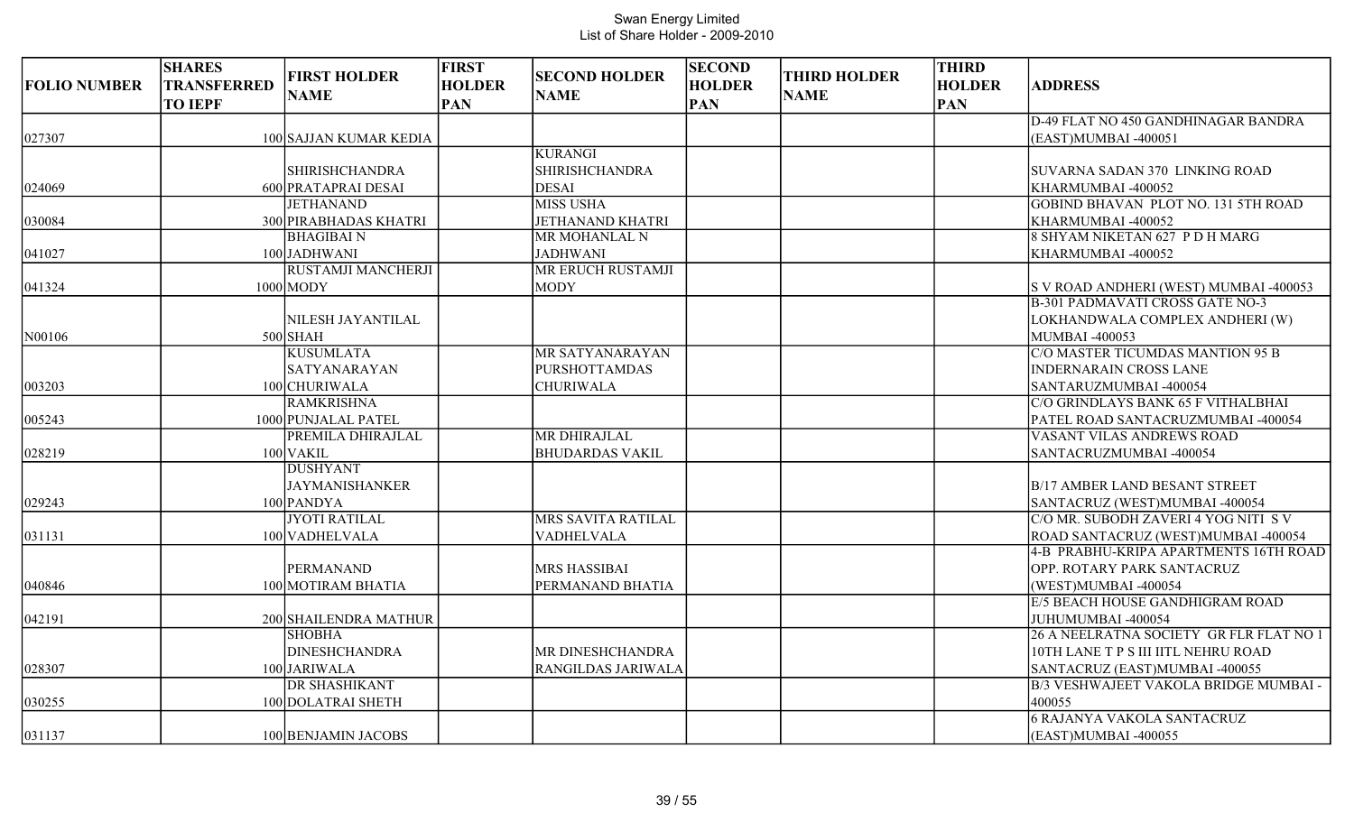Swan Energy Limited
List of Share Holder - 2009-2010

| FOLIO NUMBER | SHARES TRANSFERRED TO IEPF | FIRST HOLDER NAME | FIRST HOLDER PAN | SECOND HOLDER NAME | SECOND HOLDER PAN | THIRD HOLDER NAME | THIRD HOLDER PAN | ADDRESS |
|---|---|---|---|---|---|---|---|---|
| 027307 | 100 | SAJJAN KUMAR KEDIA | | | | | | D-49 FLAT NO 450 GANDHINAGAR BANDRA (EAST)MUMBAI -400051 |
| 024069 | 600 | SHIRISHCHANDRA PRATAPRAI DESAI | | KURANGI SHIRISHCHANDRA DESAI | | | | SUVARNA SADAN 370 LINKING ROAD KHARMUMBAI -400052 |
| 030084 | 300 | JETHANAND PIRABHADAS KHATRI | | MISS USHA JETHANAND KHATRI | | | | GOBIND BHAVAN PLOT NO. 131 5TH ROAD KHARMUMBAI -400052 |
| 041027 | 100 | BHAGIBAI N JADHWANI | | MR MOHANLAL N JADHWANI | | | | 8 SHYAM NIKETAN 627 P D H MARG KHARMUMBAI -400052 |
| 041324 | 1000 | RUSTAMJI MANCHERJI MODY | | MR ERUCH RUSTAMJI MODY | | | | S V ROAD ANDHERI (WEST) MUMBAI -400053 |
| N00106 | 500 | NILESH JAYANTILAL SHAH | | | | | | B-301 PADMAVATI CROSS GATE NO-3 LOKHANDWALA COMPLEX ANDHERI (W) MUMBAI -400053 |
| 003203 | 100 | KUSUMLATA SATYANARAYAN CHURIWALA | | MR SATYANARAYAN PURSHOTTAMDAS CHURIWALA | | | | C/O MASTER TICUMDAS MANTION 95 B INDERNARAIN CROSS LANE SANTARUZMUMBAI -400054 |
| 005243 | 1000 | RAMKRISHNA PUNJALAL PATEL | | | | | | C/O GRINDLAYS BANK 65 F VITHALBHAI PATEL ROAD SANTACRUZMUMBAI -400054 |
| 028219 | 100 | PREMILA DHIRAJLAL VAKIL | | MR DHIRAJLAL BHUDARDAS VAKIL | | | | VASANT VILAS ANDREWS ROAD SANTACRUZMUMBAI -400054 |
| 029243 | 100 | DUSHYANT JAYMANISHANKER PANDYA | | | | | | B/17 AMBER LAND BESANT STREET SANTACRUZ (WEST)MUMBAI -400054 |
| 031131 | 100 | JYOTI RATILAL VADHELVALA | | MRS SAVITA RATILAL VADHELVALA | | | | C/O MR. SUBODH ZAVERI 4 YOG NITI S V ROAD SANTACRUZ (WEST)MUMBAI -400054 |
| 040846 | 100 | PERMANAND MOTIRAM BHATIA | | MRS HASSIBAI PERMANAND BHATIA | | | | 4-B PRABHU-KRIPA APARTMENTS 16TH ROAD OPP. ROTARY PARK SANTACRUZ (WEST)MUMBAI -400054 |
| 042191 | 200 | SHAILENDRA MATHUR | | | | | | E/5 BEACH HOUSE GANDHIGRAM ROAD JUHUMUMBAI -400054 |
| 028307 | 100 | SHOBHA DINESHCHANDRA JARIWALA | | MR DINESHCHANDRA RANGILDAS JARIWALA | | | | 26 A NEELRATNA SOCIETY GR FLR FLAT NO 1 10TH LANE T P S III IITL NEHRU ROAD SANTACRUZ (EAST)MUMBAI -400055 |
| 030255 | 100 | DR SHASHIKANT DOLATRAI SHETH | | | | | | B/3 VESHWAJEET VAKOLA BRIDGE MUMBAI -400055 |
| 031137 | 100 | BENJAMIN JACOBS | | | | | | 6 RAJANYA VAKOLA SANTACRUZ (EAST)MUMBAI -400055 |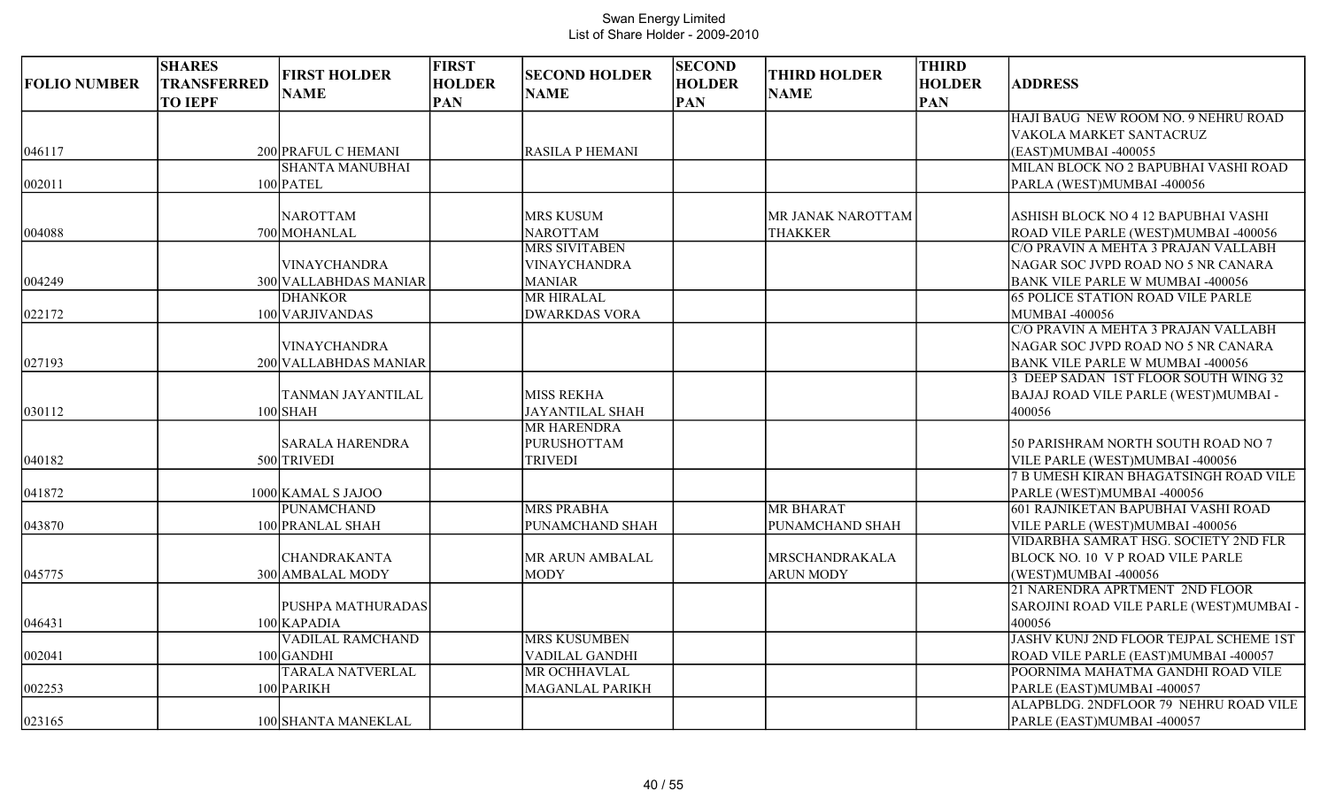Swan Energy Limited
List of Share Holder - 2009-2010

| FOLIO NUMBER | SHARES TRANSFERRED TO IEPF | FIRST HOLDER NAME | FIRST HOLDER PAN | SECOND HOLDER NAME | SECOND HOLDER PAN | THIRD HOLDER NAME | THIRD HOLDER PAN | ADDRESS |
|---|---|---|---|---|---|---|---|---|
| 046117 | 200 | PRAFUL C HEMANI | | RASILA P HEMANI | | | | HAJI BAUG NEW ROOM NO. 9 NEHRU ROAD VAKOLA MARKET SANTACRUZ (EAST)MUMBAI -400055 |
| 002011 | 100 | SHANTA MANUBHAI PATEL | | | | | | MILAN BLOCK NO 2 BAPUBHAI VASHI ROAD PARLA (WEST)MUMBAI -400056 |
| 004088 | 700 | NAROTTAM MOHANLAL | | MRS KUSUM NAROTTAM | | MR JANAK NAROTTAM THAKKER | | ASHISH BLOCK NO 4 12 BAPUBHAI VASHI ROAD VILE PARLE (WEST)MUMBAI -400056 |
| 004249 | 300 | VINAYCHANDRA VALLABHDAS MANIAR | | MRS SIVITABEN VINAYCHANDRA MANIAR | | | | C/O PRAVIN A MEHTA 3 PRAJAN VALLABH NAGAR SOC JVPD ROAD NO 5 NR CANARA BANK VILE PARLE W MUMBAI -400056 |
| 022172 | 100 | DHANKOR VARJIVANDAS | | MR HIRALAL DWARKDAS VORA | | | | 65 POLICE STATION ROAD VILE PARLE MUMBAI -400056 |
| 027193 | 200 | VINAYCHANDRA VALLABHDAS MANIAR | | | | | | C/O PRAVIN A MEHTA 3 PRAJAN VALLABH NAGAR SOC JVPD ROAD NO 5 NR CANARA BANK VILE PARLE W MUMBAI -400056 |
| 030112 | 100 | TANMAN JAYANTILAL SHAH | | MISS REKHA JAYANTILAL SHAH | | | | 3 DEEP SADAN 1ST FLOOR SOUTH WING 32 BAJAJ ROAD VILE PARLE (WEST)MUMBAI -400056 |
| 040182 | 500 | SARALA HARENDRA TRIVEDI | | MR HARENDRA PURUSHOTTAM TRIVEDI | | | | 50 PARISHRAM NORTH SOUTH ROAD NO 7 VILE PARLE (WEST)MUMBAI -400056 |
| 041872 | 1000 | KAMAL S JAJOO | | | | | | 7 B UMESH KIRAN BHAGATSINGH ROAD VILE PARLE (WEST)MUMBAI -400056 |
| 043870 | 100 | PUNAMCHAND PRANLAL SHAH | | MRS PRABHA PUNAMCHAND SHAH | | MR BHARAT PUNAMCHAND SHAH | | 601 RAJNIKETAN BAPUBHAI VASHI ROAD VILE PARLE (WEST)MUMBAI -400056 |
| 045775 | 300 | CHANDRAKANTA AMBALAL MODY | | MR ARUN AMBALAL MODY | | MRSCHANDRAKALA ARUN MODY | | VIDARBHA SAMRAT HSG. SOCIETY 2ND FLR BLOCK NO. 10 V P ROAD VILE PARLE (WEST)MUMBAI -400056 |
| 046431 | 100 | PUSHPA MATHURADAS KAPADIA | | | | | | 21 NARENDRA APRTMENT 2ND FLOOR SAROJINI ROAD VILE PARLE (WEST)MUMBAI -400056 |
| 002041 | 100 | VADILAL RAMCHAND GANDHI | | MRS KUSUMBEN VADILAL GANDHI | | | | JASHV KUNJ 2ND FLOOR TEJPAL SCHEME 1ST ROAD VILE PARLE (EAST)MUMBAI -400057 |
| 002253 | 100 | TARALA NATVERLAL PARIKH | | MR OCHHAVLAL MAGANLAL PARIKH | | | | POORNIMA MAHATMA GANDHI ROAD VILE PARLE (EAST)MUMBAI -400057 |
| 023165 | 100 | SHANTA MANEKLAL | | | | | | ALAPBLDG. 2NDFLOOR 79 NEHRU ROAD VILE PARLE (EAST)MUMBAI -400057 |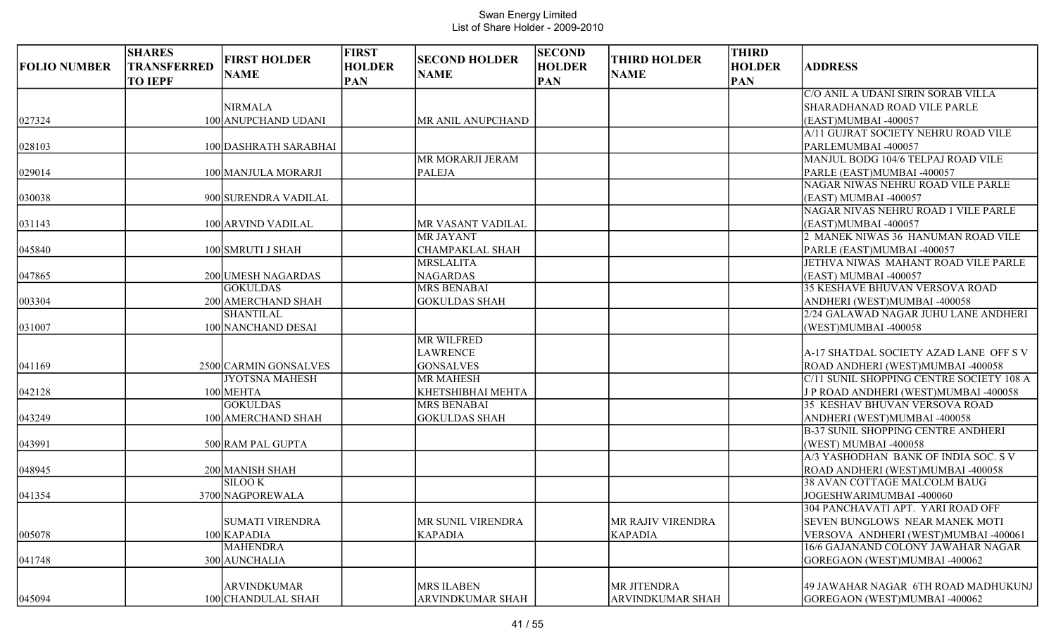# Swan Energy Limited
## List of Share Holder - 2009-2010

| FOLIO NUMBER | SHARES TRANSFERRED TO IEPF | FIRST HOLDER NAME | FIRST HOLDER PAN | SECOND HOLDER NAME | SECOND HOLDER PAN | THIRD HOLDER NAME | THIRD HOLDER PAN | ADDRESS |
|---|---|---|---|---|---|---|---|---|
| 027324 | 100 | NIRMALA ANUPCHAND UDANI | | MR ANIL ANUPCHAND | | | | C/O ANIL A UDANI SIRIN SORAB VILLA SHARADHANAD ROAD VILE PARLE (EAST)MUMBAI -400057 |
| 028103 | 100 | DASHRATH SARABHAI | | | | | | A/11 GUJRAT SOCIETY NEHRU ROAD VILE PARLEMUMBAI -400057 |
| 029014 | 100 | MANJULA MORARJI | | MR MORARJI JERAM PALEJA | | | | MANJUL BODG 104/6 TELPAJ ROAD VILE PARLE (EAST)MUMBAI -400057 |
| 030038 | 900 | SURENDRA VADILAL | | | | | | NAGAR NIWAS NEHRU ROAD VILE PARLE (EAST) MUMBAI -400057 |
| 031143 | 100 | ARVIND VADILAL | | MR VASANT VADILAL | | | | NAGAR NIVAS NEHRU ROAD 1 VILE PARLE (EAST)MUMBAI -400057 |
| 045840 | 100 | SMRUTI J SHAH | | MR JAYANT CHAMPAKLAL SHAH | | | | 2 MANEK NIWAS 36 HANUMAN ROAD VILE PARLE (EAST)MUMBAI -400057 |
| 047865 | 200 | UMESH NAGARDAS | | MRSLALITA NAGARDAS | | | | JETHVA NIWAS MAHANT ROAD VILE PARLE (EAST) MUMBAI -400057 |
| 003304 | 200 | GOKULDAS AMERCHAND SHAH | | MRS BENABAI GOKULDAS SHAH | | | | 35 KESHAVE BHUVAN VERSOVA ROAD ANDHERI (WEST)MUMBAI -400058 |
| 031007 | 100 | SHANTILAL NANCHAND DESAI | | | | | | 2/24 GALAWAD NAGAR JUHU LANE ANDHERI (WEST)MUMBAI -400058 |
| 041169 | 2500 | CARMIN GONSALVES | | MR WILFRED LAWRENCE GONSALVES | | | | A-17 SHATDAL SOCIETY AZAD LANE OFF S V ROAD ANDHERI (WEST)MUMBAI -400058 |
| 042128 | 100 | JYOTSNA MAHESH MEHTA | | MR MAHESH KHETSHIBHAI MEHTA | | | | C/11 SUNIL SHOPPING CENTRE SOCIETY 108 A J P ROAD ANDHERI (WEST)MUMBAI -400058 |
| 043249 | 100 | GOKULDAS AMERCHAND SHAH | | MRS BENABAI GOKULDAS SHAH | | | | 35 KESHAV BHUVAN VERSOVA ROAD ANDHERI (WEST)MUMBAI -400058 |
| 043991 | 500 | RAM PAL GUPTA | | | | | | B-37 SUNIL SHOPPING CENTRE ANDHERI (WEST) MUMBAI -400058 |
| 048945 | 200 | MANISH SHAH | | | | | | A/3 YASHODHAN BANK OF INDIA SOC. S V ROAD ANDHERI (WEST)MUMBAI -400058 |
| 041354 | 3700 | SILOO K NAGPOREWALA | | | | | | 38 AVAN COTTAGE MALCOLM BAUG JOGESHWARIMUMBAI -400060 |
| 005078 | 100 | SUMATI VIRENDRA KAPADIA | | MR SUNIL VIRENDRA KAPADIA | | MR RAJIV VIRENDRA KAPADIA | | 304 PANCHAVATI APT. YARI ROAD OFF SEVEN BUNGLOWS NEAR MANEK MOTI VERSOVA ANDHERI (WEST)MUMBAI -400061 |
| 041748 | 300 | MAHENDRA AUNCHALIA | | | | | | 16/6 GAJANAND COLONY JAWAHAR NAGAR GOREGAON (WEST)MUMBAI -400062 |
| 045094 | 100 | ARVINDKUMAR CHANDULAL SHAH | | MRS ILABEN ARVINDKUMAR SHAH | | MR JITENDRA ARVINDKUMAR SHAH | | 49 JAWAHAR NAGAR 6TH ROAD MADHUKUNJ GOREGAON (WEST)MUMBAI -400062 |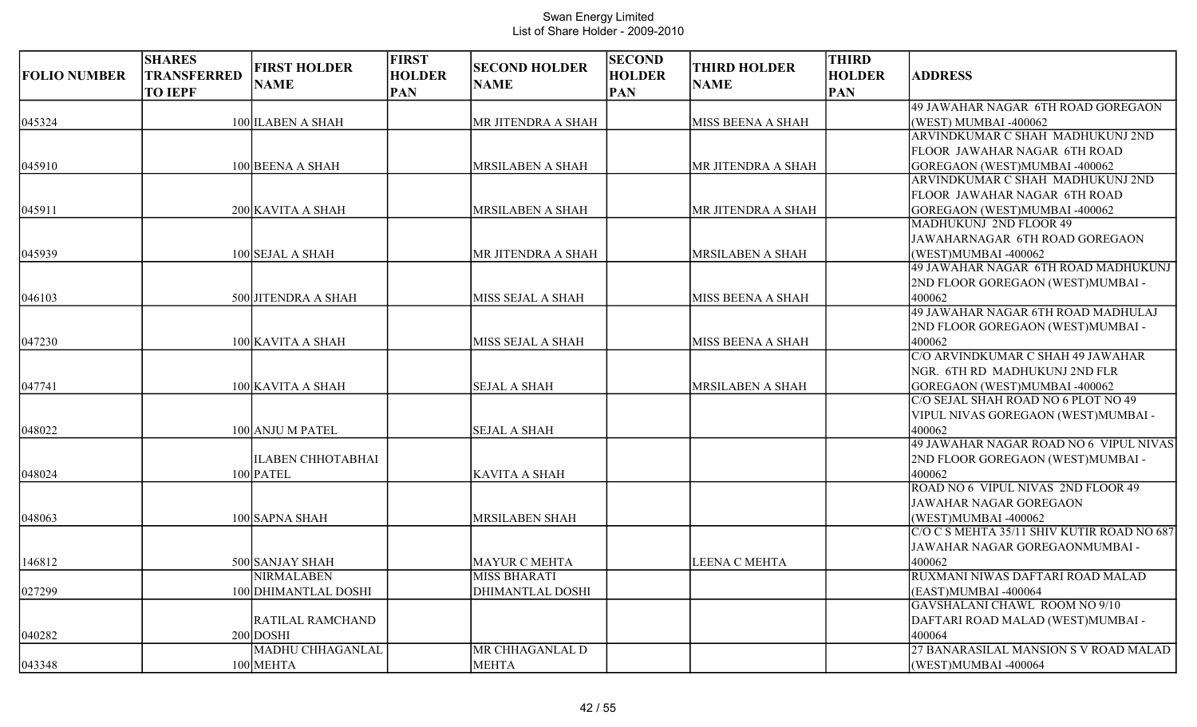Swan Energy Limited
List of Share Holder - 2009-2010

| FOLIO NUMBER | SHARES TRANSFERRED TO IEPF | FIRST HOLDER NAME | FIRST HOLDER PAN | SECOND HOLDER NAME | SECOND HOLDER PAN | THIRD HOLDER NAME | THIRD HOLDER PAN | ADDRESS |
|---|---|---|---|---|---|---|---|---|
| 045324 | 100 | ILABEN A SHAH | | MR JITENDRA A SHAH | | MISS BEENA A SHAH | | 49 JAWAHAR NAGAR 6TH ROAD GOREGAON (WEST) MUMBAI -400062 |
| 045910 | 100 | BEENA A SHAH | | MRSILABEN A SHAH | | MR JITENDRA A SHAH | | ARVINDKUMAR C SHAH MADHUKUNJ 2ND FLOOR JAWAHAR NAGAR 6TH ROAD GOREGAON (WEST)MUMBAI -400062 |
| 045911 | 200 | KAVITA A SHAH | | MRSILABEN A SHAH | | MR JITENDRA A SHAH | | ARVINDKUMAR C SHAH MADHUKUNJ 2ND FLOOR JAWAHAR NAGAR 6TH ROAD GOREGAON (WEST)MUMBAI -400062 |
| 045939 | 100 | SEJAL A SHAH | | MR JITENDRA A SHAH | | MRSILABEN A SHAH | | MADHUKUNJ 2ND FLOOR 49 JAWAHARNAGAR 6TH ROAD GOREGAON (WEST)MUMBAI -400062 |
| 046103 | 500 | JITENDRA A SHAH | | MISS SEJAL A SHAH | | MISS BEENA A SHAH | | 49 JAWAHAR NAGAR 6TH ROAD MADHUKUNJ 2ND FLOOR GOREGAON (WEST)MUMBAI -400062 |
| 047230 | 100 | KAVITA A SHAH | | MISS SEJAL A SHAH | | MISS BEENA A SHAH | | 49 JAWAHAR NAGAR 6TH ROAD MADHULAJ 2ND FLOOR GOREGAON (WEST)MUMBAI -400062 |
| 047741 | 100 | KAVITA A SHAH | | SEJAL A SHAH | | MRSILABEN A SHAH | | C/O ARVINDKUMAR C SHAH 49 JAWAHAR NGR. 6TH RD MADHUKUNJ 2ND FLR GOREGAON (WEST)MUMBAI -400062 |
| 048022 | 100 | ANJU M PATEL | | SEJAL A SHAH | | | | C/O SEJAL SHAH ROAD NO 6 PLOT NO 49 VIPUL NIVAS GOREGAON (WEST)MUMBAI -400062 |
| 048024 | 100 | ILABEN CHHOTABHAI PATEL | | KAVITA A SHAH | | | | 49 JAWAHAR NAGAR ROAD NO 6 VIPUL NIVAS 2ND FLOOR GOREGAON (WEST)MUMBAI -400062 |
| 048063 | 100 | SAPNA SHAH | | MRSILABEN SHAH | | | | ROAD NO 6 VIPUL NIVAS 2ND FLOOR 49 JAWAHAR NAGAR GOREGAON (WEST)MUMBAI -400062 |
| 146812 | 500 | SANJAY SHAH | | MAYUR C MEHTA | | LEENA C MEHTA | | C/O C S MEHTA 35/11 SHIV KUTIR ROAD NO 687 JAWAHAR NAGAR GOREGAONMUMBAI -400062 |
| 027299 | 100 | NIRMALABEN DHIMANTLAL DOSHI | | MISS BHARATI DHIMANTLAL DOSHI | | | | RUXMANI NIWAS DAFTARI ROAD MALAD (EAST)MUMBAI -400064 |
| 040282 | 200 | RATILAL RAMCHAND DOSHI | | | | | | GAVSHALANI CHAWL ROOM NO 9/10 DAFTARI ROAD MALAD (WEST)MUMBAI -400064 |
| 043348 | 100 | MADHU CHHAGANLAL MEHTA | | MR CHHAGANLAL D MEHTA | | | | 27 BANARASILAL MANSION S V ROAD MALAD (WEST)MUMBAI -400064 |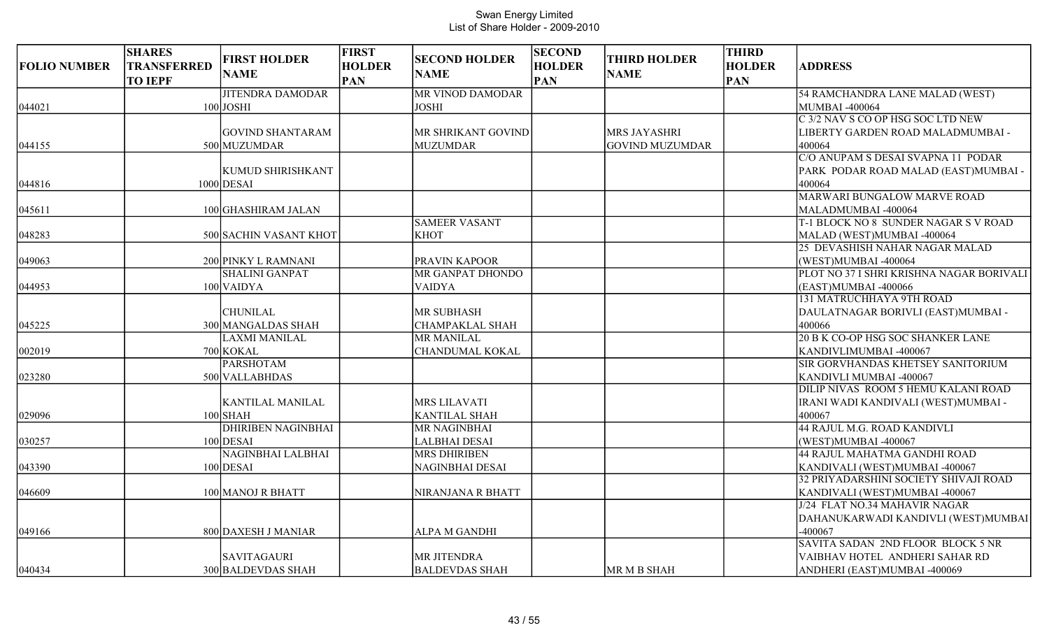# Swan Energy Limited
## List of Share Holder - 2009-2010

| FOLIO NUMBER | SHARES TRANSFERRED TO IEPF | FIRST HOLDER NAME | FIRST HOLDER PAN | SECOND HOLDER NAME | SECOND HOLDER PAN | THIRD HOLDER NAME | THIRD HOLDER PAN | ADDRESS |
|---|---|---|---|---|---|---|---|---|
| 044021 | 100 | JITENDRA DAMODAR JOSHI | | MR VINOD DAMODAR JOSHI | | | | 54 RAMCHANDRA LANE MALAD (WEST) MUMBAI -400064 |
| 044155 | 500 | GOVIND SHANTARAM MUZUMDAR | | MR SHRIKANT GOVIND MUZUMDAR | | MRS JAYASHRI GOVIND MUZUMDAR | | C 3/2 NAV S CO OP HSG SOC LTD NEW LIBERTY GARDEN ROAD MALADMUMBAI -400064 |
| 044816 | 1000 | KUMUD SHIRISHKANT DESAI | | | | | | C/O ANUPAM S DESAI SVAPNA 11 PODAR PARK PODAR ROAD MALAD (EAST)MUMBAI -400064 |
| 045611 | 100 | GHASHIRAM JALAN | | | | | | MARWARI BUNGALOW MARVE ROAD MALADMUMBAI -400064 |
| 048283 | 500 | SACHIN VASANT KHOT | | SAMEER VASANT KHOT | | | | T-1 BLOCK NO 8 SUNDER NAGAR S V ROAD MALAD (WEST)MUMBAI -400064 |
| 049063 | 200 | PINKY L RAMNANI | | PRAVIN KAPOOR | | | | 25 DEVASHISH NAHAR NAGAR MALAD (WEST)MUMBAI -400064 |
| 044953 | 100 | SHALINI GANPAT VAIDYA | | MR GANPAT DHONDO VAIDYA | | | | PLOT NO 37 I SHRI KRISHNA NAGAR BORIVALI (EAST)MUMBAI -400066 |
| 045225 | 300 | CHUNILAL MANGALDAS SHAH | | MR SUBHASH CHAMPAKLAL SHAH | | | | 131 MATRUCHHAYA 9TH ROAD DAULATNAGAR BORIVLI (EAST)MUMBAI -400066 |
| 002019 | 700 | LAXMI MANILAL KOKAL | | MR MANILAL CHANDUMAL KOKAL | | | | 20 B K CO-OP HSG SOC SHANKER LANE KANDIVLIMUMBAI -400067 |
| 023280 | 500 | PARSHOTAM VALLABHDAS | | | | | | SIR GORVHANDAS KHETSEY SANITORIUM KANDIVLI MUMBAI -400067 |
| 029096 | 100 | KANTILAL MANILAL SHAH | | MRS LILAVATI KANTILAL SHAH | | | | DILIP NIVAS ROOM 5 HEMU KALANI ROAD IRANI WADI KANDIVALI (WEST)MUMBAI -400067 |
| 030257 | 100 | DHIRIBEN NAGINBHAI DESAI | | MR NAGINBHAI LALBHAI DESAI | | | | 44 RAJUL M.G. ROAD KANDIVLI (WEST)MUMBAI -400067 |
| 043390 | 100 | NAGINBHAI LALBHAI DESAI | | MRS DHIRIBEN NAGINBHAI DESAI | | | | 44 RAJUL MAHATMA GANDHI ROAD KANDIVALI (WEST)MUMBAI -400067 |
| 046609 | 100 | MANOJ R BHATT | | NIRANJANA R BHATT | | | | 32 PRIYADARSHINI SOCIETY SHIVAJI ROAD KANDIVALI (WEST)MUMBAI -400067 |
| 049166 | 800 | DAXESH J MANIAR | | ALPA M GANDHI | | | | J/24 FLAT NO.34 MAHAVIR NAGAR DAHANUKARWADI KANDIVLI (WEST)MUMBAI -400067 |
| 040434 | 300 | SAVITAGAURI BALDEVDAS SHAH | | MR JITENDRA BALDEVDAS SHAH | | MR M B SHAH | | SAVITA SADAN 2ND FLOOR BLOCK 5 NR VAIBHAV HOTEL ANDHERI SAHAR RD ANDHERI (EAST)MUMBAI -400069 |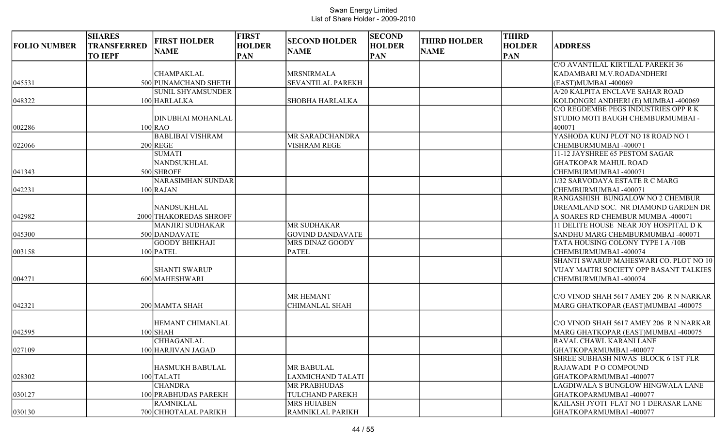# Swan Energy Limited
List of Share Holder - 2009-2010

| FOLIO NUMBER | SHARES TRANSFERRED TO IEPF | FIRST HOLDER NAME | FIRST HOLDER PAN | SECOND HOLDER NAME | SECOND HOLDER PAN | THIRD HOLDER NAME | THIRD HOLDER PAN | ADDRESS |
|---|---|---|---|---|---|---|---|---|
| 045531 | 500 | CHAMPAKLAL PUNAMCHAND SHETH | | MRSNIRMALA SEVANTILAL PAREKH | | | | C/O AVANTILAL KIRTILAL PAREKH 36 KADAMBARI M.V.ROADANDHERI (EAST)MUMBAI -400069 |
| 048322 | 100 | SUNIL SHYAMSUNDER HARLALKA | | SHOBHA HARLALKA | | | | A/20 KALPITA ENCLAVE SAHAR ROAD KOLDONGRI ANDHERI (E) MUMBAI -400069 |
| 002286 | 100 | DINUBHAI MOHANLAL RAO | | | | | | C/O REGDEMBE PEGS INDUSTRIES OPP R K STUDIO MOTI BAUGH CHEMBURMUMBAI -400071 |
| 022066 | 200 | BABLIBAI VISHRAM REGE | | MR SARADCHANDRA VISHRAM REGE | | | | YASHODA KUNJ PLOT NO 18 ROAD NO 1 CHEMBURMUMBAI -400071 |
| 041343 | 500 | SUMATI NANDSUKHLAL SHROFF | | | | | | 11-12 JAYSHREE 65 PESTOM SAGAR GHATKOPAR MAHUL ROAD CHEMBURMUMBAI -400071 |
| 042231 | 100 | NARASIMHAN SUNDAR RAJAN | | | | | | 1/32 SARVODAYA ESTATE R C MARG CHEMBURMUMBAI -400071 |
| 042982 | 2000 | NANDSUKHLAL THAKOREDAS SHROFF | | | | | | RANGASHISH BUNGALOW NO 2 CHEMBUR DREAMLAND SOC. NR DIAMOND GARDEN DR A SOARES RD CHEMBUR MUMBA -400071 |
| 045300 | 500 | MANJIRI SUDHAKAR DANDAVATE | | MR SUDHAKAR GOVIND DANDAVATE | | | | 11 DELITE HOUSE NEAR JOY HOSPITAL D K SANDHU MARG CHEMBURMUMBAI -400071 |
| 003158 | 100 | GOODY BHIKHAJI PATEL | | MRS DINAZ GOODY PATEL | | | | TATA HOUSING COLONY TYPE I A /10B CHEMBURMUMBAI -400074 |
| 004271 | 600 | SHANTI SWARUP MAHESHWARI | | | | | | SHANTI SWARUP MAHESWARI CO. PLOT NO 10 VIJAY MAITRI SOCIETY OPP BASANT TALKIES CHEMBURMUMBAI -400074 |
| 042321 | 200 | MAMTA SHAH | | MR HEMANT CHIMANLAL SHAH | | | | C/O VINOD SHAH 5617 AMEY 206 R N NARKAR MARG GHATKOPAR (EAST)MUMBAI -400075 |
| 042595 | 100 | HEMANT CHIMANLAL SHAH | | | | | | C/O VINOD SHAH 5617 AMEY 206 R N NARKAR MARG GHATKOPAR (EAST)MUMBAI -400075 |
| 027109 | 100 | CHHAGANLAL HARJIVAN JAGAD | | | | | | RAVAL CHAWL KARANI LANE GHATKOPARMUMBAI -400077 |
| 028302 | 100 | HASMUKH BABULAL TALATI | | MR BABULAL LAXMICHAND TALATI | | | | SHREE SUBHASH NIWAS BLOCK 6 1ST FLR RAJAWADI P O COMPOUND GHATKOPARMUMBAI -400077 |
| 030127 | 100 | CHANDRA PRABHUDAS PAREKH | | MR PRABHUDAS TULCHAND PAREKH | | | | LAGDIWALA S BUNGLOW HINGWALA LANE GHATKOPARMUMBAI -400077 |
| 030130 | 700 | RAMNIKLAL CHHOTALAL PARIKH | | MRS HUIABEN RAMNIKLAL PARIKH | | | | KAILASH JYOTI FLAT NO 1 DERASAR LANE GHATKOPARMUMBAI -400077 |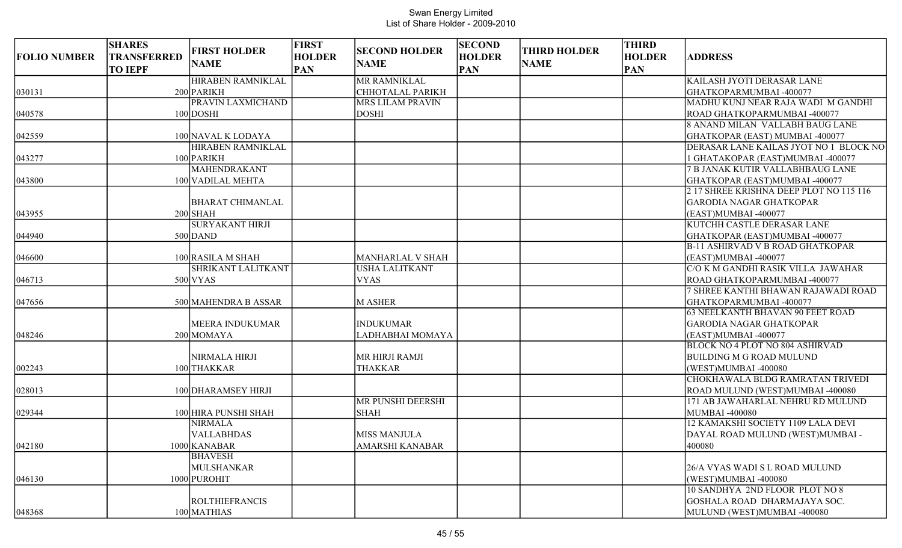Swan Energy Limited
List of Share Holder - 2009-2010

| FOLIO NUMBER | SHARES TRANSFERRED TO IEPF | FIRST HOLDER NAME | FIRST HOLDER PAN | SECOND HOLDER NAME | SECOND HOLDER PAN | THIRD HOLDER NAME | THIRD HOLDER PAN | ADDRESS |
|---|---|---|---|---|---|---|---|---|
| 030131 | 200 | HIRABEN RAMNIKLAL PARIKH | | MR RAMNIKLAL CHHOTALAL PARIKH | | | | KAILASH JYOTI DERASAR LANE GHATKOPARMUMBAI -400077 |
| 040578 | 100 | PRAVIN LAXMICHAND DOSHI | | MRS LILAM PRAVIN DOSHI | | | | MADHU KUNJ NEAR RAJA WADI M GANDHI ROAD GHATKOPARMUMBAI -400077 |
| 042559 | 100 | NAVAL K LODAYA | | | | | | 8 ANAND MILAN VALLABH BAUG LANE GHATKOPAR (EAST) MUMBAI -400077 |
| 043277 | 100 | HIRABEN RAMNIKLAL PARIKH | | | | | | DERASAR LANE KAILAS JYOT NO 1 BLOCK NO 1 GHATAKOPAR (EAST)MUMBAI -400077 |
| 043800 | 100 | MAHENDRAKANT VADILAL MEHTA | | | | | | 7 B JANAK KUTIR VALLABHBAUG LANE GHATKOPAR (EAST)MUMBAI -400077 |
| 043955 | 200 | BHARAT CHIMANLAL SHAH | | | | | | 2 17 SHREE KRISHNA DEEP PLOT NO 115 116 GARODIA NAGAR GHATKOPAR (EAST)MUMBAI -400077 |
| 044940 | 500 | SURYAKANT HIRJI DAND | | | | | | KUTCHH CASTLE DERASAR LANE GHATKOPAR (EAST)MUMBAI -400077 |
| 046600 | 100 | RASILA M SHAH | | MANHARLAL V SHAH | | | | B-11 ASHIRVAD V B ROAD GHATKOPAR (EAST)MUMBAI -400077 |
| 046713 | 500 | SHRIKANT LALITKANT VYAS | | USHA LALITKANT VYAS | | | | C/O K M GANDHI RASIK VILLA JAWAHAR ROAD GHATKOPARMUMBAI -400077 |
| 047656 | 500 | MAHENDRA B ASSAR | | M ASHER | | | | 7 SHREE KANTHI BHAWAN RAJAWADI ROAD GHATKOPARMUMBAI -400077 |
| 048246 | 200 | MEERA INDUKUMAR MOMAYA | | INDUKUMAR LADHABHAI MOMAYA | | | | 63 NEELKANTH BHAVAN 90 FEET ROAD GARODIA NAGAR GHATKOPAR (EAST)MUMBAI -400077 |
| 002243 | 100 | NIRMALA HIRJI THAKKAR | | MR HIRJI RAMJI THAKKAR | | | | BLOCK NO 4 PLOT NO 804 ASHIRVAD BUILDING M G ROAD MULUND (WEST)MUMBAI -400080 |
| 028013 | 100 | DHARAMSEY HIRJI | | | | | | CHOKHAWALA BLDG RAMRATAN TRIVEDI ROAD MULUND (WEST)MUMBAI -400080 |
| 029344 | 100 | HIRA PUNSHI SHAH | | MR PUNSHI DEERSHI SHAH | | | | 171 AB JAWAHARLAL NEHRU RD MULUND MUMBAI -400080 |
| 042180 | 1000 | NIRMALA VALLABHDAS KANABAR | | MISS MANJULA AMARSHI KANABAR | | | | 12 KAMAKSHI SOCIETY 1109 LALA DEVI DAYAL ROAD MULUND (WEST)MUMBAI -400080 |
| 046130 | 1000 | BHAVESH MULSHANKAR PUROHIT | | | | | | 26/A VYAS WADI S L ROAD MULUND (WEST)MUMBAI -400080 |
| 048368 | 100 | ROLTHIEFRANCIS MATHIAS | | | | | | 10 SANDHYA 2ND FLOOR PLOT NO 8 GOSHALA ROAD DHARMAJAYA SOC. MULUND (WEST)MUMBAI -400080 |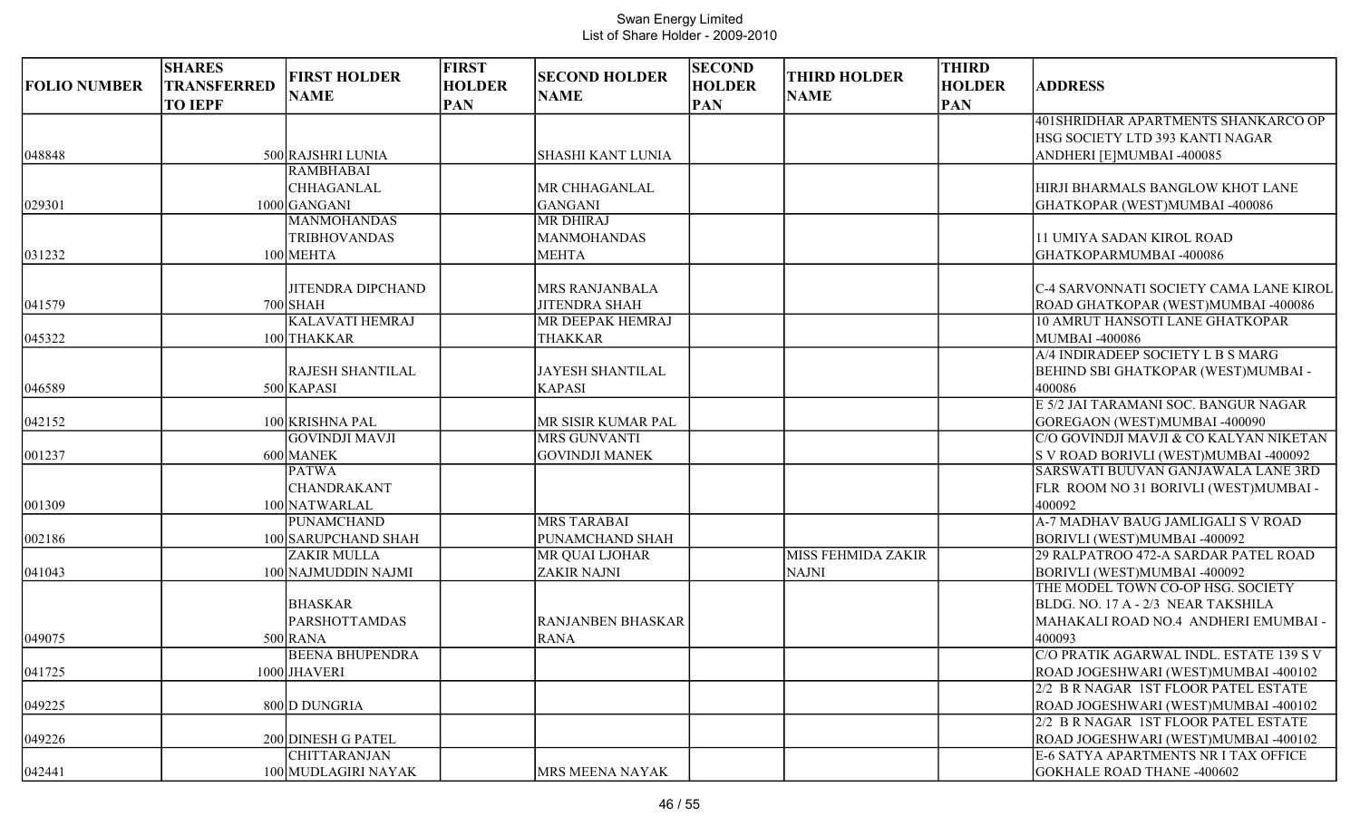# Swan Energy Limited
## List of Share Holder - 2009-2010

| FOLIO NUMBER | SHARES TRANSFERRED TO IEPF | FIRST HOLDER NAME | FIRST HOLDER PAN | SECOND HOLDER NAME | SECOND HOLDER PAN | THIRD HOLDER NAME | THIRD HOLDER PAN | ADDRESS |
|---|---|---|---|---|---|---|---|---|
| 048848 | 500 | RAJSHRI LUNIA | | SHASHI KANT LUNIA | | | | 401SHRIDHAR APARTMENTS SHANKARCO OP HSG SOCIETY LTD 393 KANTI NAGAR ANDHERI [E]MUMBAI -400085 |
| 029301 | 1000 | RAMBHABAI CHHAGANLAL GANGANI | | MR CHHAGANLAL GANGANI | | | | HIRJI BHARMALS BANGLOW KHOT LANE GHATKOPAR (WEST)MUMBAI -400086 |
| 031232 | 100 | MANMOHANDAS TRIBHOVANDAS MEHTA | | MR DHIRAJ MANMOHANDAS MEHTA | | | | 11 UMIYA SADAN KIROL ROAD GHATKOPARMUMBAI -400086 |
| 041579 | 700 | JITENDRA DIPCHAND SHAH | | MRS RANJANBALA JITENDRA SHAH | | | | C-4 SARVONNATI SOCIETY CAMA LANE KIROL ROAD GHATKOPAR (WEST)MUMBAI -400086 |
| 045322 | 100 | KALAVATI HEMRAJ THAKKAR | | MR DEEPAK HEMRAJ THAKKAR | | | | 10 AMRUT HANSOTI LANE GHATKOPAR MUMBAI -400086 |
| 046589 | 500 | RAJESH SHANTILAL KAPASI | | JAYESH SHANTILAL KAPASI | | | | A/4 INDIRADEEP SOCIETY L B S MARG BEHIND SBI GHATKOPAR (WEST)MUMBAI -400086 |
| 042152 | 100 | KRISHNA PAL | | MR SISIR KUMAR PAL | | | | E 5/2 JAI TARAMANI SOC. BANGUR NAGAR GOREGAON (WEST)MUMBAI -400090 |
| 001237 | 600 | GOVINDJI MAVJI MANEK | | MRS GUNVANTI GOVINDJI MANEK | | | | C/O GOVINDJI MAVJI & CO KALYAN NIKETAN S V ROAD BORIVLI (WEST)MUMBAI -400092 |
| 001309 | 100 | PATWA CHANDRAKANT NATWARLAL | | | | | | SARSWATI BUUVAN GANJAWALA LANE 3RD FLR ROOM NO 31 BORIVLI (WEST)MUMBAI -400092 |
| 002186 | 100 | PUNAMCHAND SARUPCHAND SHAH | | MRS TARABAI PUNAMCHAND SHAH | | | | A-7 MADHAV BAUG JAMLIGALI S V ROAD BORIVLI (WEST)MUMBAI -400092 |
| 041043 | 100 | ZAKIR MULLA NAJMUDDIN NAJMI | | MR QUAI LJOHAR ZAKIR NAJNI | | MISS FEHMIDA ZAKIR NAJNI | | 29 RALPATROO 472-A SARDAR PATEL ROAD BORIVLI (WEST)MUMBAI -400092 |
| 049075 | 500 | BHASKAR PARSHOTTAMDAS RANA | | RANJANBEN BHASKAR RANA | | | | THE MODEL TOWN CO-OP HSG. SOCIETY BLDG. NO. 17 A - 2/3 NEAR TAKSHILA MAHAKALI ROAD NO.4 ANDHERI EMUMBAI -400093 |
| 041725 | 1000 | BEENA BHUPENDRA JHAVERI | | | | | | C/O PRATIK AGARWAL INDL. ESTATE 139 S V ROAD JOGESHWARI (WEST)MUMBAI -400102 |
| 049225 | 800 | D DUNGRIA | | | | | | 2/2 B R NAGAR 1ST FLOOR PATEL ESTATE ROAD JOGESHWARI (WEST)MUMBAI -400102 |
| 049226 | 200 | DINESH G PATEL | | | | | | 2/2 B R NAGAR 1ST FLOOR PATEL ESTATE ROAD JOGESHWARI (WEST)MUMBAI -400102 |
| 042441 | 100 | CHITTARANJAN MUDLAGIRI NAYAK | | MRS MEENA NAYAK | | | | E-6 SATYA APARTMENTS NR I TAX OFFICE GOKHALE ROAD THANE -400602 |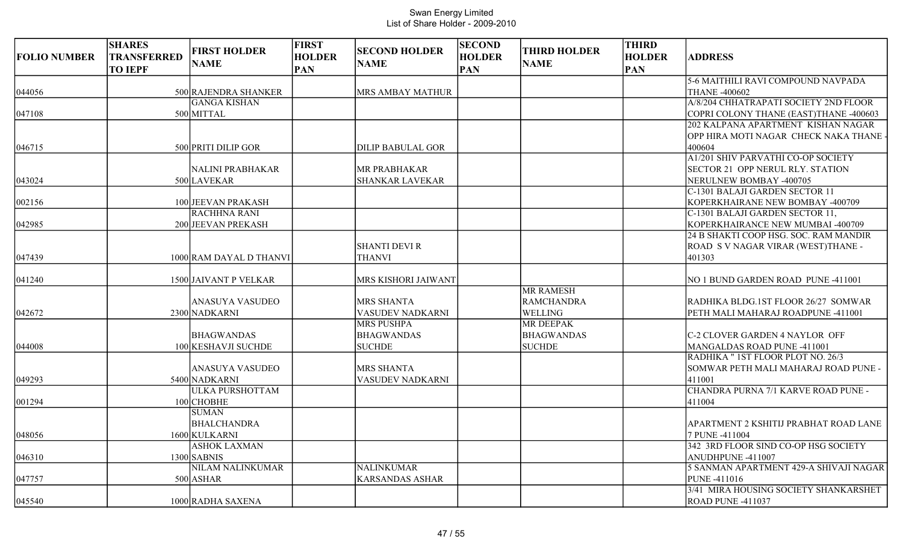# Swan Energy Limited
## List of Share Holder - 2009-2010

| FOLIO NUMBER | SHARES TRANSFERRED TO IEPF | FIRST HOLDER NAME | FIRST HOLDER PAN | SECOND HOLDER NAME | SECOND HOLDER PAN | THIRD HOLDER NAME | THIRD HOLDER PAN | ADDRESS |
|---|---|---|---|---|---|---|---|---|
| 044056 | 500 | RAJENDRA SHANKER | | MRS AMBAY MATHUR | | | | 5-6 MAITHILI RAVI COMPOUND NAVPADA THANE -400602 |
| 047108 | 500 | GANGA KISHAN MITTAL | | | | | | A/8/204 CHHATRAPATI SOCIETY 2ND FLOOR COPRI COLONY THANE (EAST)THANE -400603 |
| 046715 | 500 | PRITI DILIP GOR | | DILIP BABULAL GOR | | | | 202 KALPANA APARTMENT KISHAN NAGAR OPP HIRA MOTI NAGAR CHECK NAKA THANE -400604 |
| 043024 | 500 | NALINI PRABHAKAR LAVEKAR | | MR PRABHAKAR SHANKAR LAVEKAR | | | | A1/201 SHIV PARVATHI CO-OP SOCIETY SECTOR 21 OPP NERUL RLY. STATION NERULNEW BOMBAY -400705 |
| 002156 | 100 | JEEVAN PRAKASH | | | | | | C-1301 BALAJI GARDEN SECTOR 11 KOPERKHAIRANE NEW BOMBAY -400709 |
| 042985 | 200 | RACHHNA RANI JEEVAN PREKASH | | | | | | C-1301 BALAJI GARDEN SECTOR 11, KOPERKHAIRANCE NEW MUMBAI -400709 |
| 047439 | 1000 | RAM DAYAL D THANVI | | SHANTI DEVI R THANVI | | | | 24 B SHAKTI COOP HSG. SOC. RAM MANDIR ROAD S V NAGAR VIRAR (WEST)THANE -401303 |
| 041240 | 1500 | JAIVANT P VELKAR | | MRS KISHORI JAIWANT | | | | NO 1 BUND GARDEN ROAD PUNE -411001 |
| 042672 | 2300 | ANASUYA VASUDEO NADKARNI | | MRS SHANTA VASUDEV NADKARNI | | MR RAMESH RAMCHANDRA WELLING | | RADHIKA BLDG.1ST FLOOR 26/27 SOMWAR PETH MALI MAHARAJ ROADPUNE -411001 |
| 044008 | 100 | BHAGWANDAS KESHAVJI SUCHDE | | MRS PUSHPA BHAGWANDAS SUCHDE | | MR DEEPAK BHAGWANDAS SUCHDE | | C-2 CLOVER GARDEN 4 NAYLOR OFF MANGALDAS ROAD PUNE -411001 |
| 049293 | 5400 | ANASUYA VASUDEO NADKARNI | | MRS SHANTA VASUDEV NADKARNI | | | | RADHIKA " 1ST FLOOR PLOT NO. 26/3 SOMWAR PETH MALI MAHARAJ ROAD PUNE -411001 |
| 001294 | 100 | ULKA PURSHOTTAM CHOBHE | | | | | | CHANDRA PURNA 7/1 KARVE ROAD PUNE -411004 |
| 048056 | 1600 | SUMAN BHALCHANDRA KULKARNI | | | | | | APARTMENT 2 KSHITIJ PRABHAT ROAD LANE 7 PUNE -411004 |
| 046310 | 1300 | ASHOK LAXMAN SABNIS | | | | | | 342 3RD FLOOR SIND CO-OP HSG SOCIETY ANUDHPUNE -411007 |
| 047757 | 500 | NILAM NALINKUMAR ASHAR | | NALINKUMAR KARSANDAS ASHAR | | | | 5 SANMAN APARTMENT 429-A SHIVAJI NAGAR PUNE -411016 |
| 045540 | 1000 | RADHA SAXENA | | | | | | 3/41 MIRA HOUSING SOCIETY SHANKARSHET ROAD PUNE -411037 |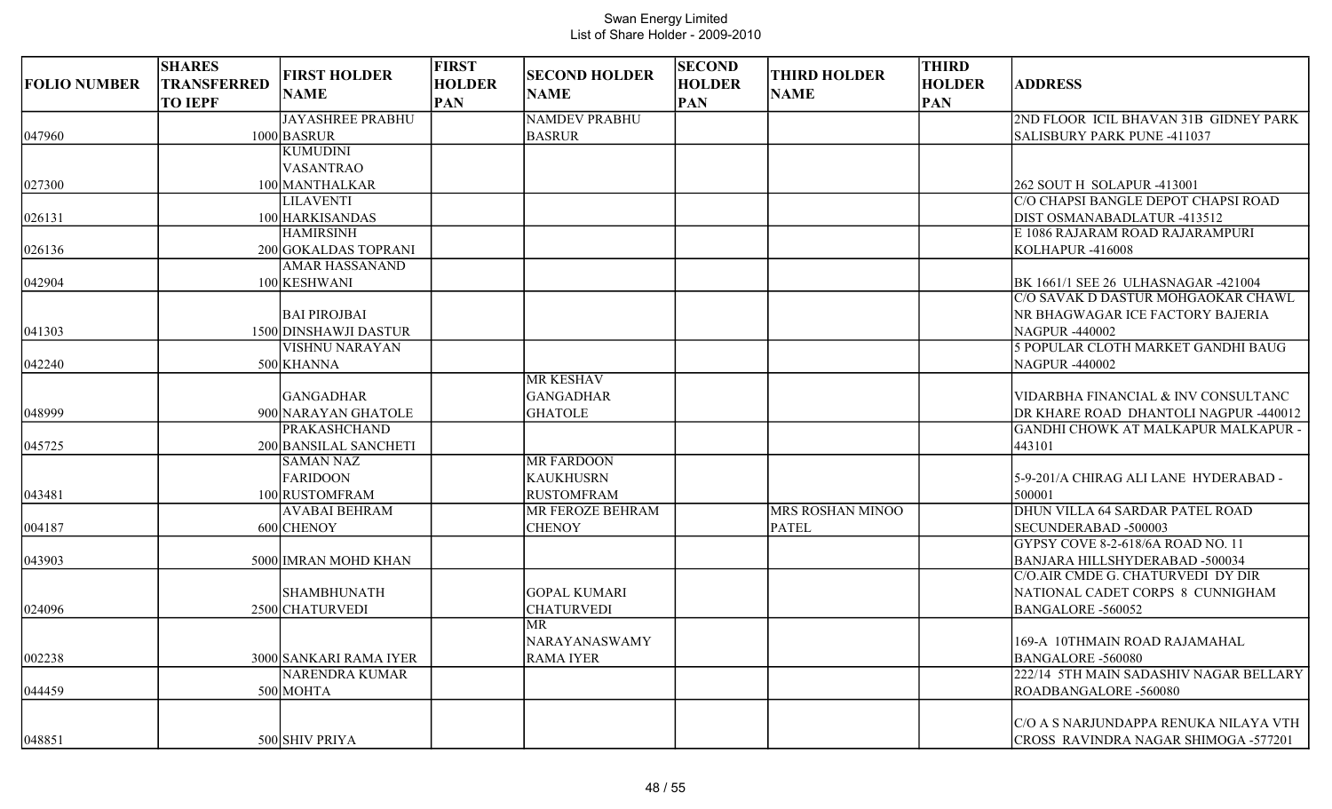Swan Energy Limited
List of Share Holder - 2009-2010

| FOLIO NUMBER | SHARES TRANSFERRED TO IEPF | FIRST HOLDER NAME | FIRST HOLDER PAN | SECOND HOLDER NAME | SECOND HOLDER PAN | THIRD HOLDER NAME | THIRD HOLDER PAN | ADDRESS |
|---|---|---|---|---|---|---|---|---|
| 047960 | 1000 | JAYASHREE PRABHU BASRUR | | NAMDEV PRABHU BASRUR | | | | 2ND FLOOR ICIL BHAVAN 31B GIDNEY PARK SALISBURY PARK PUNE -411037 |
| 027300 | 100 | KUMUDINI VASANTRAO MANTHALKAR | | | | | | 262 SOUT H SOLAPUR -413001 |
| 026131 | 100 | LILAVENTI HARKISANDAS | | | | | | C/O CHAPSI BANGLE DEPOT CHAPSI ROAD DIST OSMANABADLATUR -413512 |
| 026136 | 200 | HAMIRSINH GOKALDAS TOPRANI | | | | | | E 1086 RAJARAM ROAD RAJARAMPURI KOLHAPUR -416008 |
| 042904 | 100 | AMAR HASSANAND KESHWANI | | | | | | BK 1661/1 SEE 26 ULHASNAGAR -421004 |
| 041303 | 1500 | BAI PIROJBAI DINSHAWJI DASTUR | | | | | | C/O SAVAK D DASTUR MOHGAOKAR CHAWL NR BHAGWAGAR ICE FACTORY BAJERIA NAGPUR -440002 |
| 042240 | 500 | VISHNU NARAYAN KHANNA | | | | | | 5 POPULAR CLOTH MARKET GANDHI BAUG NAGPUR -440002 |
| 048999 | 900 | GANGADHAR NARAYAN GHATOLE | | MR KESHAV GANGADHAR GHATOLE | | | | VIDARBHA FINANCIAL & INV CONSULTANC DR KHARE ROAD DHANTOLI NAGPUR -440012 |
| 045725 | 200 | PRAKASHCHAND BANSILAL SANCHETI | | | | | | GANDHI CHOWK AT MALKAPUR MALKAPUR -443101 |
| 043481 | 100 | SAMAN NAZ FARIDOON RUSTOMFRAM | | MR FARDOON KAUKHUSRN RUSTOMFRAM | | | | 5-9-201/A CHIRAG ALI LANE HYDERABAD -500001 |
| 004187 | 600 | AVABAI BEHRAM CHENOY | | MR FEROZE BEHRAM CHENOY | | MRS ROSHAN MINOO PATEL | | DHUN VILLA 64 SARDAR PATEL ROAD SECUNDERABAD -500003 |
| 043903 | 5000 | IMRAN MOHD KHAN | | | | | | GYPSY COVE 8-2-618/6A ROAD NO. 11 BANJARA HILLSHYDERABAD -500034 |
| 024096 | 2500 | SHAMBHUNATH CHATURVEDI | | GOPAL KUMARI CHATURVEDI | | | | C/O.AIR CMDE G. CHATURVEDI DY DIR NATIONAL CADET CORPS 8 CUNNIGHAM BANGALORE -560052 |
| 002238 | 3000 | SANKARI RAMA IYER | | MR NARAYANASWAMY RAMA IYER | | | | 169-A 10THMAIN ROAD RAJAMAHAL BANGALORE -560080 |
| 044459 | 500 | NARENDRA KUMAR MOHTA | | | | | | 222/14 5TH MAIN SADASHIV NAGAR BELLARY ROADBANGALORE -560080 |
| 048851 | 500 | SHIV PRIYA | | | | | | C/O A S NARJUNDAPPA RENUKA NILAYA VTH CROSS RAVINDRA NAGAR SHIMOGA -577201 |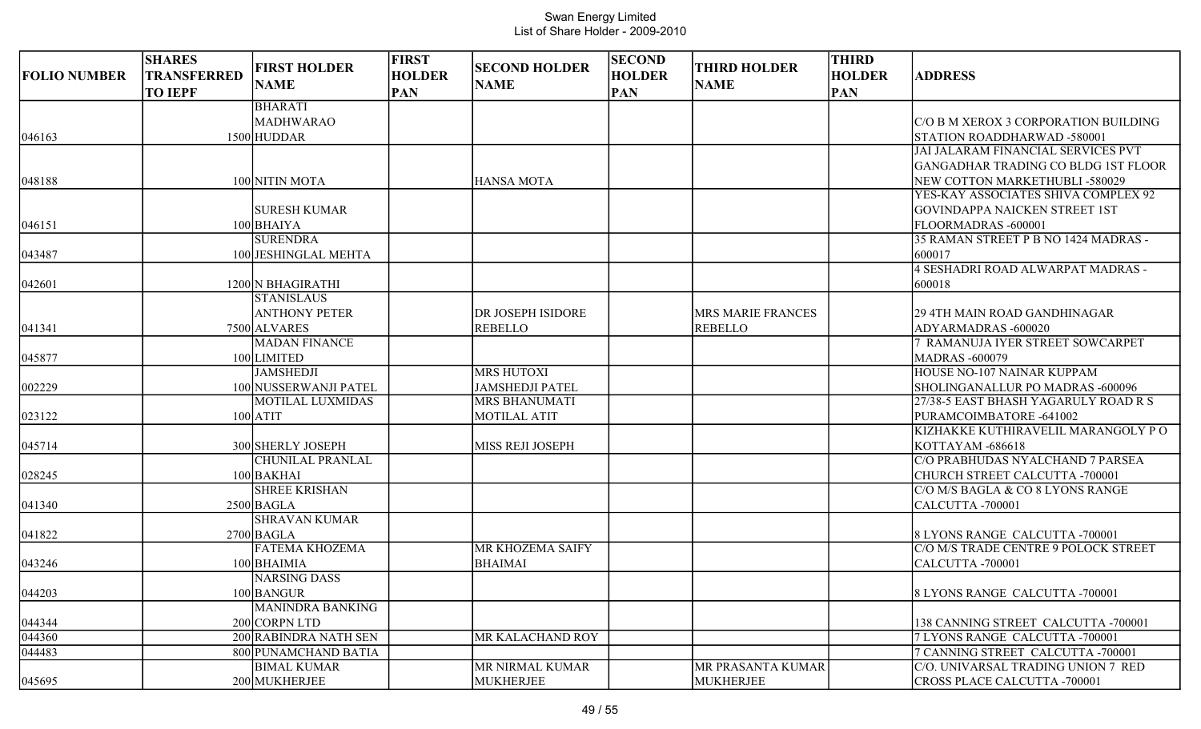Swan Energy Limited
List of Share Holder - 2009-2010

| FOLIO NUMBER | SHARES TRANSFERRED TO IEPF | FIRST HOLDER NAME | FIRST HOLDER PAN | SECOND HOLDER NAME | SECOND HOLDER PAN | THIRD HOLDER NAME | THIRD HOLDER PAN | ADDRESS |
|---|---|---|---|---|---|---|---|---|
| 046163 | 1500 | BHARATI MADHWARAO HUDDAR | | | | | | C/O B M XEROX 3 CORPORATION BUILDING STATION ROADDHARWAD -580001 |
| 048188 | 100 | NITIN MOTA | | HANSA MOTA | | | | JAI JALARAM FINANCIAL SERVICES PVT GANGADHAR TRADING CO BLDG 1ST FLOOR NEW COTTON MARKETHUBLI -580029 |
| 046151 | 100 | SURESH KUMAR BHAIYA | | | | | | YES-KAY ASSOCIATES SHIVA COMPLEX 92 GOVINDAPPA NAICKEN STREET 1ST FLOORMADRAS -600001 |
| 043487 | 100 | SURENDRA JESHINGLAL MEHTA | | | | | | 35 RAMAN STREET P B NO 1424 MADRAS -600017 |
| 042601 | 1200 | N BHAGIRATHI | | | | | | 4 SESHADRI ROAD ALWARPAT MADRAS -600018 |
| 041341 | 7500 | STANISLAUS ANTHONY PETER ALVARES | | DR JOSEPH ISIDORE REBELLO | | MRS MARIE FRANCES REBELLO | | 29 4TH MAIN ROAD GANDHINAGAR ADYARMADRAS -600020 |
| 045877 | 100 | MADAN FINANCE LIMITED | | | | | | 7 RAMANUJA IYER STREET SOWCARPET MADRAS -600079 |
| 002229 | 100 | JAMSHEDJI NUSSERWANJI PATEL | | MRS HUTOXI JAMSHEDJI PATEL | | | | HOUSE NO-107 NAINAR KUPPAM SHOLINGANALLUR PO MADRAS -600096 |
| 023122 | 100 | MOTILAL LUXMIDAS ATIT | | MRS BHANUMATI MOTILAL ATIT | | | | 27/38-5 EAST BHASH YAGARULY ROAD R S PURAMCOIMBATORE -641002 |
| 045714 | 300 | SHERLY JOSEPH | | MISS REJI JOSEPH | | | | KIZHAKKE KUTHIRAVELIL MARANGOLY P O KOTTAYAM -686618 |
| 028245 | 100 | CHUNILAL PRANLAL BAKHAI | | | | | | C/O PRABHUDAS NYALCHAND 7 PARSEA CHURCH STREET CALCUTTA -700001 |
| 041340 | 2500 | SHREE KRISHAN BAGLA | | | | | | C/O M/S BAGLA & CO 8 LYONS RANGE CALCUTTA -700001 |
| 041822 | 2700 | SHRAVAN KUMAR BAGLA | | | | | | 8 LYONS RANGE CALCUTTA -700001 |
| 043246 | 100 | FATEMA KHOZEMA BHAIMIA | | MR KHOZEMA SAIFY BHAIMAI | | | | C/O M/S TRADE CENTRE 9 POLOCK STREET CALCUTTA -700001 |
| 044203 | 100 | NARSING DASS BANGUR | | | | | | 8 LYONS RANGE CALCUTTA -700001 |
| 044344 | 200 | MANINDRA BANKING CORPN LTD | | | | | | 138 CANNING STREET CALCUTTA -700001 |
| 044360 | 200 | RABINDRA NATH SEN | | MR KALACHAND ROY | | | | 7 LYONS RANGE CALCUTTA -700001 |
| 044483 | 800 | PUNAMCHAND BATIA | | | | | | 7 CANNING STREET CALCUTTA -700001 |
| 045695 | 200 | BIMAL KUMAR MUKHERJEE | | MR NIRMAL KUMAR MUKHERJEE | | MR PRASANTA KUMAR MUKHERJEE | | C/O. UNIVARSAL TRADING UNION 7 RED CROSS PLACE CALCUTTA -700001 |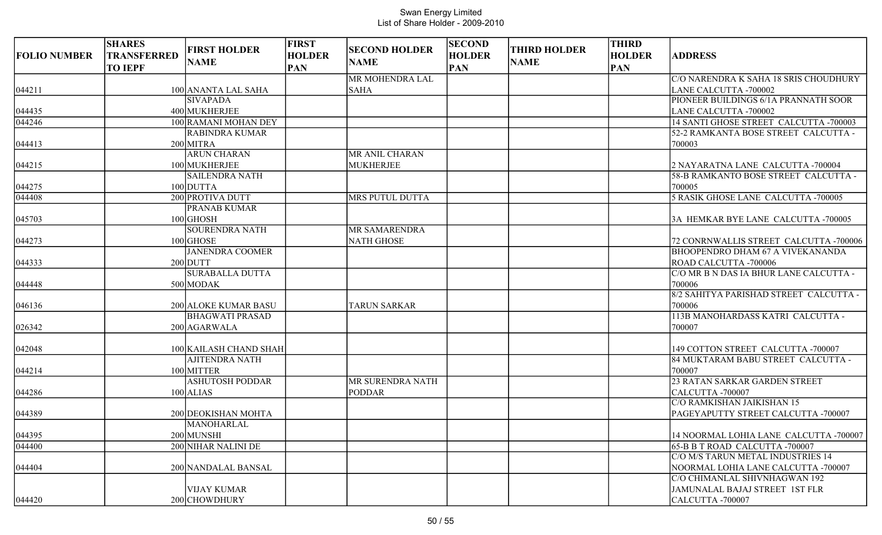# Swan Energy Limited
## List of Share Holder - 2009-2010

| FOLIO NUMBER | SHARES TRANSFERRED TO IEPF | FIRST HOLDER NAME | FIRST HOLDER PAN | SECOND HOLDER NAME | SECOND HOLDER PAN | THIRD HOLDER NAME | THIRD HOLDER PAN | ADDRESS |
|---|---|---|---|---|---|---|---|---|
| 044211 | 100 | ANANTA LAL SAHA | | MR MOHENDRA LAL SAHA | | | | C/O NARENDRA K SAHA 18 SRIS CHOUDHURY LANE CALCUTTA -700002 |
| 044435 | 400 | SIVAPADA MUKHERJEE | | | | | | PIONEER BUILDINGS 6/1A PRANNATH SOOR LANE CALCUTTA -700002 |
| 044246 | 100 | RAMANI MOHAN DEY | | | | | | 14 SANTI GHOSE STREET CALCUTTA -700003 |
| 044413 | 200 | RABINDRA KUMAR MITRA | | | | | | 52-2 RAMKANTA BOSE STREET CALCUTTA - 700003 |
| 044215 | 100 | ARUN CHARAN MUKHERJEE | | MR ANIL CHARAN MUKHERJEE | | | | 2 NAYARATNA LANE CALCUTTA -700004 |
| 044275 | 100 | SAILENDRA NATH DUTTA | | | | | | 58-B RAMKANTO BOSE STREET CALCUTTA - 700005 |
| 044408 | 200 | PROTIVA DUTT | | MRS PUTUL DUTTA | | | | 5 RASIK GHOSE LANE CALCUTTA -700005 |
| 045703 | 100 | PRANAB KUMAR GHOSH | | | | | | 3A HEMKAR BYE LANE CALCUTTA -700005 |
| 044273 | 100 | SOURENDRA NATH GHOSE | | MR SAMARENDRA NATH GHOSE | | | | 72 CONRNWALLIS STREET CALCUTTA -700006 |
| 044333 | 200 | JANENDRA COOMER DUTT | | | | | | BHOOPENDRO DHAM 67 A VIVEKANANDA ROAD CALCUTTA -700006 |
| 044448 | 500 | SURABALLA DUTTA MODAK | | | | | | C/O MR B N DAS IA BHUR LANE CALCUTTA - 700006 |
| 046136 | 200 | ALOKE KUMAR BASU | | TARUN SARKAR | | | | 8/2 SAHITYA PARISHAD STREET CALCUTTA - 700006 |
| 026342 | 200 | BHAGWATI PRASAD AGARWALA | | | | | | 113B MANOHARDASS KATRI CALCUTTA - 700007 |
| 042048 | 100 | KAILASH CHAND SHAH | | | | | | 149 COTTON STREET CALCUTTA -700007 |
| 044214 | 100 | AJITENDRA NATH MITTER | | | | | | 84 MUKTARAM BABU STREET CALCUTTA - 700007 |
| 044286 | 100 | ASHUTOSH PODDAR ALIAS | | MR SURENDRA NATH PODDAR | | | | 23 RATAN SARKAR GARDEN STREET CALCUTTA -700007 |
| 044389 | 200 | DEOKISHAN MOHTA | | | | | | C/O RAMKISHAN JAIKISHAN 15 PAGEYAPUTTY STREET CALCUTTA -700007 |
| 044395 | 200 | MANOHARLAL MUNSHI | | | | | | 14 NOORMAL LOHIA LANE CALCUTTA -700007 |
| 044400 | 200 | NIHAR NALINI DE | | | | | | 65-B B T ROAD CALCUTTA -700007 |
| 044404 | 200 | NANDALAL BANSAL | | | | | | C/O M/S TARUN METAL INDUSTRIES 14 NOORMAL LOHIA LANE CALCUTTA -700007 |
| 044420 | 200 | VIJAY KUMAR CHOWDHURY | | | | | | C/O CHIMANLAL SHIVNHAGWAN 192 JAMUNALAL BAJAJ STREET 1ST FLR CALCUTTA -700007 |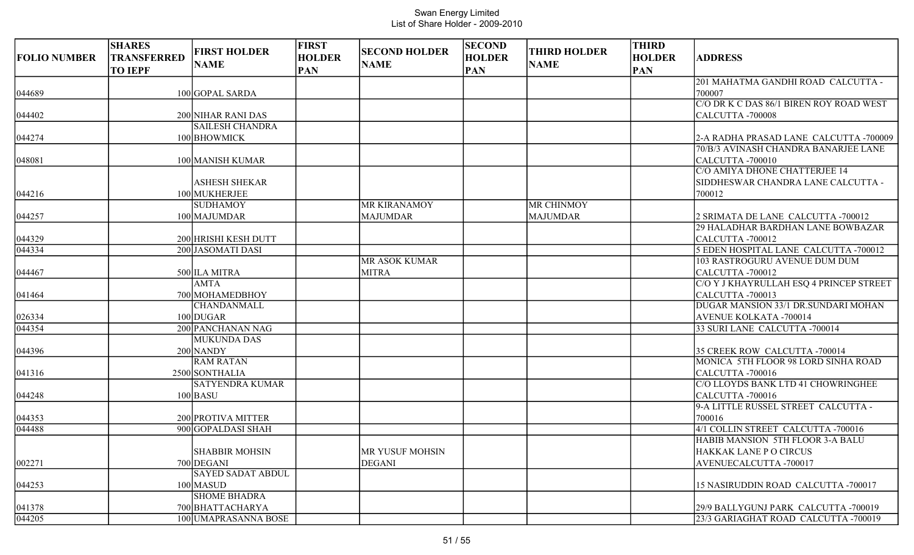Swan Energy Limited
List of Share Holder - 2009-2010

| FOLIO NUMBER | SHARES TRANSFERRED TO IEPF | FIRST HOLDER NAME | FIRST HOLDER PAN | SECOND HOLDER NAME | SECOND HOLDER PAN | THIRD HOLDER NAME | THIRD HOLDER PAN | ADDRESS |
|---|---|---|---|---|---|---|---|---|
| 044689 | 100 | GOPAL SARDA | | | | | | 201 MAHATMA GANDHI ROAD CALCUTTA - 700007 |
| 044402 | 200 | NIHAR RANI DAS | | | | | | C/O DR K C DAS 86/1 BIREN ROY ROAD WEST CALCUTTA -700008 |
| 044274 | 100 | SAILESH CHANDRA BHOWMICK | | | | | | 2-A RADHA PRASAD LANE CALCUTTA -700009 |
| 048081 | 100 | MANISH KUMAR | | | | | | 70/B/3 AVINASH CHANDRA BANARJEE LANE CALCUTTA -700010 |
| 044216 | 100 | ASHESH SHEKAR MUKHERJEE | | | | | | C/O AMIYA DHONE CHATTERJEE 14 SIDDHESWAR CHANDRA LANE CALCUTTA - 700012 |
| 044257 | 100 | SUDHAMOY MAJUMDAR | | MR KIRANAMOY MAJUMDAR | | MR CHINMOY MAJUMDAR | | 2 SRIMATA DE LANE CALCUTTA -700012 |
| 044329 | 200 | HRISHI KESH DUTT | | | | | | 29 HALADHAR BARDHAN LANE BOWBAZAR CALCUTTA -700012 |
| 044334 | 200 | JASOMATI DASI | | | | | | 5 EDEN HOSPITAL LANE CALCUTTA -700012 |
| 044467 | 500 | ILA MITRA | | MR ASOK KUMAR MITRA | | | | 103 RASTROGURU AVENUE DUM DUM CALCUTTA -700012 |
| 041464 | 700 | AMTA MOHAMEDBHOY | | | | | | C/O Y J KHAYRULLAH ESQ 4 PRINCEP STREET CALCUTTA -700013 |
| 026334 | 100 | CHANDANMALL DUGAR | | | | | | DUGAR MANSION 33/1 DR.SUNDARI MOHAN AVENUE KOLKATA -700014 |
| 044354 | 200 | PANCHANAN NAG | | | | | | 33 SURI LANE CALCUTTA -700014 |
| 044396 | 200 | MUKUNDA DAS NANDY | | | | | | 35 CREEK ROW CALCUTTA -700014 |
| 041316 | 2500 | RAM RATAN SONTHALIA | | | | | | MONICA 5TH FLOOR 98 LORD SINHA ROAD CALCUTTA -700016 |
| 044248 | 100 | SATYENDRA KUMAR BASU | | | | | | C/O LLOYDS BANK LTD 41 CHOWRINGHEE CALCUTTA -700016 |
| 044353 | 200 | PROTIVA MITTER | | | | | | 9-A LITTLE RUSSEL STREET CALCUTTA - 700016 |
| 044488 | 900 | GOPALDASI SHAH | | | | | | 4/1 COLLIN STREET CALCUTTA -700016 |
| 002271 | 700 | SHABBIR MOHSIN DEGANI | | MR YUSUF MOHSIN DEGANI | | | | HABIB MANSION 5TH FLOOR 3-A BALU HAKKAK LANE P O CIRCUS AVENUECALCUTTA -700017 |
| 044253 | 100 | SAYED SADAT ABDUL MASUD | | | | | | 15 NASIRUDDIN ROAD CALCUTTA -700017 |
| 041378 | 700 | SHOME BHADRA BHATTACHARYA | | | | | | 29/9 BALLYGUNJ PARK CALCUTTA -700019 |
| 044205 | 100 | UMAPRASANNA BOSE | | | | | | 23/3 GARIAGHAT ROAD CALCUTTA -700019 |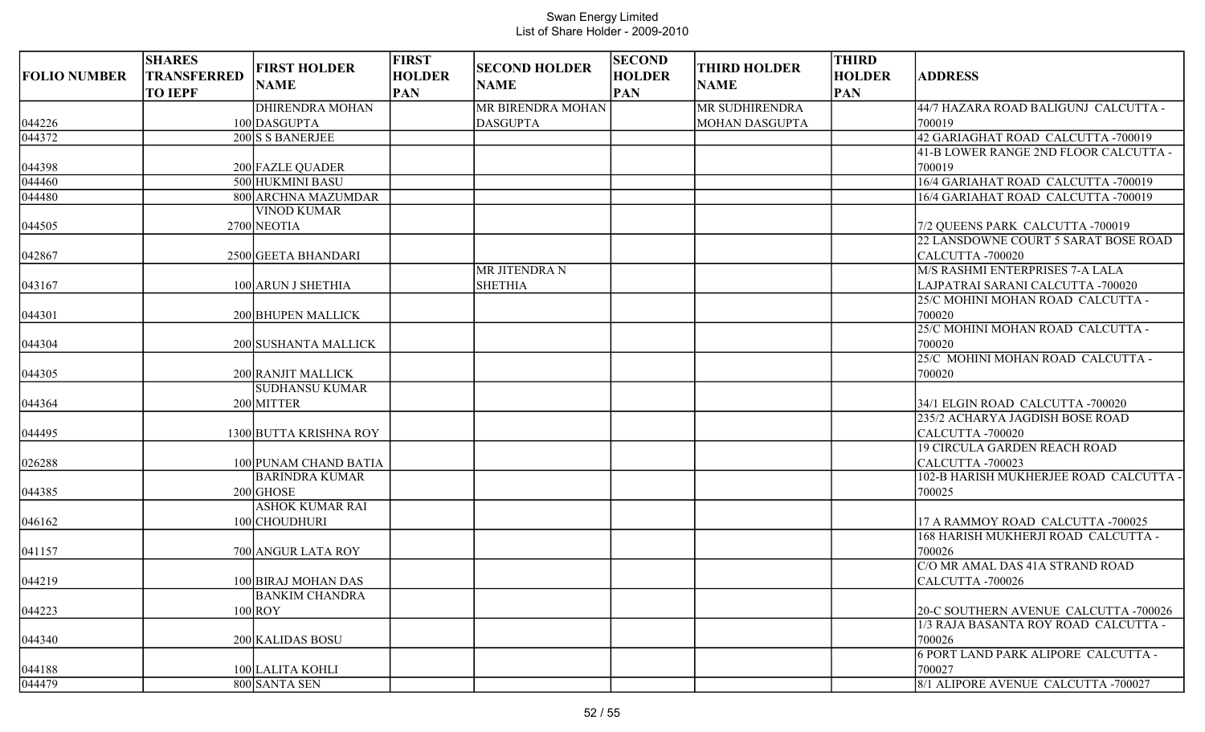Swan Energy Limited
List of Share Holder - 2009-2010

| FOLIO NUMBER | SHARES TRANSFERRED TO IEPF | FIRST HOLDER NAME | FIRST HOLDER PAN | SECOND HOLDER NAME | SECOND HOLDER PAN | THIRD HOLDER NAME | THIRD HOLDER PAN | ADDRESS |
|---|---|---|---|---|---|---|---|---|
| 044226 | 100 | DHIRENDRA MOHAN DASGUPTA | | MR BIRENDRA MOHAN DASGUPTA | | MR SUDHIRENDRA MOHAN DASGUPTA | | 44/7 HAZARA ROAD BALIGUNJ CALCUTTA -700019 |
| 044372 | 200 | S S BANERJEE | | | | | | 42 GARIAGHAT ROAD CALCUTTA -700019 |
| 044398 | 200 | FAZLE QUADER | | | | | | 41-B LOWER RANGE 2ND FLOOR CALCUTTA -700019 |
| 044460 | 500 | HUKMINI BASU | | | | | | 16/4 GARIAHAT ROAD CALCUTTA -700019 |
| 044480 | 800 | ARCHNA MAZUMDAR | | | | | | 16/4 GARIAHAT ROAD CALCUTTA -700019 |
| 044505 | 2700 | VINOD KUMAR NEOTIA | | | | | | 7/2 QUEENS PARK CALCUTTA -700019 |
| 042867 | 2500 | GEETA BHANDARI | | | | | | 22 LANSDOWNE COURT 5 SARAT BOSE ROAD CALCUTTA -700020 |
| 043167 | 100 | ARUN J SHETHIA | | MR JITENDRA N SHETHIA | | | | M/S RASHMI ENTERPRISES 7-A LALA LAJPATRAI SARANI CALCUTTA -700020 |
| 044301 | 200 | BHUPEN MALLICK | | | | | | 25/C MOHINI MOHAN ROAD CALCUTTA -700020 |
| 044304 | 200 | SUSHANTA MALLICK | | | | | | 25/C MOHINI MOHAN ROAD CALCUTTA -700020 |
| 044305 | 200 | RANJIT MALLICK | | | | | | 25/C MOHINI MOHAN ROAD CALCUTTA -700020 |
| 044364 | 200 | SUDHANSU KUMAR MITTER | | | | | | 34/1 ELGIN ROAD CALCUTTA -700020 |
| 044495 | 1300 | BUTTA KRISHNA ROY | | | | | | 235/2 ACHARYA JAGDISH BOSE ROAD CALCUTTA -700020 |
| 026288 | 100 | PUNAM CHAND BATIA | | | | | | 19 CIRCULA GARDEN REACH ROAD CALCUTTA -700023 |
| 044385 | 200 | BARINDRA KUMAR GHOSE | | | | | | 102-B HARISH MUKHERJEE ROAD CALCUTTA -700025 |
| 046162 | 100 | ASHOK KUMAR RAI CHOUDHURI | | | | | | 17 A RAMMOY ROAD CALCUTTA -700025 |
| 041157 | 700 | ANGUR LATA ROY | | | | | | 168 HARISH MUKHERJI ROAD CALCUTTA -700026 |
| 044219 | 100 | BIRAJ MOHAN DAS | | | | | | C/O MR AMAL DAS 41A STRAND ROAD CALCUTTA -700026 |
| 044223 | 100 | BANKIM CHANDRA ROY | | | | | | 20-C SOUTHERN AVENUE CALCUTTA -700026 |
| 044340 | 200 | KALIDAS BOSU | | | | | | 1/3 RAJA BASANTA ROY ROAD CALCUTTA -700026 |
| 044188 | 100 | LALITA KOHLI | | | | | | 6 PORT LAND PARK ALIPORE CALCUTTA -700027 |
| 044479 | 800 | SANTA SEN | | | | | | 8/1 ALIPORE AVENUE CALCUTTA -700027 |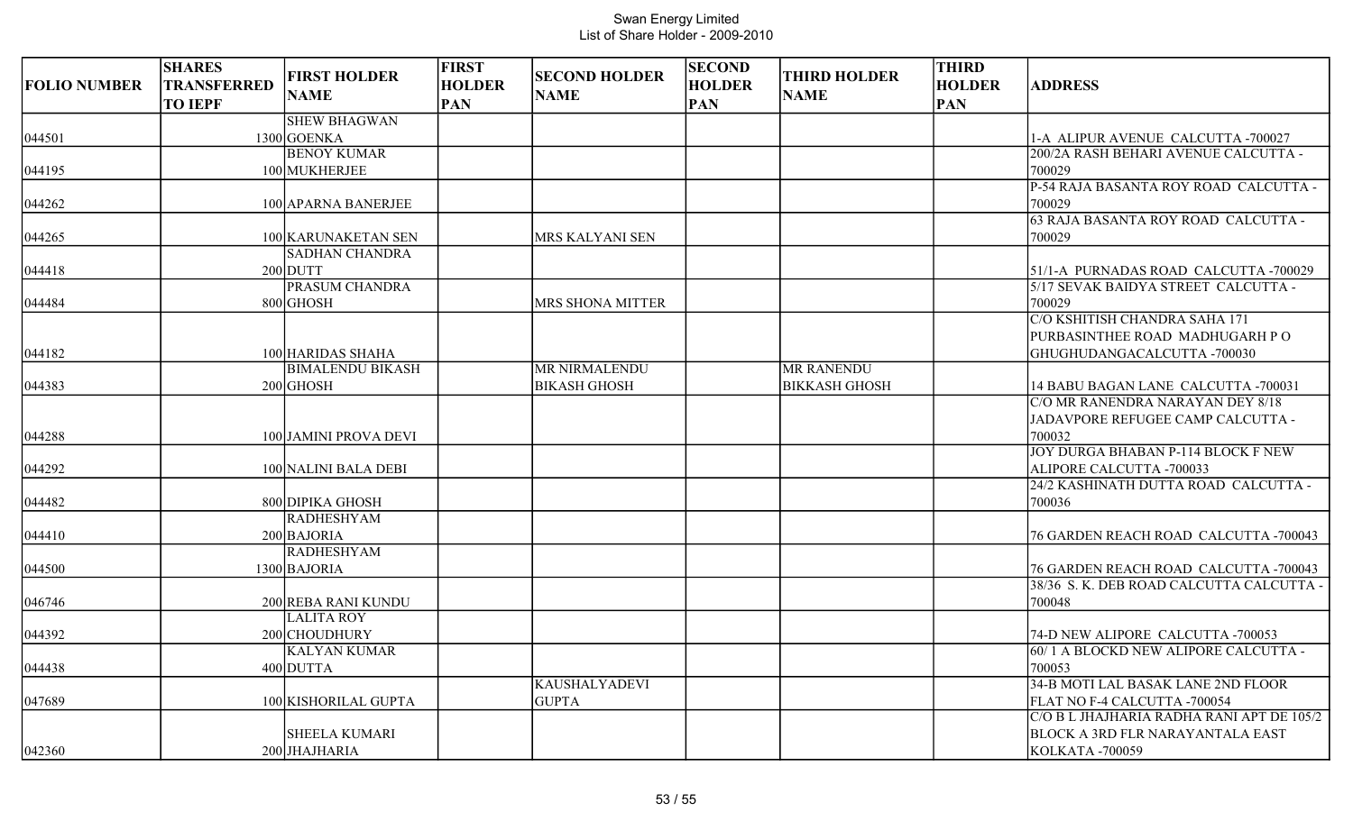Swan Energy Limited
List of Share Holder - 2009-2010

| FOLIO NUMBER | SHARES TRANSFERRED TO IEPF | FIRST HOLDER NAME | FIRST HOLDER PAN | SECOND HOLDER NAME | SECOND HOLDER PAN | THIRD HOLDER NAME | THIRD HOLDER PAN | ADDRESS |
|---|---|---|---|---|---|---|---|---|
| 044501 | 1300 | SHEW BHAGWAN GOENKA | | | | | | 1-A ALIPUR AVENUE CALCUTTA -700027 |
| 044195 | 100 | BENOY KUMAR MUKHERJEE | | | | | | 200/2A RASH BEHARI AVENUE CALCUTTA -700029 |
| 044262 | 100 | APARNA BANERJEE | | | | | | P-54 RAJA BASANTA ROY ROAD CALCUTTA -700029 |
| 044265 | 100 | KARUNAKETAN SEN | | MRS KALYANI SEN | | | | 63 RAJA BASANTA ROY ROAD CALCUTTA -700029 |
| 044418 | 200 | SADHAN CHANDRA DUTT | | | | | | 51/1-A PURNADAS ROAD CALCUTTA -700029 |
| 044484 | 800 | PRASUM CHANDRA GHOSH | | MRS SHONA MITTER | | | | 5/17 SEVAK BAIDYA STREET CALCUTTA -700029 |
| 044182 | 100 | HARIDAS SHAHA | | | | | | C/O KSHITISH CHANDRA SAHA 171 PURBASINTHEE ROAD MADHUGARH P O GHUGHUDANGACALCUTTA -700030 |
| 044383 | 200 | BIMALENDU BIKASH GHOSH | | MR NIRMALENDU BIKASH GHOSH | | MR RANENDU BIKKASH GHOSH | | 14 BABU BAGAN LANE CALCUTTA -700031 |
| 044288 | 100 | JAMINI PROVA DEVI | | | | | | C/O MR RANENDRA NARAYAN DEY 8/18 JADAVPORE REFUGEE CAMP CALCUTTA -700032 |
| 044292 | 100 | NALINI BALA DEBI | | | | | | JOY DURGA BHABAN P-114 BLOCK F NEW ALIPORE CALCUTTA -700033 |
| 044482 | 800 | DIPIKA GHOSH | | | | | | 24/2 KASHINATH DUTTA ROAD CALCUTTA -700036 |
| 044410 | 200 | RADHESHYAM BAJORIA | | | | | | 76 GARDEN REACH ROAD CALCUTTA -700043 |
| 044500 | 1300 | RADHESHYAM BAJORIA | | | | | | 76 GARDEN REACH ROAD CALCUTTA -700043 |
| 046746 | 200 | REBA RANI KUNDU | | | | | | 38/36 S. K. DEB ROAD CALCUTTA CALCUTTA -700048 |
| 044392 | 200 | LALITA ROY CHOUDHURY | | | | | | 74-D NEW ALIPORE CALCUTTA -700053 |
| 044438 | 400 | KALYAN KUMAR DUTTA | | | | | | 60/ 1 A BLOCKD NEW ALIPORE CALCUTTA -700053 |
| 047689 | 100 | KISHORILAL GUPTA | | KAUSHALYADEVI GUPTA | | | | 34-B MOTI LAL BASAK LANE 2ND FLOOR FLAT NO F-4 CALCUTTA -700054 |
| 042360 | 200 | SHEELA KUMARI JHAJHARIA | | | | | | C/O B L JHAJHARIA RADHA RANI APT DE 105/2 BLOCK A 3RD FLR NARAYANTALA EAST KOLKATA -700059 |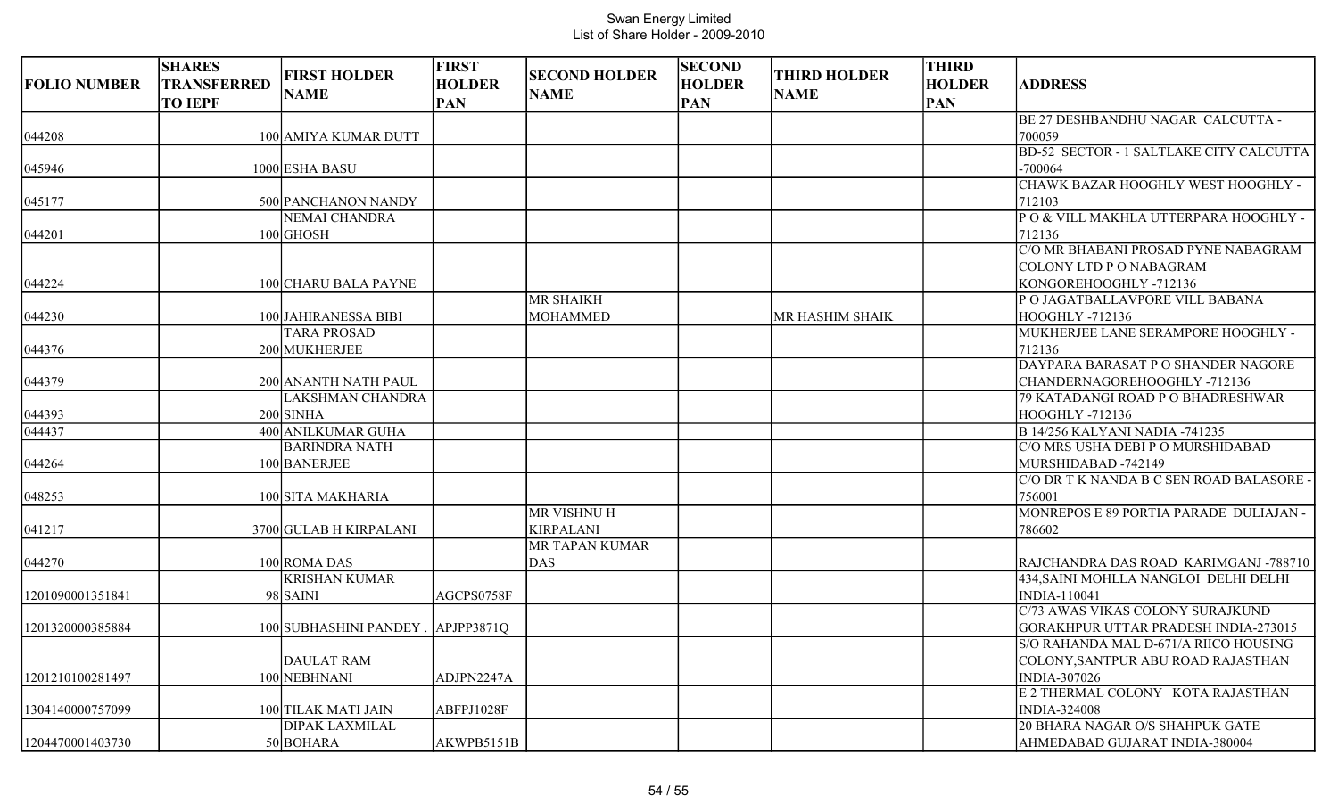Swan Energy Limited
List of Share Holder - 2009-2010

| FOLIO NUMBER | SHARES TRANSFERRED TO IEPF | FIRST HOLDER NAME | FIRST HOLDER PAN | SECOND HOLDER NAME | SECOND HOLDER PAN | THIRD HOLDER NAME | THIRD HOLDER PAN | ADDRESS |
|---|---|---|---|---|---|---|---|---|
| 044208 | 100 | AMIYA KUMAR DUTT | | | | | | BE 27 DESHBANDHU NAGAR CALCUTTA - 700059 |
| 045946 | 1000 | ESHA BASU | | | | | | BD-52 SECTOR - 1 SALTLAKE CITY CALCUTTA -700064 |
| 045177 | 500 | PANCHANON NANDY | | | | | | CHAWK BAZAR HOOGHLY WEST HOOGHLY - 712103 |
| 044201 | 100 | NEMAI CHANDRA GHOSH | | | | | | P O & VILL MAKHLA UTTERPARA HOOGHLY - 712136 |
| 044224 | 100 | CHARU BALA PAYNE | | | | | | C/O MR BHABANI PROSAD PYNE NABAGRAM COLONY LTD P O NABAGRAM KONGOREHOOGHLY -712136 |
| 044230 | 100 | JAHIRANESSA BIBI | | MR SHAIKH MOHAMMED | | MR HASHIM SHAIK | | P O JAGATBALLAVPORE VILL BABANA HOOGHLY -712136 |
| 044376 | 200 | TARA PROSAD MUKHERJEE | | | | | | MUKHERJEE LANE SERAMPORE HOOGHLY - 712136 |
| 044379 | 200 | ANANTH NATH PAUL | | | | | | DAYPARA BARASAT P O SHANDER NAGORE CHANDERNAGOREHOOGHLY -712136 |
| 044393 | 200 | LAKSHMAN CHANDRA SINHA | | | | | | 79 KATADANGI ROAD P O BHADRESHWAR HOOGHLY -712136 |
| 044437 | 400 | ANILKUMAR GUHA | | | | | | B 14/256 KALYANI NADIA -741235 |
| 044264 | 100 | BARINDRA NATH BANERJEE | | | | | | C/O MRS USHA DEBI P O MURSHIDABAD MURSHIDABAD -742149 |
| 048253 | 100 | SITA MAKHARIA | | | | | | C/O DR T K NANDA B C SEN ROAD BALASORE - 756001 |
| 041217 | 3700 | GULAB H KIRPALANI | | MR VISHNU H KIRPALANI | | | | MONREPOS E 89 PORTIA PARADE DULIAJAN - 786602 |
| 044270 | 100 | ROMA DAS | | MR TAPAN KUMAR DAS | | | | RAJCHANDRA DAS ROAD KARIMGANJ -788710 |
| 1201090001351841 | 98 | KRISHAN KUMAR SAINI | AGCPS0758F | | | | | 434,SAINI MOHLLA NANGLOI DELHI DELHI INDIA-110041 |
| 1201320000385884 | 100 | SUBHASHINI PANDEY . | APJPP3871Q | | | | | C/73 AWAS VIKAS COLONY SURAJKUND GORAKHPUR UTTAR PRADESH INDIA-273015 |
| 1201210100281497 | 100 | DAULAT RAM NEBHNANI | ADJPN2247A | | | | | S/O RAHANDA MAL D-671/A RIICO HOUSING COLONY,SANTPUR ABU ROAD RAJASTHAN INDIA-307026 |
| 1304140000757099 | 100 | TILAK MATI JAIN | ABFPJ1028F | | | | | E 2 THERMAL COLONY KOTA RAJASTHAN INDIA-324008 |
| 1204470001403730 | 50 | DIPAK LAXMILAL BOHARA | AKWPB5151B | | | | | 20 BHARA NAGAR O/S SHAHPUK GATE AHMEDABAD GUJARAT INDIA-380004 |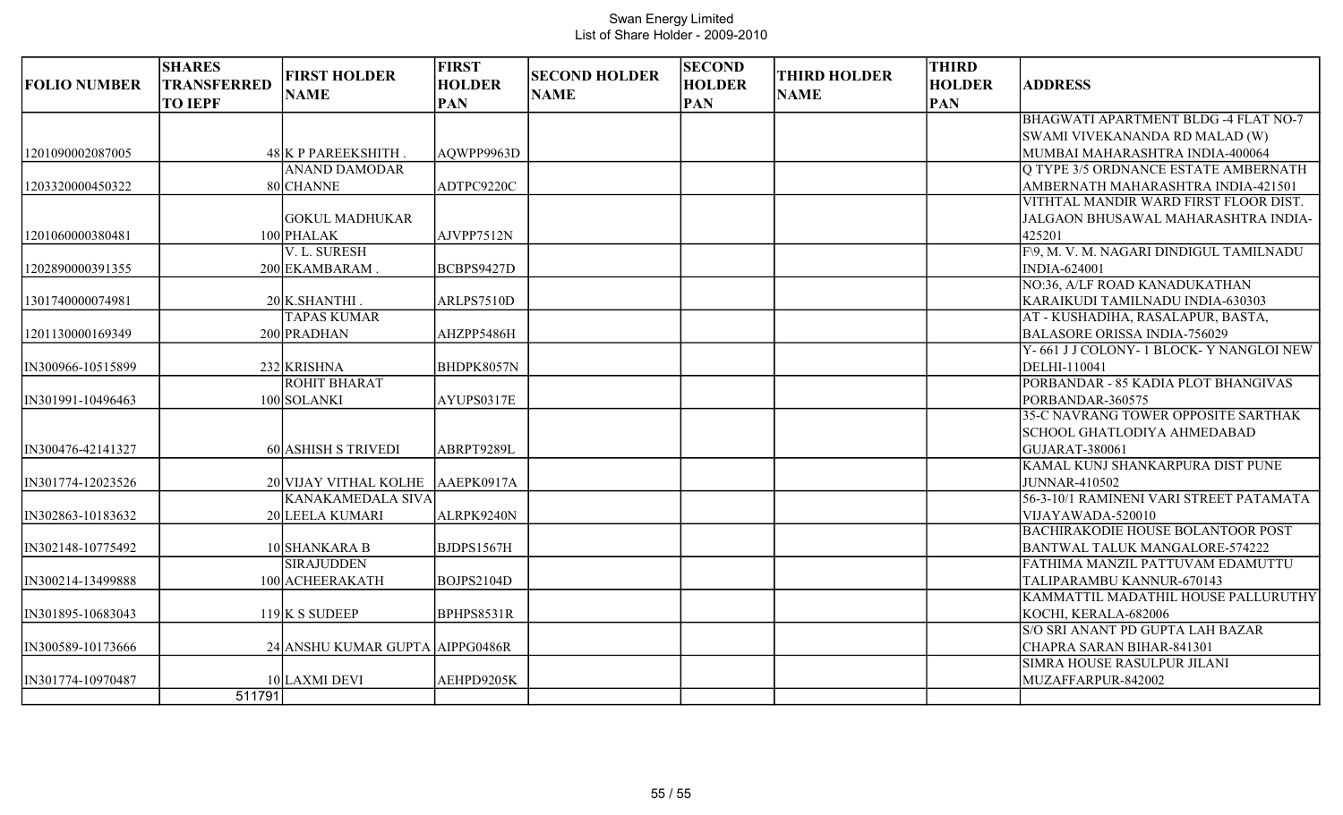Swan Energy Limited
List of Share Holder - 2009-2010

| FOLIO NUMBER | SHARES TRANSFERRED TO IEPF | FIRST HOLDER NAME | FIRST HOLDER PAN | SECOND HOLDER NAME | SECOND HOLDER PAN | THIRD HOLDER NAME | THIRD HOLDER PAN | ADDRESS |
|---|---|---|---|---|---|---|---|---|
| 1201090002087005 | 48 | K P PAREEKSHITH . | AQWPP9963D | | | | | BHAGWATI APARTMENT BLDG -4 FLAT NO-7 SWAMI VIVEKANANDA RD MALAD (W) MUMBAI MAHARASHTRA INDIA-400064 |
| 1203320000450322 | 80 | ANAND DAMODAR CHANNE | ADTPC9220C | | | | | Q TYPE 3/5 ORDNANCE ESTATE AMBERNATH AMBERNATH MAHARASHTRA INDIA-421501 |
| 1201060000380481 | 100 | GOKUL MADHUKAR PHALAK | AJVPP7512N | | | | | VITHTAL MANDIR WARD FIRST FLOOR DIST. JALGAON BHUSAWAL MAHARASHTRA INDIA-425201 |
| 1202890000391355 | 200 | V. L. SURESH EKAMBARAM . | BCBPS9427D | | | | | F\9, M. V. M. NAGARI DINDIGUL TAMILNADU INDIA-624001 |
| 1301740000074981 | 20 | K.SHANTHI . | ARLPS7510D | | | | | NO:36, A/LF ROAD KANADUKATHAN KARAIKUDI TAMILNADU INDIA-630303 |
| 1201130000169349 | 200 | TAPAS KUMAR PRADHAN | AHZPP5486H | | | | | AT - KUSHADIHA, RASALAPUR, BASTA, BALASORE ORISSA INDIA-756029 |
| IN300966-10515899 | 232 | KRISHNA | BHDPK8057N | | | | | Y- 661 J J COLONY- 1 BLOCK- Y NANGLOI NEW DELHI-110041 |
| IN301991-10496463 | 100 | ROHIT BHARAT SOLANKI | AYUPS0317E | | | | | PORBANDAR - 85 KADIA PLOT BHANGIVAS PORBANDAR-360575 |
| IN300476-42141327 | 60 | ASHISH S TRIVEDI | ABRPT9289L | | | | | 35-C NAVRANG TOWER OPPOSITE SARTHAK SCHOOL GHATLODIYA AHMEDABAD GUJARAT-380061 |
| IN301774-12023526 | 20 | VIJAY VITHAL KOLHE | AAEPK0917A | | | | | KAMAL KUNJ SHANKARPURA DIST PUNE JUNNAR-410502 |
| IN302863-10183632 | 20 | KANAKAMEDALA SIVA LEELA KUMARI | ALRPK9240N | | | | | 56-3-10/1 RAMINENI VARI STREET PATAMATA VIJAYAWADA-520010 |
| IN302148-10775492 | 10 | SHANKARA B | BJDPS1567H | | | | | BACHIRAKODIE HOUSE BOLANTOOR POST BANTWAL TALUK MANGALORE-574222 |
| IN300214-13499888 | 100 | SIRAJUDDEN ACHEERAKATH | BOJPS2104D | | | | | FATHIMA MANZIL PATTUVAM EDAMUTTU TALIPARAMBU KANNUR-670143 |
| IN301895-10683043 | 119 | K S SUDEEP | BPHPS8531R | | | | | KAMMATTIL MADATHIL HOUSE PALLURUTHY KOCHI, KERALA-682006 |
| IN300589-10173666 | 24 | ANSHU KUMAR GUPTA | AIPPG0486R | | | | | S/O SRI ANANT PD GUPTA LAH BAZAR CHAPRA SARAN BIHAR-841301 |
| IN301774-10970487 | 10 | LAXMI DEVI | AEHPD9205K | | | | | SIMRA HOUSE RASULPUR JILANI MUZAFFARPUR-842002 |
| | 511791 | | | | | | | |